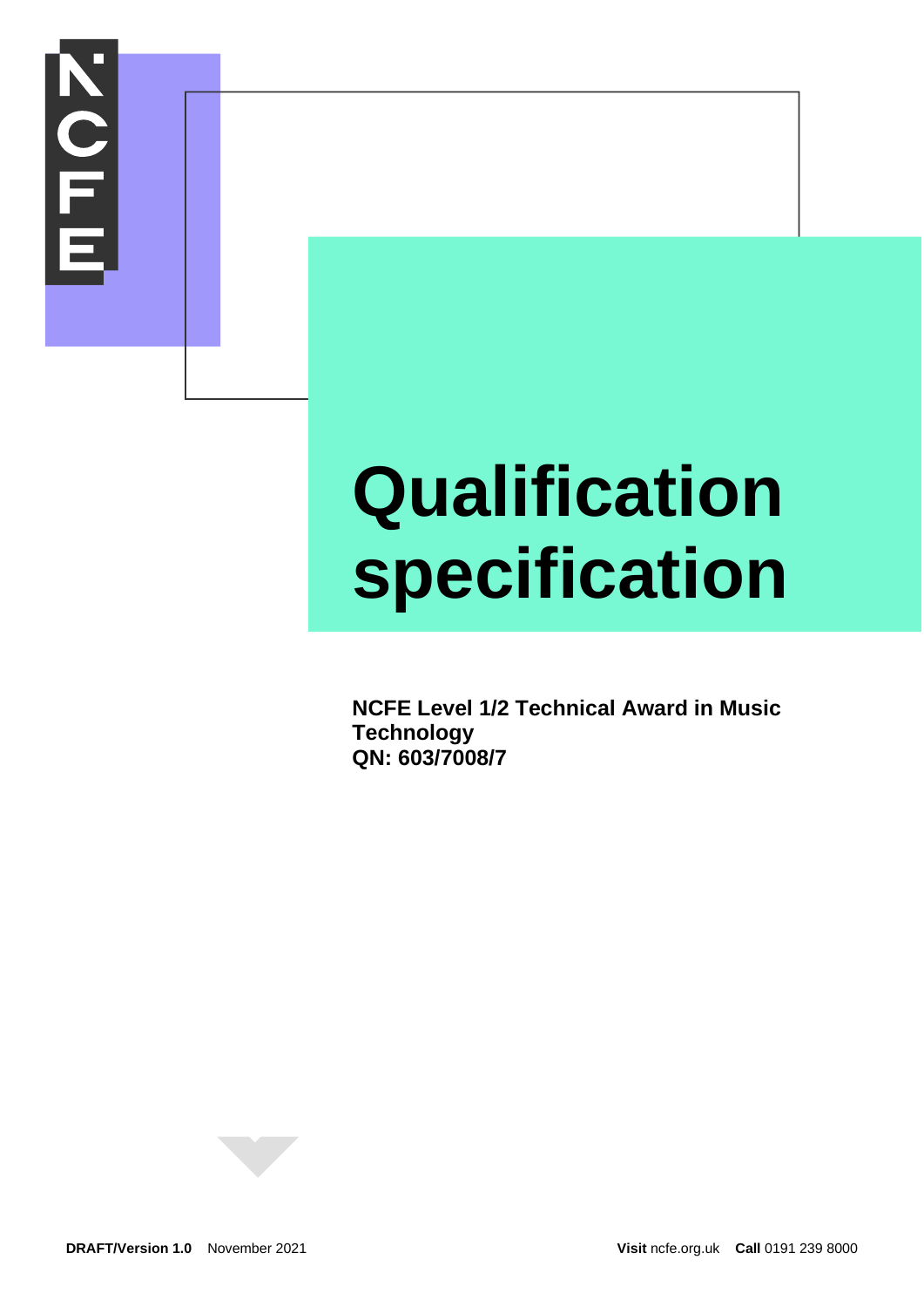# Qualification specification

**NCFE Level 1/2 Technical Award in Music Technology**
**QN: 603/7008/7**

**DRAFT/Version 1.0** November 2021

**Visit** ncfe.org.uk **Call** 0191 239 8000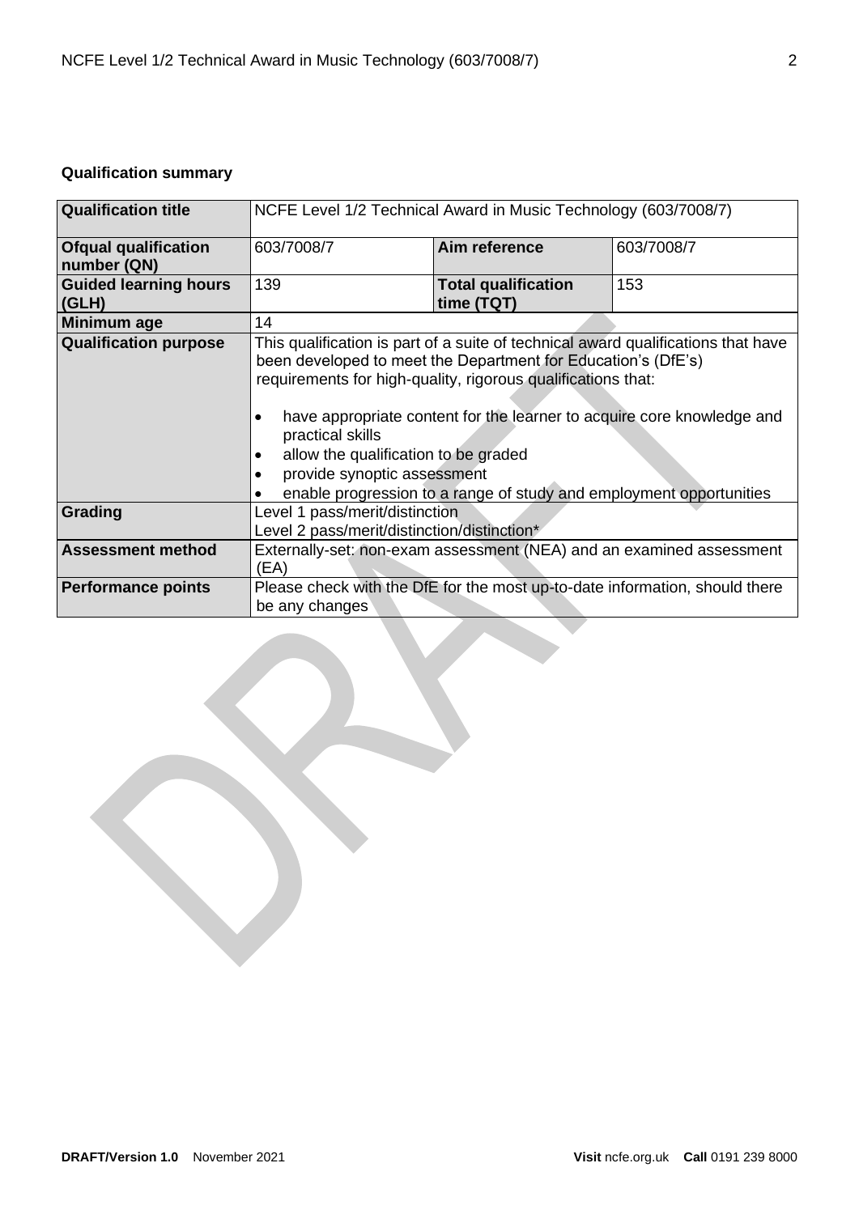**Qualification summary**

| Qualification title | NCFE Level 1/2 Technical Award in Music Technology (603/7008/7) | | |
|---|---|---|---|
| Ofqual qualification number (QN) | 603/7008/7 | Aim reference | 603/7008/7 |
| Guided learning hours (GLH) | 139 | Total qualification time (TQT) | 153 |
| Minimum age | 14 | | |
| Qualification purpose | This qualification is part of a suite of technical award qualifications that have been developed to meet the Department for Education's (DfE's) requirements for high-quality, rigorous qualifications that:<br><br>• have appropriate content for the learner to acquire core knowledge and practical skills<br>• allow the qualification to be graded<br>• provide synoptic assessment<br>• enable progression to a range of study and employment opportunities | | |
| Grading | Level 1 pass/merit/distinction<br>Level 2 pass/merit/distinction/distinction* | | |
| Assessment method | Externally-set: non-exam assessment (NEA) and an examined assessment (EA) | | |
| Performance points | Please check with the DfE for the most up-to-date information, should there be any changes | | |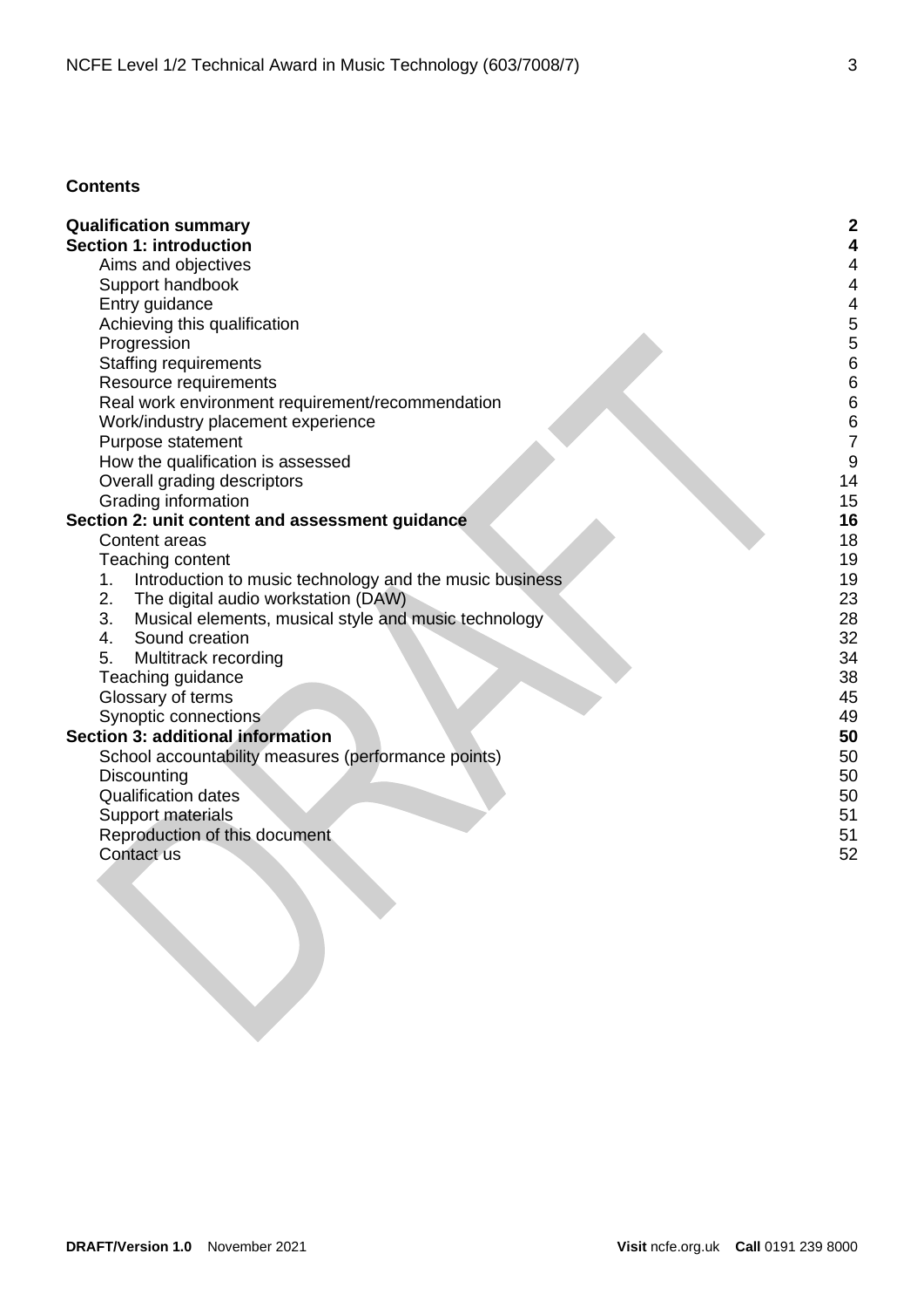**Contents**

| | |
|---|---|
| **Qualification summary** | **2** |
| **Section 1: introduction** | **4** |
| Aims and objectives | 4 |
| Support handbook | 4 |
| Entry guidance | 4 |
| Achieving this qualification | 5 |
| Progression | 5 |
| Staffing requirements | 6 |
| Resource requirements | 6 |
| Real work environment requirement/recommendation | 6 |
| Work/industry placement experience | 6 |
| Purpose statement | 7 |
| How the qualification is assessed | 9 |
| Overall grading descriptors | 14 |
| Grading information | 15 |
| **Section 2: unit content and assessment guidance** | **16** |
| Content areas | 18 |
| Teaching content | 19 |
| 1. Introduction to music technology and the music business | 19 |
| 2. The digital audio workstation (DAW) | 23 |
| 3. Musical elements, musical style and music technology | 28 |
| 4. Sound creation | 32 |
| 5. Multitrack recording | 34 |
| Teaching guidance | 38 |
| Glossary of terms | 45 |
| Synoptic connections | 49 |
| **Section 3: additional information** | **50** |
| School accountability measures (performance points) | 50 |
| Discounting | 50 |
| Qualification dates | 50 |
| Support materials | 51 |
| Reproduction of this document | 51 |
| Contact us | 52 |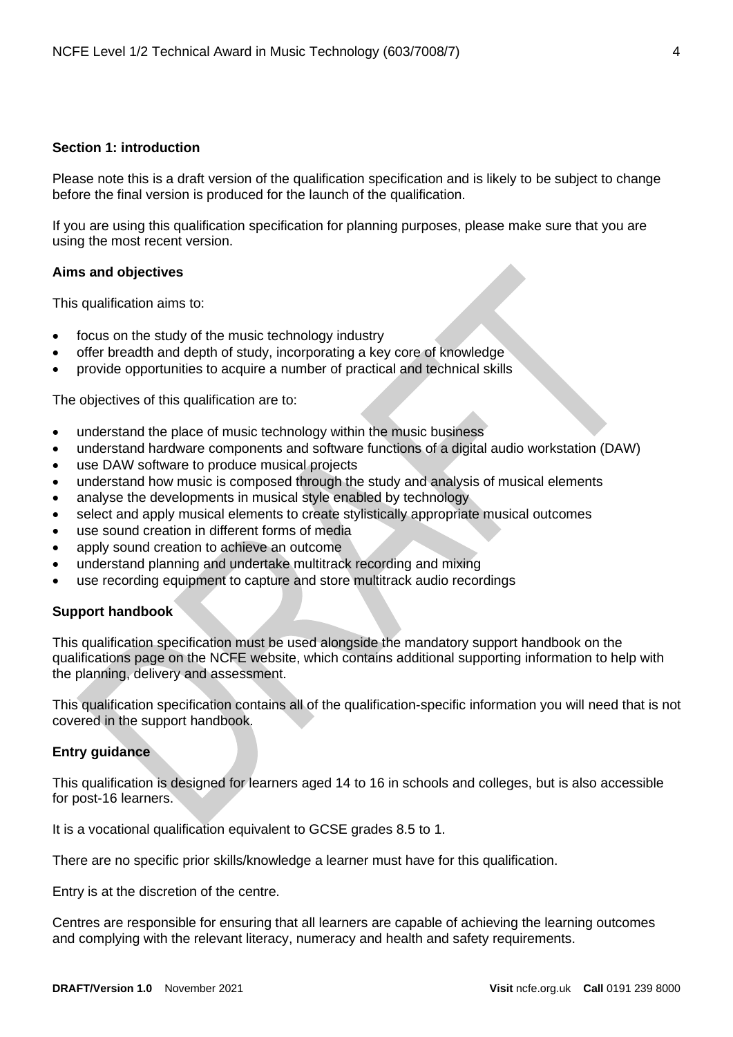## Section 1: introduction

Please note this is a draft version of the qualification specification and is likely to be subject to change before the final version is produced for the launch of the qualification.

If you are using this qualification specification for planning purposes, please make sure that you are using the most recent version.

### Aims and objectives

This qualification aims to:

- focus on the study of the music technology industry
- offer breadth and depth of study, incorporating a key core of knowledge
- provide opportunities to acquire a number of practical and technical skills

The objectives of this qualification are to:

- understand the place of music technology within the music business
- understand hardware components and software functions of a digital audio workstation (DAW)
- use DAW software to produce musical projects
- understand how music is composed through the study and analysis of musical elements
- analyse the developments in musical style enabled by technology
- select and apply musical elements to create stylistically appropriate musical outcomes
- use sound creation in different forms of media
- apply sound creation to achieve an outcome
- understand planning and undertake multitrack recording and mixing
- use recording equipment to capture and store multitrack audio recordings

### Support handbook

This qualification specification must be used alongside the mandatory support handbook on the qualifications page on the NCFE website, which contains additional supporting information to help with the planning, delivery and assessment.

This qualification specification contains all of the qualification-specific information you will need that is not covered in the support handbook.

### Entry guidance

This qualification is designed for learners aged 14 to 16 in schools and colleges, but is also accessible for post-16 learners.

It is a vocational qualification equivalent to GCSE grades 8.5 to 1.

There are no specific prior skills/knowledge a learner must have for this qualification.

Entry is at the discretion of the centre.

Centres are responsible for ensuring that all learners are capable of achieving the learning outcomes and complying with the relevant literacy, numeracy and health and safety requirements.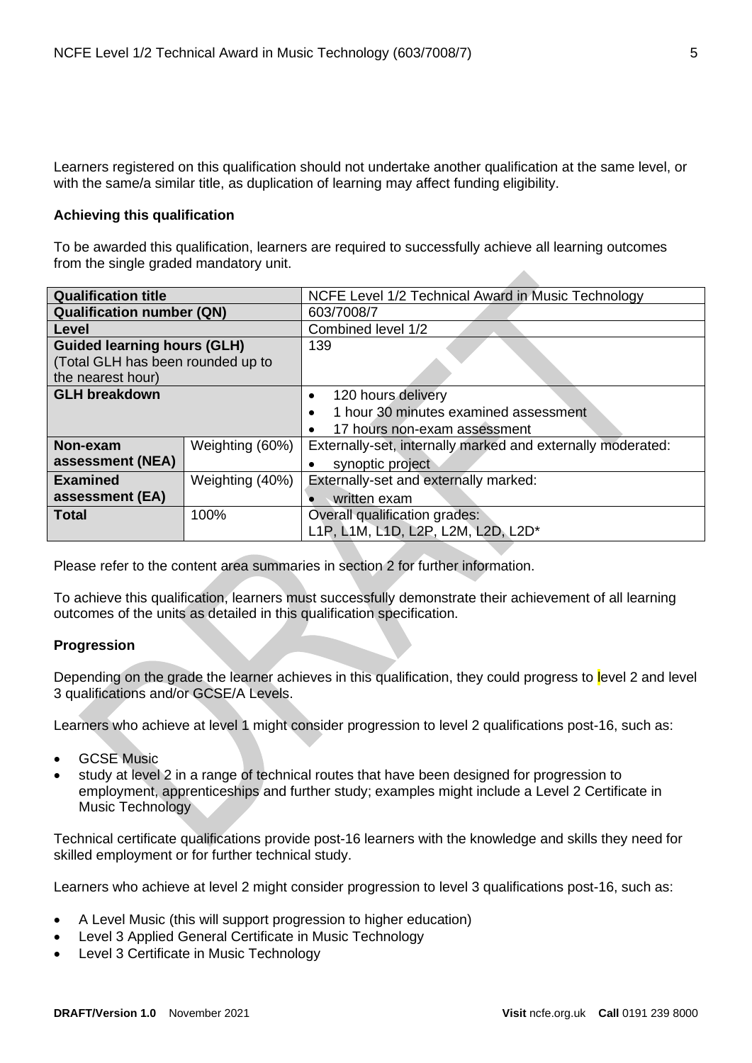Learners registered on this qualification should not undertake another qualification at the same level, or with the same/a similar title, as duplication of learning may affect funding eligibility.

**Achieving this qualification**

To be awarded this qualification, learners are required to successfully achieve all learning outcomes from the single graded mandatory unit.

| **Qualification title** | | NCFE Level 1/2 Technical Award in Music Technology |
|---|---|---|
| **Qualification number (QN)** | | 603/7008/7 |
| **Level** | | Combined level 1/2 |
| **Guided learning hours (GLH)** (Total GLH has been rounded up to the nearest hour) | | 139 |
| **GLH breakdown** | | • 120 hours delivery<br>• 1 hour 30 minutes examined assessment<br>• 17 hours non-exam assessment |
| **Non-exam assessment (NEA)** | Weighting (60%) | Externally-set, internally marked and externally moderated:<br>• synoptic project |
| **Examined assessment (EA)** | Weighting (40%) | Externally-set and externally marked:<br>• written exam |
| **Total** | 100% | Overall qualification grades:<br>L1P, L1M, L1D, L2P, L2M, L2D, L2D* |

Please refer to the content area summaries in section 2 for further information.

To achieve this qualification, learners must successfully demonstrate their achievement of all learning outcomes of the units as detailed in this qualification specification.

**Progression**

Depending on the grade the learner achieves in this qualification, they could progress to level 2 and level 3 qualifications and/or GCSE/A Levels.

Learners who achieve at level 1 might consider progression to level 2 qualifications post-16, such as:

- GCSE Music
- study at level 2 in a range of technical routes that have been designed for progression to employment, apprenticeships and further study; examples might include a Level 2 Certificate in Music Technology

Technical certificate qualifications provide post-16 learners with the knowledge and skills they need for skilled employment or for further technical study.

Learners who achieve at level 2 might consider progression to level 3 qualifications post-16, such as:

- A Level Music (this will support progression to higher education)
- Level 3 Applied General Certificate in Music Technology
- Level 3 Certificate in Music Technology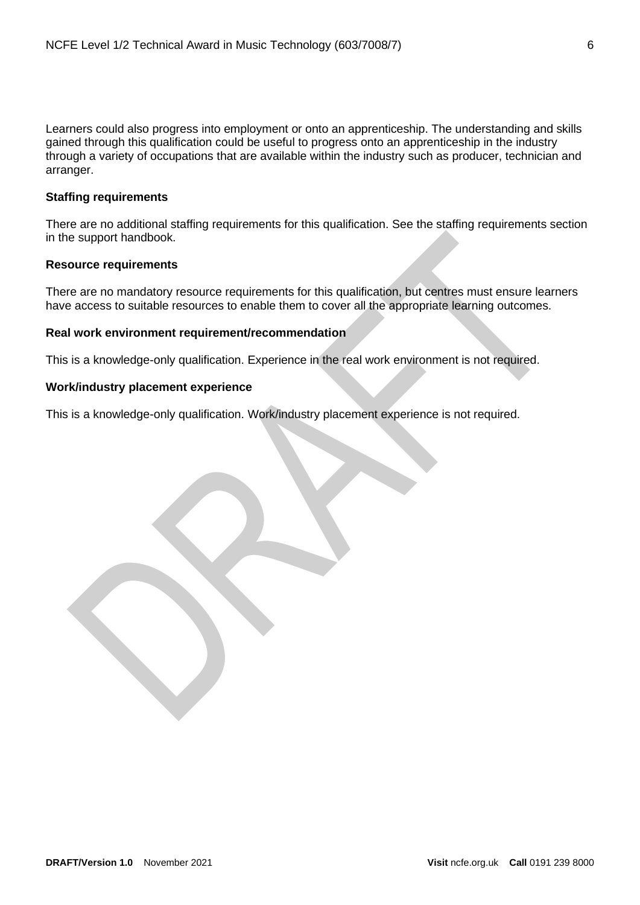Learners could also progress into employment or onto an apprenticeship. The understanding and skills gained through this qualification could be useful to progress onto an apprenticeship in the industry through a variety of occupations that are available within the industry such as producer, technician and arranger.

**Staffing requirements**

There are no additional staffing requirements for this qualification. See the staffing requirements section in the support handbook.

**Resource requirements**

There are no mandatory resource requirements for this qualification, but centres must ensure learners have access to suitable resources to enable them to cover all the appropriate learning outcomes.

**Real work environment requirement/recommendation**

This is a knowledge-only qualification. Experience in the real work environment is not required.

**Work/industry placement experience**

This is a knowledge-only qualification. Work/industry placement experience is not required.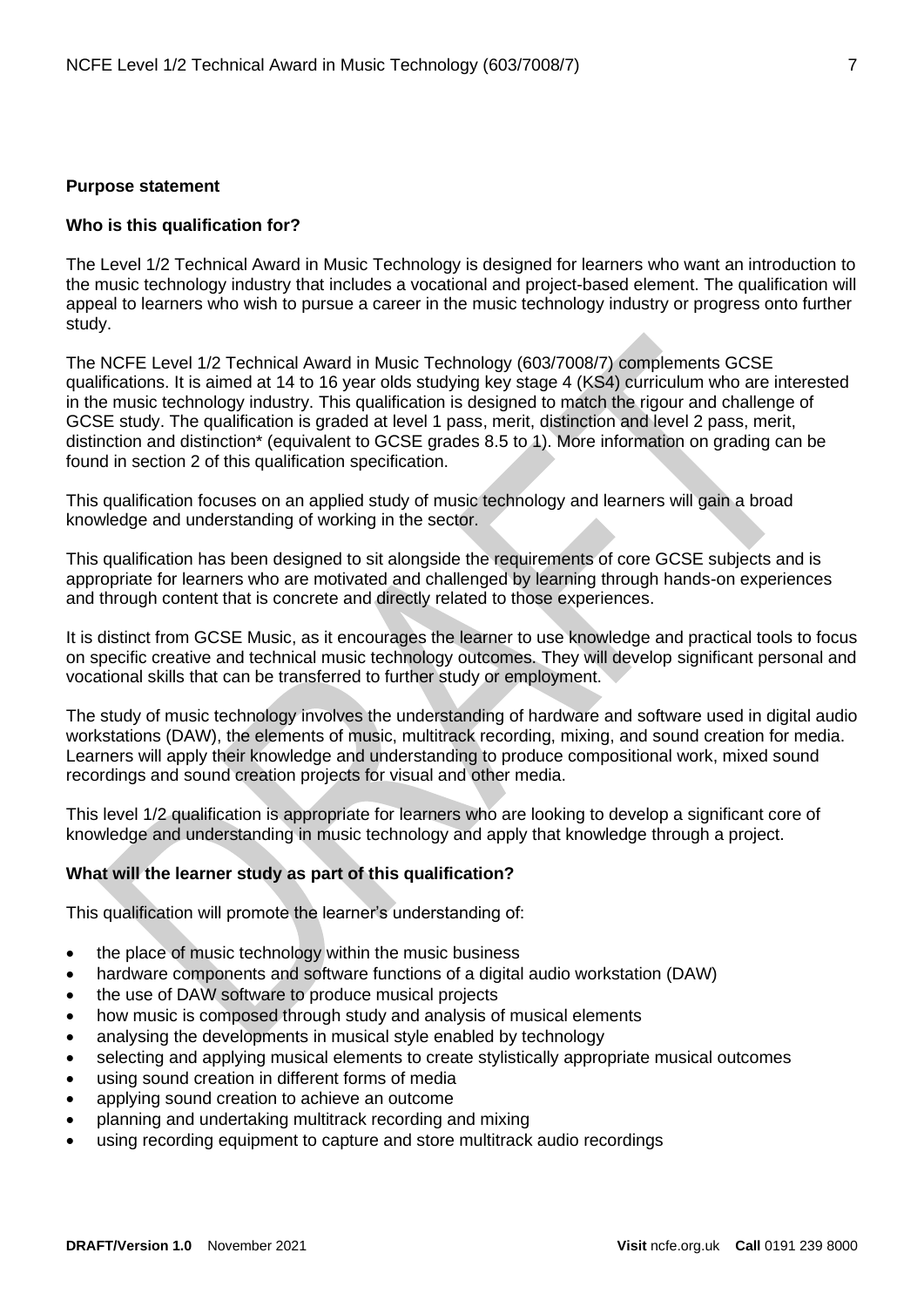**Purpose statement**

**Who is this qualification for?**

The Level 1/2 Technical Award in Music Technology is designed for learners who want an introduction to the music technology industry that includes a vocational and project-based element. The qualification will appeal to learners who wish to pursue a career in the music technology industry or progress onto further study.

The NCFE Level 1/2 Technical Award in Music Technology (603/7008/7) complements GCSE qualifications. It is aimed at 14 to 16 year olds studying key stage 4 (KS4) curriculum who are interested in the music technology industry. This qualification is designed to match the rigour and challenge of GCSE study. The qualification is graded at level 1 pass, merit, distinction and level 2 pass, merit, distinction and distinction* (equivalent to GCSE grades 8.5 to 1). More information on grading can be found in section 2 of this qualification specification.

This qualification focuses on an applied study of music technology and learners will gain a broad knowledge and understanding of working in the sector.

This qualification has been designed to sit alongside the requirements of core GCSE subjects and is appropriate for learners who are motivated and challenged by learning through hands-on experiences and through content that is concrete and directly related to those experiences.

It is distinct from GCSE Music, as it encourages the learner to use knowledge and practical tools to focus on specific creative and technical music technology outcomes. They will develop significant personal and vocational skills that can be transferred to further study or employment.

The study of music technology involves the understanding of hardware and software used in digital audio workstations (DAW), the elements of music, multitrack recording, mixing, and sound creation for media. Learners will apply their knowledge and understanding to produce compositional work, mixed sound recordings and sound creation projects for visual and other media.

This level 1/2 qualification is appropriate for learners who are looking to develop a significant core of knowledge and understanding in music technology and apply that knowledge through a project.

**What will the learner study as part of this qualification?**

This qualification will promote the learner's understanding of:

- the place of music technology within the music business
- hardware components and software functions of a digital audio workstation (DAW)
- the use of DAW software to produce musical projects
- how music is composed through study and analysis of musical elements
- analysing the developments in musical style enabled by technology
- selecting and applying musical elements to create stylistically appropriate musical outcomes
- using sound creation in different forms of media
- applying sound creation to achieve an outcome
- planning and undertaking multitrack recording and mixing
- using recording equipment to capture and store multitrack audio recordings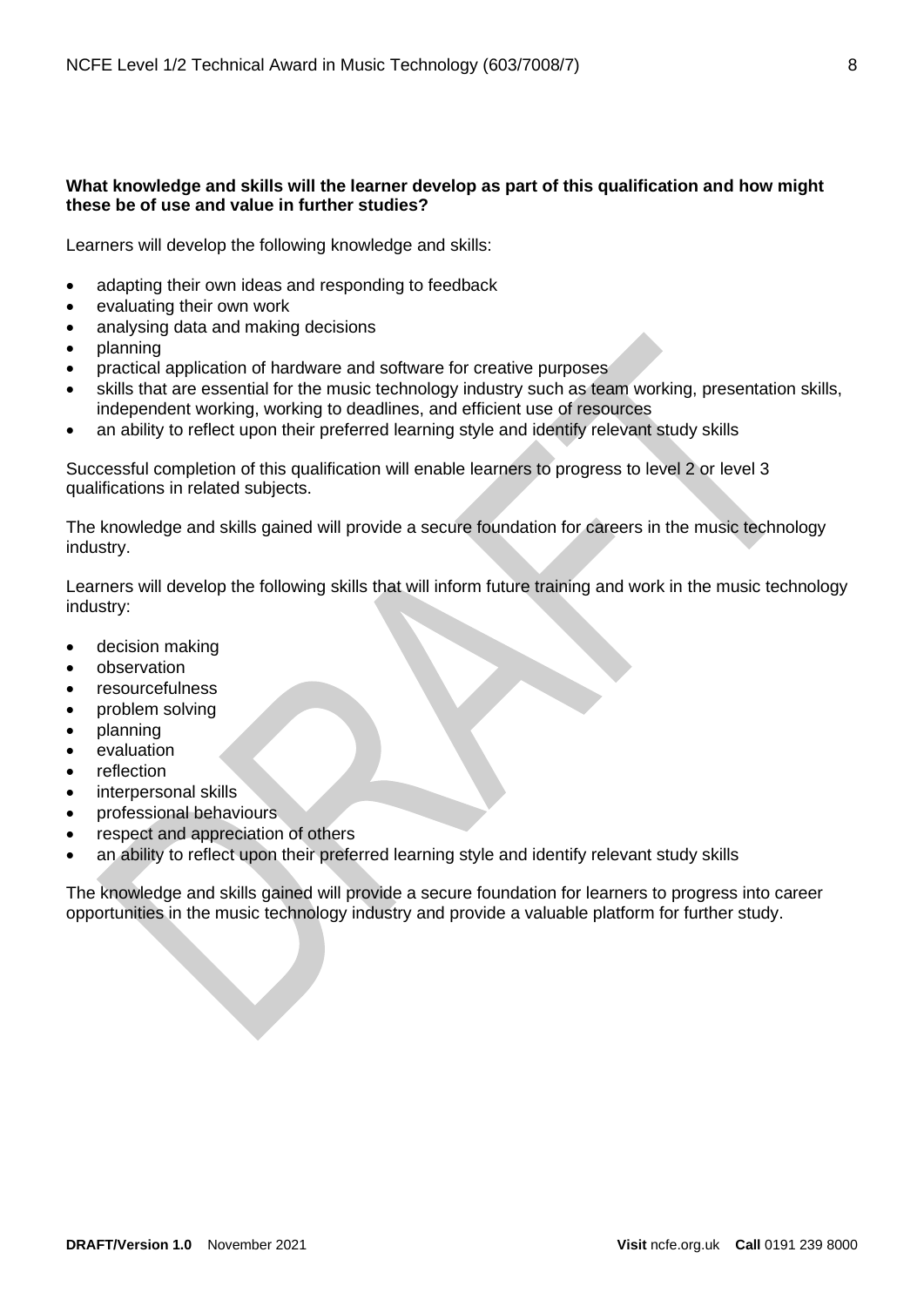**What knowledge and skills will the learner develop as part of this qualification and how might these be of use and value in further studies?**

Learners will develop the following knowledge and skills:

- adapting their own ideas and responding to feedback
- evaluating their own work
- analysing data and making decisions
- planning
- practical application of hardware and software for creative purposes
- skills that are essential for the music technology industry such as team working, presentation skills, independent working, working to deadlines, and efficient use of resources
- an ability to reflect upon their preferred learning style and identify relevant study skills

Successful completion of this qualification will enable learners to progress to level 2 or level 3 qualifications in related subjects.

The knowledge and skills gained will provide a secure foundation for careers in the music technology industry.

Learners will develop the following skills that will inform future training and work in the music technology industry:

- decision making
- observation
- resourcefulness
- problem solving
- planning
- evaluation
- reflection
- interpersonal skills
- professional behaviours
- respect and appreciation of others
- an ability to reflect upon their preferred learning style and identify relevant study skills

The knowledge and skills gained will provide a secure foundation for learners to progress into career opportunities in the music technology industry and provide a valuable platform for further study.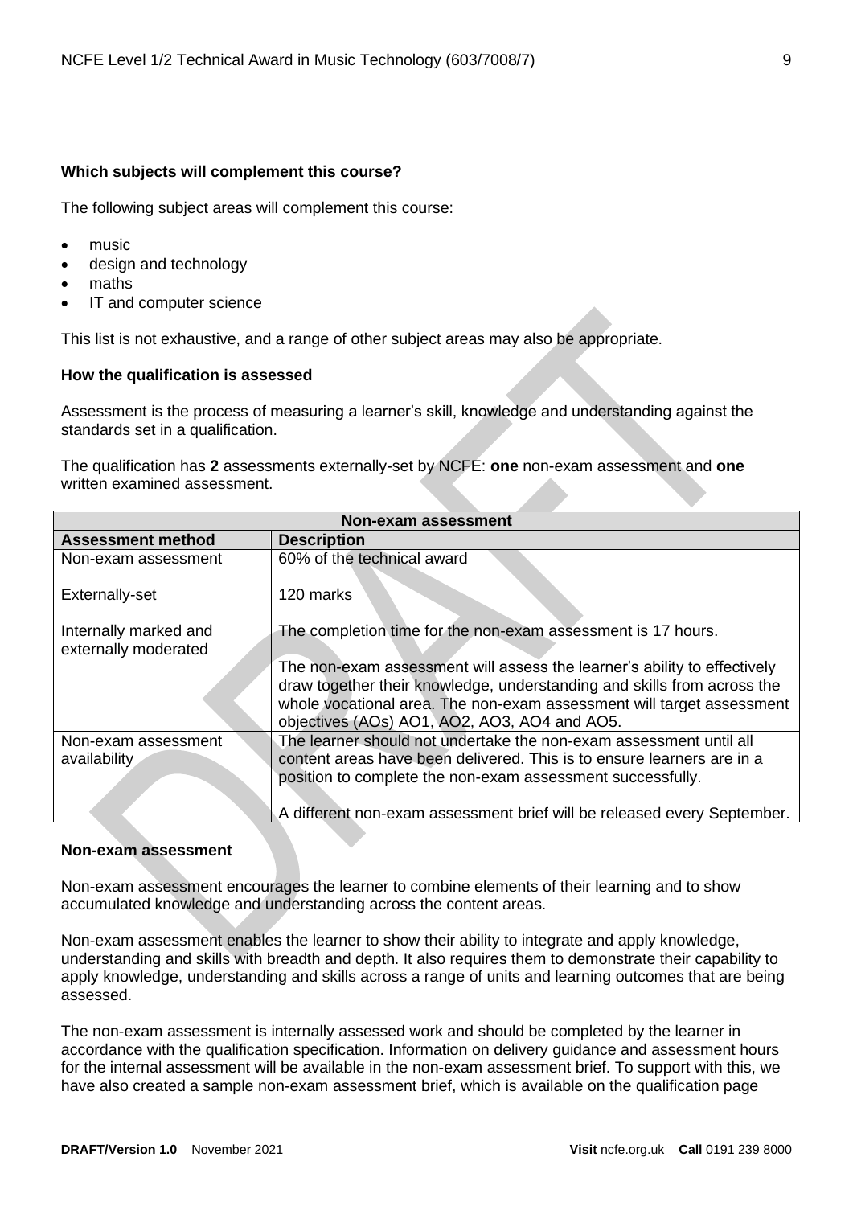### Which subjects will complement this course?

The following subject areas will complement this course:

- music
- design and technology
- maths
- IT and computer science

This list is not exhaustive, and a range of other subject areas may also be appropriate.

### How the qualification is assessed

Assessment is the process of measuring a learner's skill, knowledge and understanding against the standards set in a qualification.

The qualification has **2** assessments externally-set by NCFE: **one** non-exam assessment and **one** written examined assessment.

| **Non-exam assessment** | |
|---|---|
| **Assessment method** | **Description** |
| Non-exam assessment<br><br>Externally-set<br><br>Internally marked and externally moderated | 60% of the technical award<br><br>120 marks<br><br>The completion time for the non-exam assessment is 17 hours.<br><br>The non-exam assessment will assess the learner's ability to effectively draw together their knowledge, understanding and skills from across the whole vocational area. The non-exam assessment will target assessment objectives (AOs) AO1, AO2, AO3, AO4 and AO5. |
| Non-exam assessment availability | The learner should not undertake the non-exam assessment until all content areas have been delivered. This is to ensure learners are in a position to complete the non-exam assessment successfully.<br><br>A different non-exam assessment brief will be released every September. |

### Non-exam assessment

Non-exam assessment encourages the learner to combine elements of their learning and to show accumulated knowledge and understanding across the content areas.

Non-exam assessment enables the learner to show their ability to integrate and apply knowledge, understanding and skills with breadth and depth. It also requires them to demonstrate their capability to apply knowledge, understanding and skills across a range of units and learning outcomes that are being assessed.

The non-exam assessment is internally assessed work and should be completed by the learner in accordance with the qualification specification. Information on delivery guidance and assessment hours for the internal assessment will be available in the non-exam assessment brief. To support with this, we have also created a sample non-exam assessment brief, which is available on the qualification page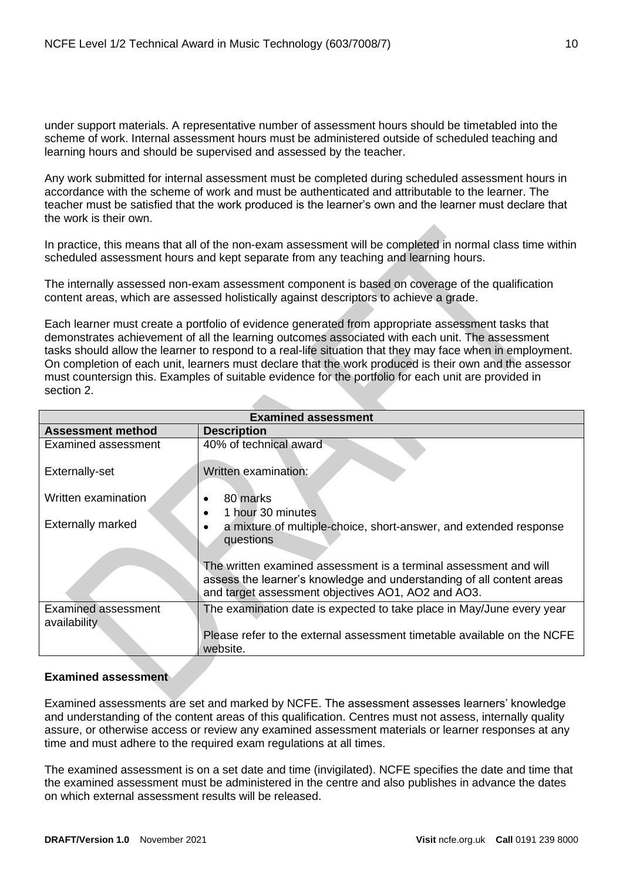under support materials. A representative number of assessment hours should be timetabled into the scheme of work. Internal assessment hours must be administered outside of scheduled teaching and learning hours and should be supervised and assessed by the teacher.

Any work submitted for internal assessment must be completed during scheduled assessment hours in accordance with the scheme of work and must be authenticated and attributable to the learner. The teacher must be satisfied that the work produced is the learner's own and the learner must declare that the work is their own.

In practice, this means that all of the non-exam assessment will be completed in normal class time within scheduled assessment hours and kept separate from any teaching and learning hours.

The internally assessed non-exam assessment component is based on coverage of the qualification content areas, which are assessed holistically against descriptors to achieve a grade.

Each learner must create a portfolio of evidence generated from appropriate assessment tasks that demonstrates achievement of all the learning outcomes associated with each unit. The assessment tasks should allow the learner to respond to a real-life situation that they may face when in employment. On completion of each unit, learners must declare that the work produced is their own and the assessor must countersign this. Examples of suitable evidence for the portfolio for each unit are provided in section 2.

| Examined assessment | |
|---|---|
| **Assessment method** | **Description** |
| Examined assessment<br><br>Externally-set<br><br>Written examination<br><br>Externally marked | 40% of technical award<br><br>Written examination:<br><br>• 80 marks<br>• 1 hour 30 minutes<br>• a mixture of multiple-choice, short-answer, and extended response questions<br><br>The written examined assessment is a terminal assessment and will assess the learner's knowledge and understanding of all content areas and target assessment objectives AO1, AO2 and AO3. |
| Examined assessment availability | The examination date is expected to take place in May/June every year<br><br>Please refer to the external assessment timetable available on the NCFE website. |

**Examined assessment**

Examined assessments are set and marked by NCFE. The assessment assesses learners' knowledge and understanding of the content areas of this qualification. Centres must not assess, internally quality assure, or otherwise access or review any examined assessment materials or learner responses at any time and must adhere to the required exam regulations at all times.

The examined assessment is on a set date and time (invigilated). NCFE specifies the date and time that the examined assessment must be administered in the centre and also publishes in advance the dates on which external assessment results will be released.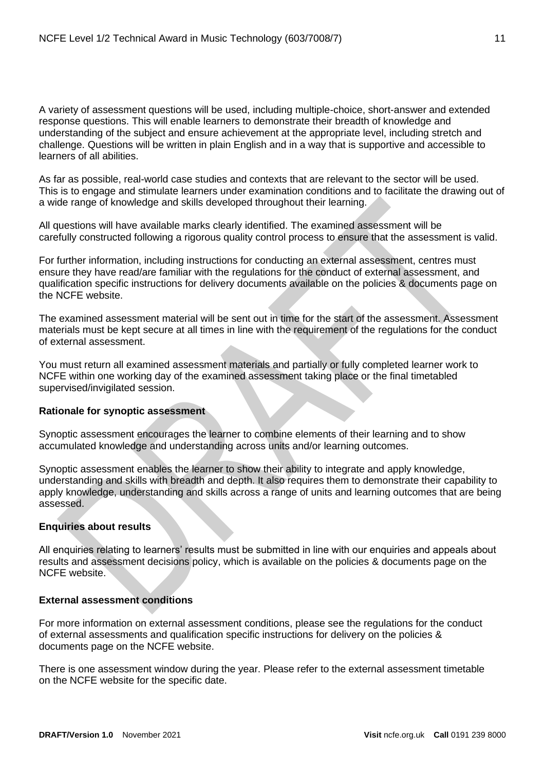A variety of assessment questions will be used, including multiple-choice, short-answer and extended response questions. This will enable learners to demonstrate their breadth of knowledge and understanding of the subject and ensure achievement at the appropriate level, including stretch and challenge. Questions will be written in plain English and in a way that is supportive and accessible to learners of all abilities.

As far as possible, real-world case studies and contexts that are relevant to the sector will be used. This is to engage and stimulate learners under examination conditions and to facilitate the drawing out of a wide range of knowledge and skills developed throughout their learning.

All questions will have available marks clearly identified. The examined assessment will be carefully constructed following a rigorous quality control process to ensure that the assessment is valid.

For further information, including instructions for conducting an external assessment, centres must ensure they have read/are familiar with the regulations for the conduct of external assessment, and qualification specific instructions for delivery documents available on the policies & documents page on the NCFE website.

The examined assessment material will be sent out in time for the start of the assessment. Assessment materials must be kept secure at all times in line with the requirement of the regulations for the conduct of external assessment.

You must return all examined assessment materials and partially or fully completed learner work to NCFE within one working day of the examined assessment taking place or the final timetabled supervised/invigilated session.

**Rationale for synoptic assessment**

Synoptic assessment encourages the learner to combine elements of their learning and to show accumulated knowledge and understanding across units and/or learning outcomes.

Synoptic assessment enables the learner to show their ability to integrate and apply knowledge, understanding and skills with breadth and depth. It also requires them to demonstrate their capability to apply knowledge, understanding and skills across a range of units and learning outcomes that are being assessed.

**Enquiries about results**

All enquiries relating to learners' results must be submitted in line with our enquiries and appeals about results and assessment decisions policy, which is available on the policies & documents page on the NCFE website.

**External assessment conditions**

For more information on external assessment conditions, please see the regulations for the conduct of external assessments and qualification specific instructions for delivery on the policies & documents page on the NCFE website.

There is one assessment window during the year. Please refer to the external assessment timetable on the NCFE website for the specific date.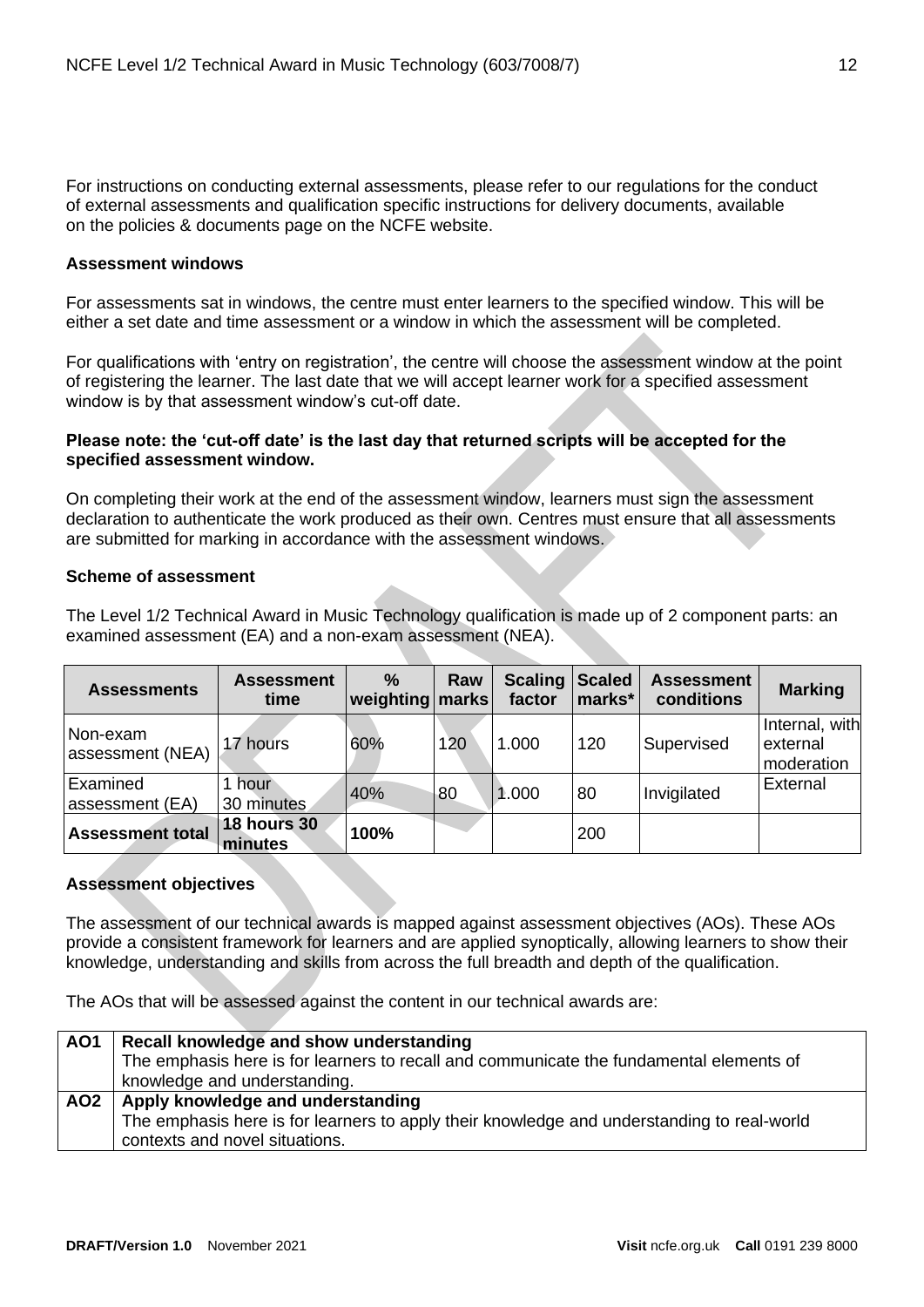For instructions on conducting external assessments, please refer to our regulations for the conduct of external assessments and qualification specific instructions for delivery documents, available on the policies & documents page on the NCFE website.

**Assessment windows**

For assessments sat in windows, the centre must enter learners to the specified window. This will be either a set date and time assessment or a window in which the assessment will be completed.

For qualifications with 'entry on registration', the centre will choose the assessment window at the point of registering the learner. The last date that we will accept learner work for a specified assessment window is by that assessment window's cut-off date.

**Please note: the 'cut-off date' is the last day that returned scripts will be accepted for the specified assessment window.**

On completing their work at the end of the assessment window, learners must sign the assessment declaration to authenticate the work produced as their own. Centres must ensure that all assessments are submitted for marking in accordance with the assessment windows.

**Scheme of assessment**

The Level 1/2 Technical Award in Music Technology qualification is made up of 2 component parts: an examined assessment (EA) and a non-exam assessment (NEA).

| Assessments | Assessment time | % weighting | Raw marks | Scaling factor | Scaled marks* | Assessment conditions | Marking |
|---|---|---|---|---|---|---|---|
| Non-exam assessment (NEA) | 17 hours | 60% | 120 | 1.000 | 120 | Supervised | Internal, with external moderation |
| Examined assessment (EA) | 1 hour 30 minutes | 40% | 80 | 1.000 | 80 | Invigilated | External |
| **Assessment total** | **18 hours 30 minutes** | **100%** | | | 200 | | |

**Assessment objectives**

The assessment of our technical awards is mapped against assessment objectives (AOs). These AOs provide a consistent framework for learners and are applied synoptically, allowing learners to show their knowledge, understanding and skills from across the full breadth and depth of the qualification.

The AOs that will be assessed against the content in our technical awards are:

| | |
|---|---|
| **AO1** | **Recall knowledge and show understanding**<br>The emphasis here is for learners to recall and communicate the fundamental elements of knowledge and understanding. |
| **AO2** | **Apply knowledge and understanding**<br>The emphasis here is for learners to apply their knowledge and understanding to real-world contexts and novel situations. |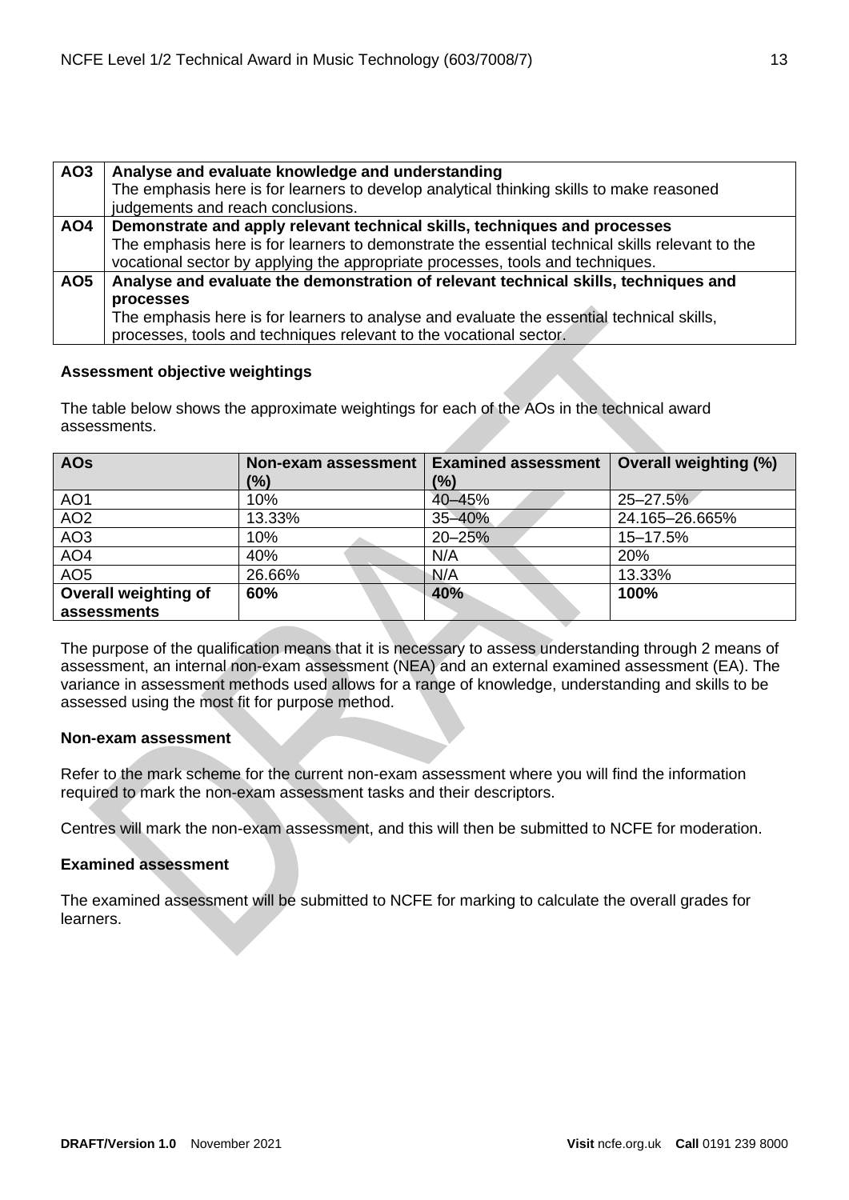| | |
|---|---|
| **AO3** | **Analyse and evaluate knowledge and understanding**<br>The emphasis here is for learners to develop analytical thinking skills to make reasoned judgements and reach conclusions. |
| **AO4** | **Demonstrate and apply relevant technical skills, techniques and processes**<br>The emphasis here is for learners to demonstrate the essential technical skills relevant to the vocational sector by applying the appropriate processes, tools and techniques. |
| **AO5** | **Analyse and evaluate the demonstration of relevant technical skills, techniques and processes**<br>The emphasis here is for learners to analyse and evaluate the essential technical skills, processes, tools and techniques relevant to the vocational sector. |

**Assessment objective weightings**

The table below shows the approximate weightings for each of the AOs in the technical award assessments.

| AOs | Non-exam assessment (%) | Examined assessment (%) | Overall weighting (%) |
|---|---|---|---|
| AO1 | 10% | 40–45% | 25–27.5% |
| AO2 | 13.33% | 35–40% | 24.165–26.665% |
| AO3 | 10% | 20–25% | 15–17.5% |
| AO4 | 40% | N/A | 20% |
| AO5 | 26.66% | N/A | 13.33% |
| **Overall weighting of assessments** | **60%** | **40%** | **100%** |

The purpose of the qualification means that it is necessary to assess understanding through 2 means of assessment, an internal non-exam assessment (NEA) and an external examined assessment (EA). The variance in assessment methods used allows for a range of knowledge, understanding and skills to be assessed using the most fit for purpose method.

**Non-exam assessment**

Refer to the mark scheme for the current non-exam assessment where you will find the information required to mark the non-exam assessment tasks and their descriptors.

Centres will mark the non-exam assessment, and this will then be submitted to NCFE for moderation.

**Examined assessment**

The examined assessment will be submitted to NCFE for marking to calculate the overall grades for learners.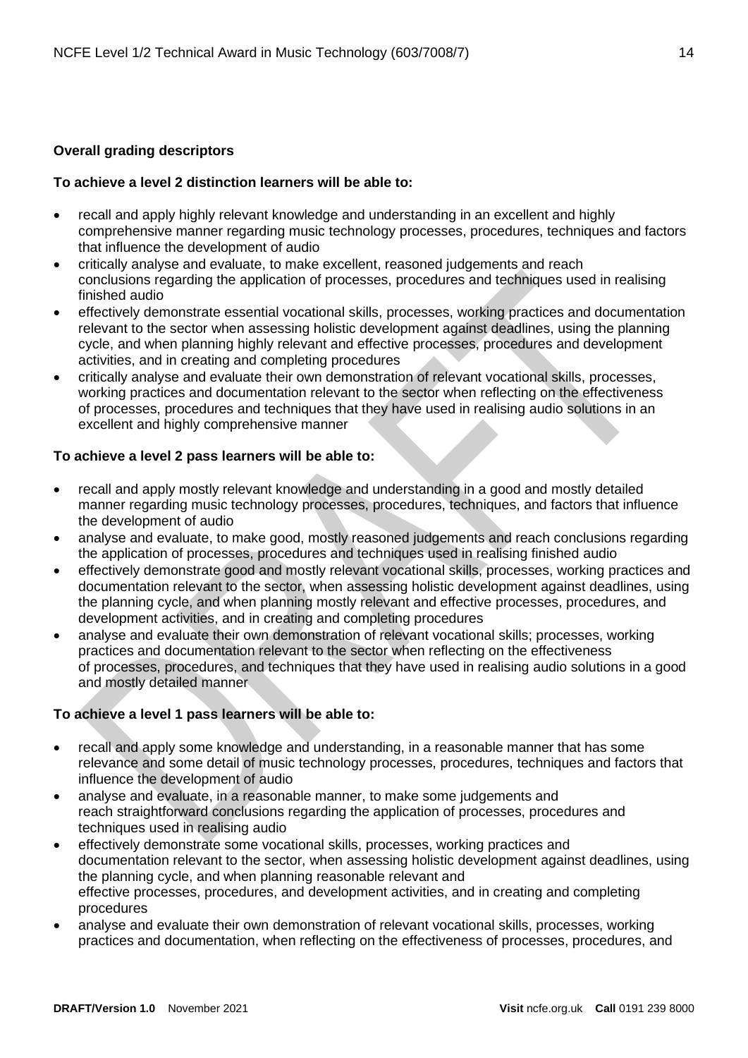**Overall grading descriptors**

**To achieve a level 2 distinction learners will be able to:**

- recall and apply highly relevant knowledge and understanding in an excellent and highly comprehensive manner regarding music technology processes, procedures, techniques and factors that influence the development of audio
- critically analyse and evaluate, to make excellent, reasoned judgements and reach conclusions regarding the application of processes, procedures and techniques used in realising finished audio
- effectively demonstrate essential vocational skills, processes, working practices and documentation relevant to the sector when assessing holistic development against deadlines, using the planning cycle, and when planning highly relevant and effective processes, procedures and development activities, and in creating and completing procedures
- critically analyse and evaluate their own demonstration of relevant vocational skills, processes, working practices and documentation relevant to the sector when reflecting on the effectiveness of processes, procedures and techniques that they have used in realising audio solutions in an excellent and highly comprehensive manner

**To achieve a level 2 pass learners will be able to:**

- recall and apply mostly relevant knowledge and understanding in a good and mostly detailed manner regarding music technology processes, procedures, techniques, and factors that influence the development of audio
- analyse and evaluate, to make good, mostly reasoned judgements and reach conclusions regarding the application of processes, procedures and techniques used in realising finished audio
- effectively demonstrate good and mostly relevant vocational skills, processes, working practices and documentation relevant to the sector, when assessing holistic development against deadlines, using the planning cycle, and when planning mostly relevant and effective processes, procedures, and development activities, and in creating and completing procedures
- analyse and evaluate their own demonstration of relevant vocational skills; processes, working practices and documentation relevant to the sector when reflecting on the effectiveness of processes, procedures, and techniques that they have used in realising audio solutions in a good and mostly detailed manner

**To achieve a level 1 pass learners will be able to:**

- recall and apply some knowledge and understanding, in a reasonable manner that has some relevance and some detail of music technology processes, procedures, techniques and factors that influence the development of audio
- analyse and evaluate, in a reasonable manner, to make some judgements and reach straightforward conclusions regarding the application of processes, procedures and techniques used in realising audio
- effectively demonstrate some vocational skills, processes, working practices and documentation relevant to the sector, when assessing holistic development against deadlines, using the planning cycle, and when planning reasonable relevant and effective processes, procedures, and development activities, and in creating and completing procedures
- analyse and evaluate their own demonstration of relevant vocational skills, processes, working practices and documentation, when reflecting on the effectiveness of processes, procedures, and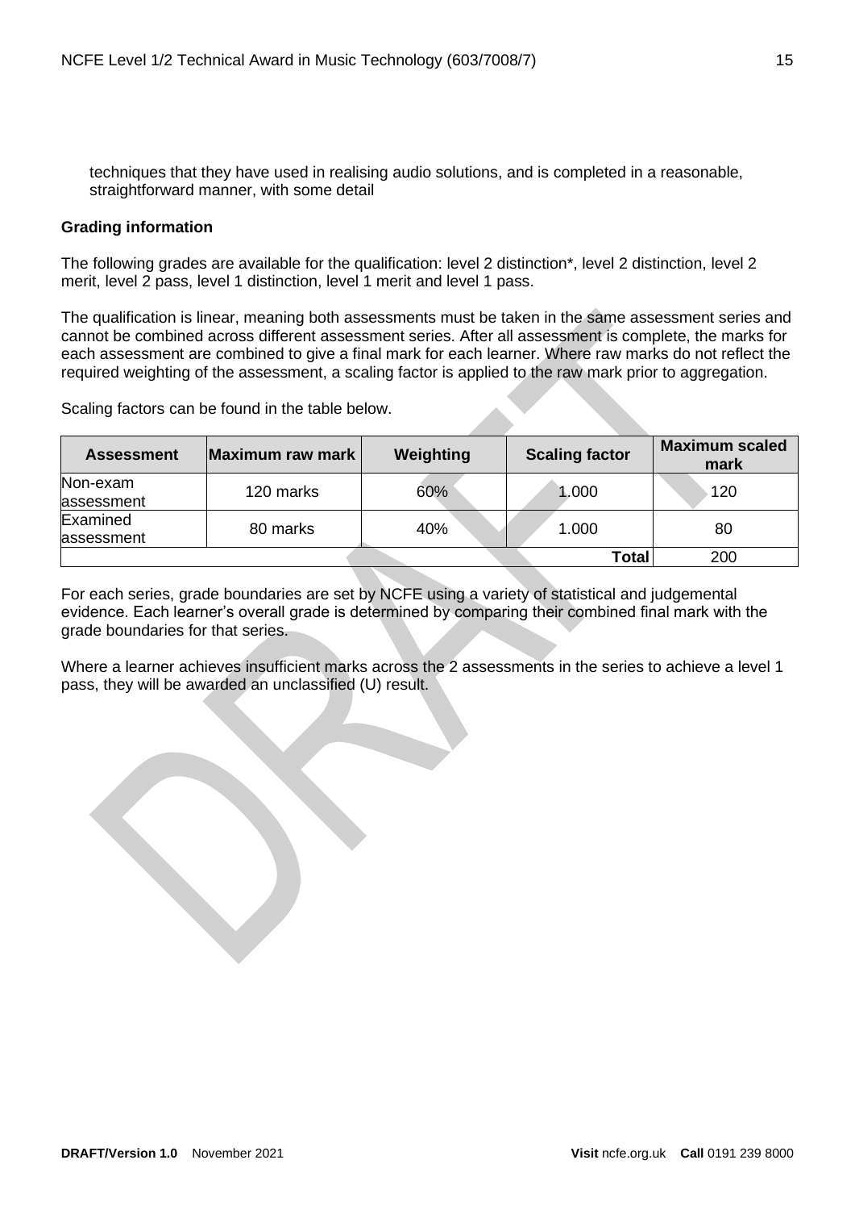techniques that they have used in realising audio solutions, and is completed in a reasonable, straightforward manner, with some detail

**Grading information**

The following grades are available for the qualification: level 2 distinction*, level 2 distinction, level 2 merit, level 2 pass, level 1 distinction, level 1 merit and level 1 pass.

The qualification is linear, meaning both assessments must be taken in the same assessment series and cannot be combined across different assessment series. After all assessment is complete, the marks for each assessment are combined to give a final mark for each learner. Where raw marks do not reflect the required weighting of the assessment, a scaling factor is applied to the raw mark prior to aggregation.

Scaling factors can be found in the table below.

| Assessment | Maximum raw mark | Weighting | Scaling factor | Maximum scaled mark |
|---|---|---|---|---|
| Non-exam assessment | 120 marks | 60% | 1.000 | 120 |
| Examined assessment | 80 marks | 40% | 1.000 | 80 |
| | | | **Total** | 200 |

For each series, grade boundaries are set by NCFE using a variety of statistical and judgemental evidence. Each learner's overall grade is determined by comparing their combined final mark with the grade boundaries for that series.

Where a learner achieves insufficient marks across the 2 assessments in the series to achieve a level 1 pass, they will be awarded an unclassified (U) result.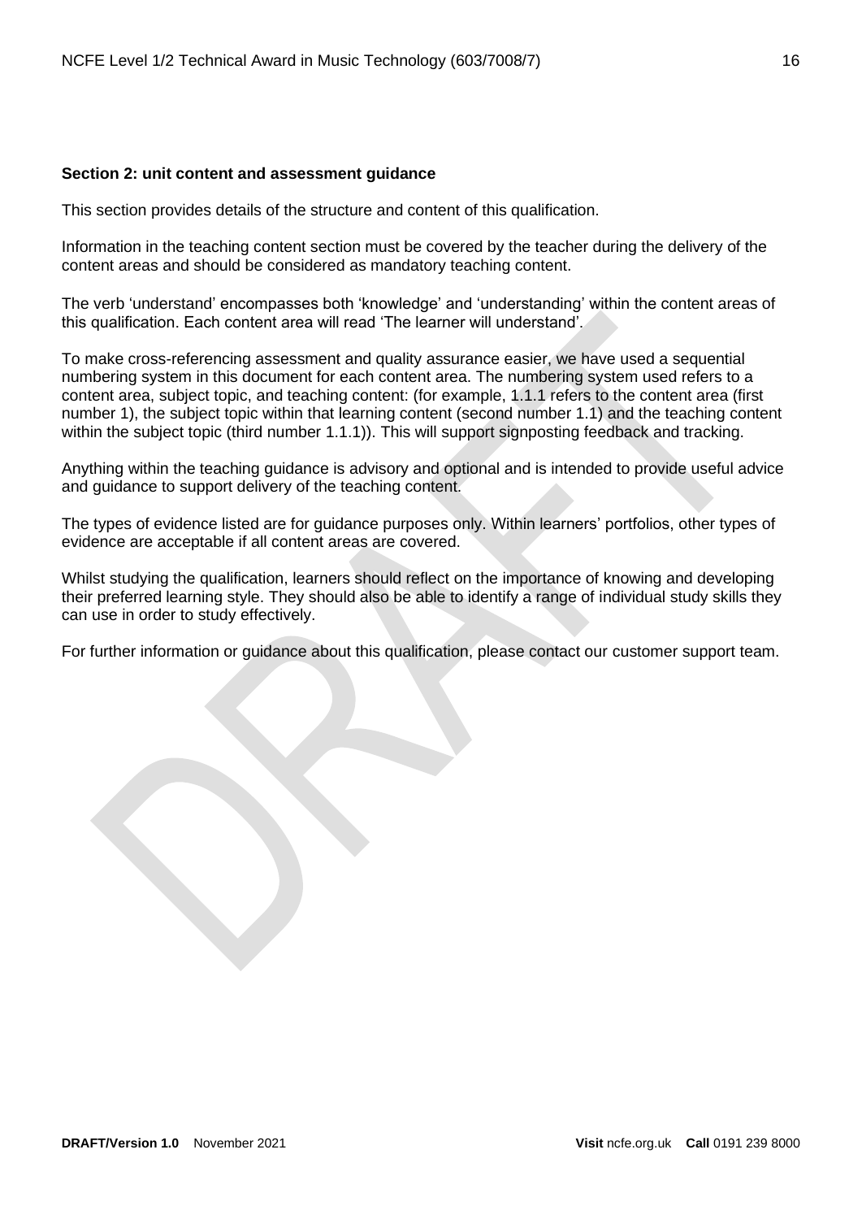**Section 2: unit content and assessment guidance**

This section provides details of the structure and content of this qualification.

Information in the teaching content section must be covered by the teacher during the delivery of the content areas and should be considered as mandatory teaching content.

The verb 'understand' encompasses both 'knowledge' and 'understanding' within the content areas of this qualification. Each content area will read 'The learner will understand'.

To make cross-referencing assessment and quality assurance easier, we have used a sequential numbering system in this document for each content area. The numbering system used refers to a content area, subject topic, and teaching content: (for example, 1.1.1 refers to the content area (first number 1), the subject topic within that learning content (second number 1.1) and the teaching content within the subject topic (third number 1.1.1)). This will support signposting feedback and tracking.

Anything within the teaching guidance is advisory and optional and is intended to provide useful advice and guidance to support delivery of the teaching content.

The types of evidence listed are for guidance purposes only. Within learners' portfolios, other types of evidence are acceptable if all content areas are covered.

Whilst studying the qualification, learners should reflect on the importance of knowing and developing their preferred learning style. They should also be able to identify a range of individual study skills they can use in order to study effectively.

For further information or guidance about this qualification, please contact our customer support team.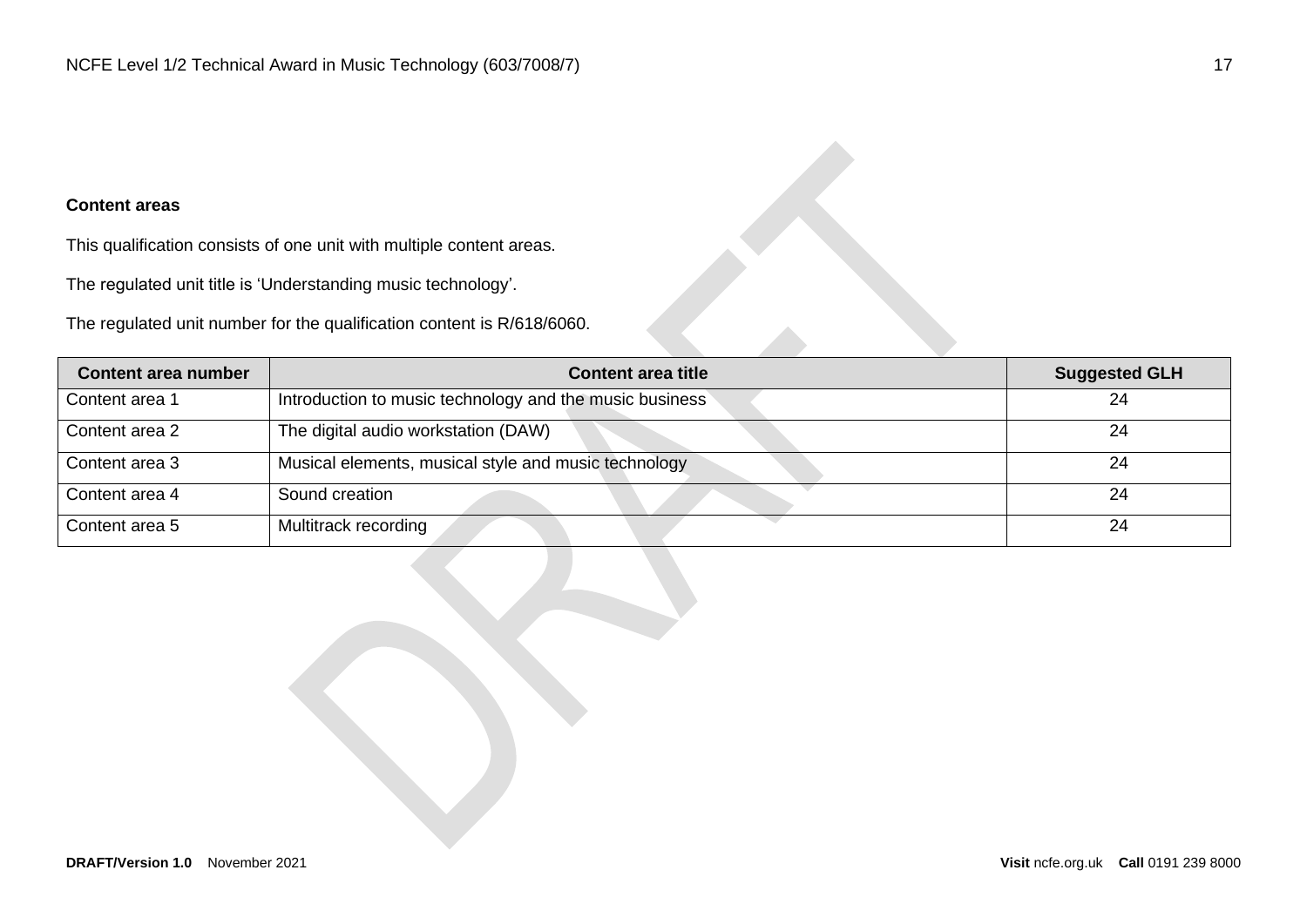**Content areas**

This qualification consists of one unit with multiple content areas.

The regulated unit title is 'Understanding music technology'.

The regulated unit number for the qualification content is R/618/6060.

| Content area number | Content area title | Suggested GLH |
|---|---|---|
| Content area 1 | Introduction to music technology and the music business | 24 |
| Content area 2 | The digital audio workstation (DAW) | 24 |
| Content area 3 | Musical elements, musical style and music technology | 24 |
| Content area 4 | Sound creation | 24 |
| Content area 5 | Multitrack recording | 24 |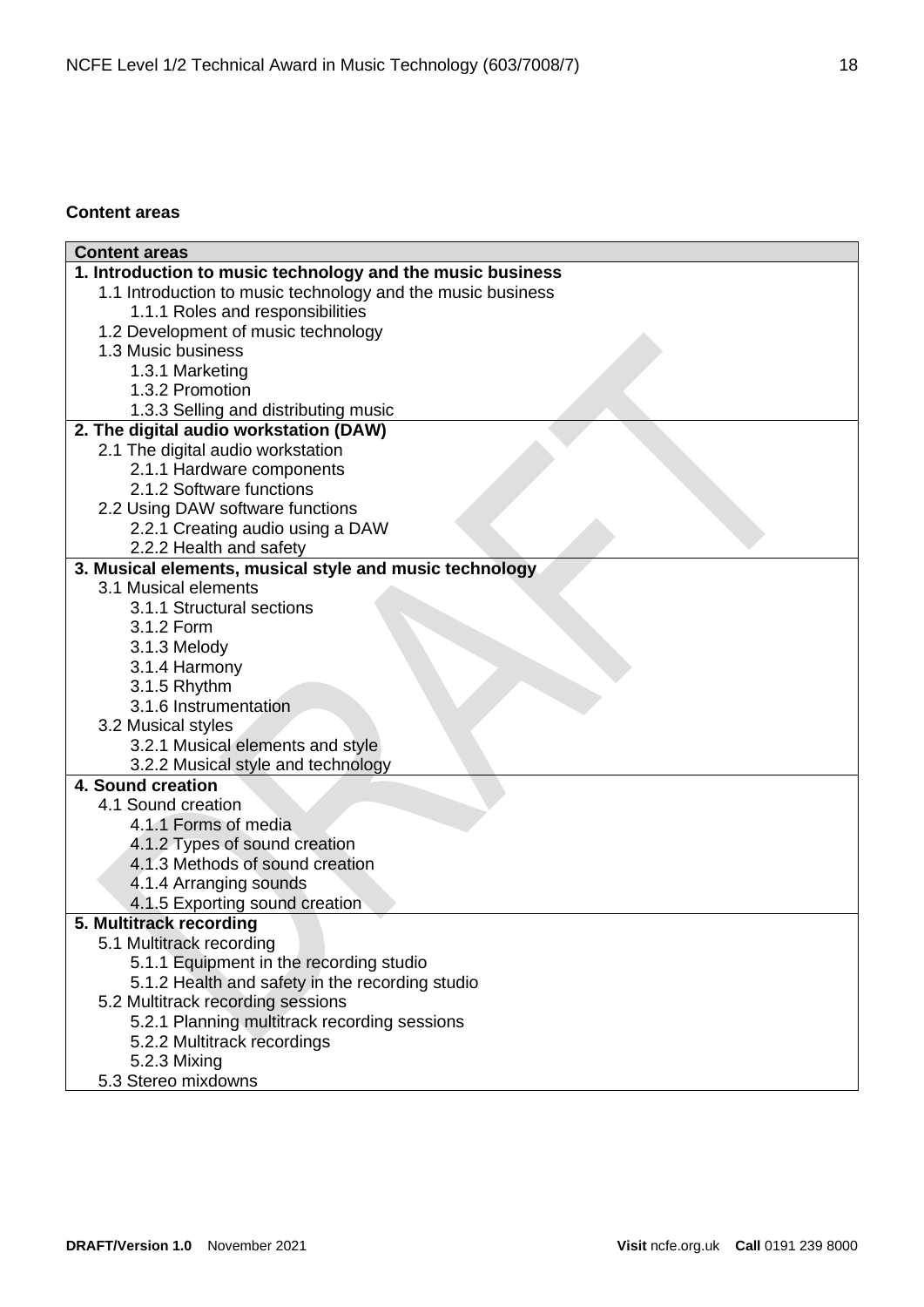**Content areas**

| Content areas |
|---|
| **1. Introduction to music technology and the music business** |
| 1.1 Introduction to music technology and the music business<br>1.1.1 Roles and responsibilities<br>1.2 Development of music technology<br>1.3 Music business<br>1.3.1 Marketing<br>1.3.2 Promotion<br>1.3.3 Selling and distributing music |
| **2. The digital audio workstation (DAW)** |
| 2.1 The digital audio workstation<br>2.1.1 Hardware components<br>2.1.2 Software functions<br>2.2 Using DAW software functions<br>2.2.1 Creating audio using a DAW<br>2.2.2 Health and safety |
| **3. Musical elements, musical style and music technology** |
| 3.1 Musical elements<br>3.1.1 Structural sections<br>3.1.2 Form<br>3.1.3 Melody<br>3.1.4 Harmony<br>3.1.5 Rhythm<br>3.1.6 Instrumentation<br>3.2 Musical styles<br>3.2.1 Musical elements and style<br>3.2.2 Musical style and technology |
| **4. Sound creation** |
| 4.1 Sound creation<br>4.1.1 Forms of media<br>4.1.2 Types of sound creation<br>4.1.3 Methods of sound creation<br>4.1.4 Arranging sounds<br>4.1.5 Exporting sound creation |
| **5. Multitrack recording** |
| 5.1 Multitrack recording<br>5.1.1 Equipment in the recording studio<br>5.1.2 Health and safety in the recording studio<br>5.2 Multitrack recording sessions<br>5.2.1 Planning multitrack recording sessions<br>5.2.2 Multitrack recordings<br>5.2.3 Mixing<br>5.3 Stereo mixdowns |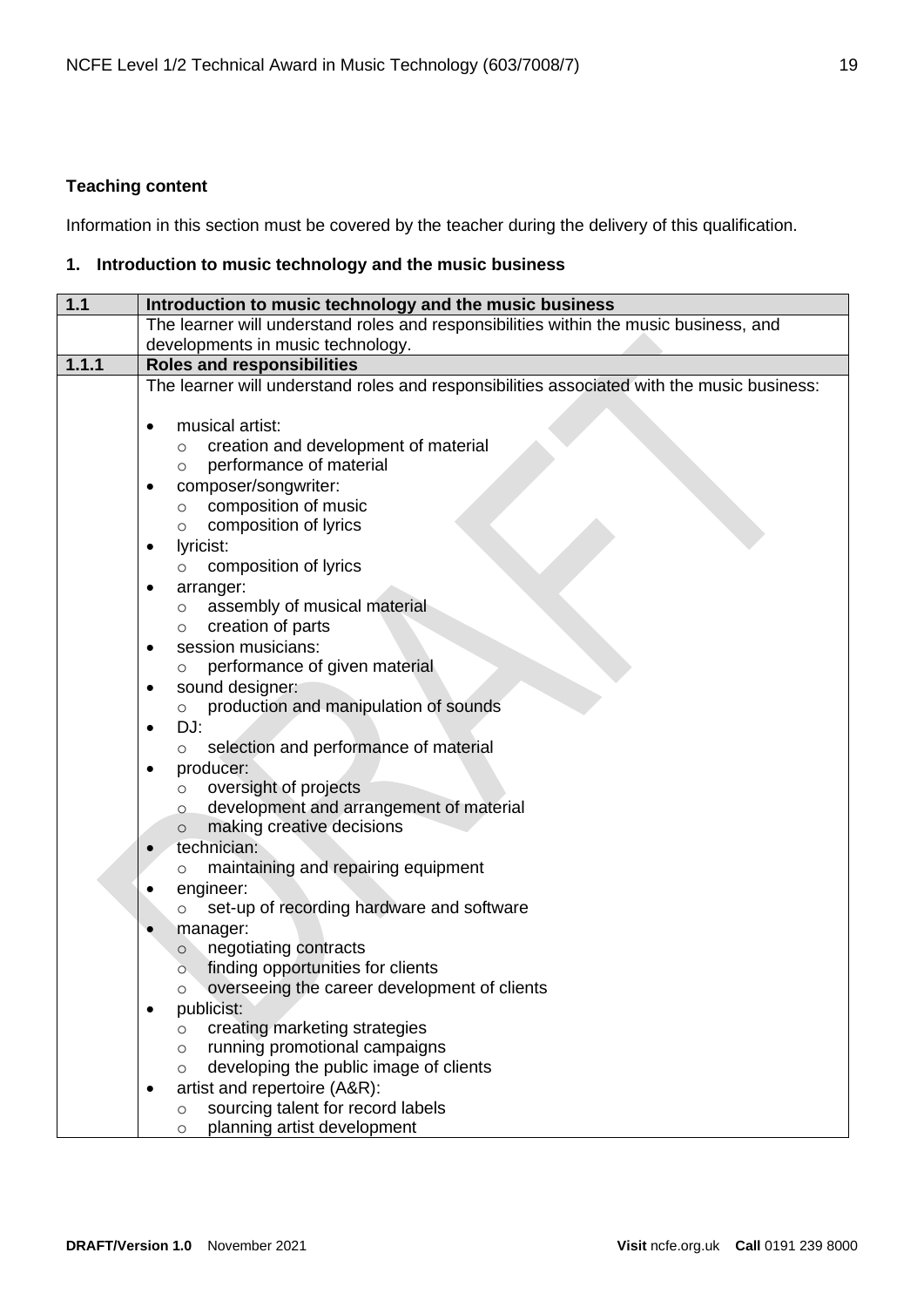**Teaching content**

Information in this section must be covered by the teacher during the delivery of this qualification.

**1. Introduction to music technology and the music business**

| **1.1** | **Introduction to music technology and the music business** |
|---|---|
| | The learner will understand roles and responsibilities within the music business, and developments in music technology. |
| **1.1.1** | **Roles and responsibilities** |
| | The learner will understand roles and responsibilities associated with the music business:<br><br>• musical artist:<br>&nbsp;&nbsp;&nbsp;&nbsp;○ creation and development of material<br>&nbsp;&nbsp;&nbsp;&nbsp;○ performance of material<br>• composer/songwriter:<br>&nbsp;&nbsp;&nbsp;&nbsp;○ composition of music<br>&nbsp;&nbsp;&nbsp;&nbsp;○ composition of lyrics<br>• lyricist:<br>&nbsp;&nbsp;&nbsp;&nbsp;○ composition of lyrics<br>• arranger:<br>&nbsp;&nbsp;&nbsp;&nbsp;○ assembly of musical material<br>&nbsp;&nbsp;&nbsp;&nbsp;○ creation of parts<br>• session musicians:<br>&nbsp;&nbsp;&nbsp;&nbsp;○ performance of given material<br>• sound designer:<br>&nbsp;&nbsp;&nbsp;&nbsp;○ production and manipulation of sounds<br>• DJ:<br>&nbsp;&nbsp;&nbsp;&nbsp;○ selection and performance of material<br>• producer:<br>&nbsp;&nbsp;&nbsp;&nbsp;○ oversight of projects<br>&nbsp;&nbsp;&nbsp;&nbsp;○ development and arrangement of material<br>&nbsp;&nbsp;&nbsp;&nbsp;○ making creative decisions<br>• technician:<br>&nbsp;&nbsp;&nbsp;&nbsp;○ maintaining and repairing equipment<br>• engineer:<br>&nbsp;&nbsp;&nbsp;&nbsp;○ set-up of recording hardware and software<br>• manager:<br>&nbsp;&nbsp;&nbsp;&nbsp;○ negotiating contracts<br>&nbsp;&nbsp;&nbsp;&nbsp;○ finding opportunities for clients<br>&nbsp;&nbsp;&nbsp;&nbsp;○ overseeing the career development of clients<br>• publicist:<br>&nbsp;&nbsp;&nbsp;&nbsp;○ creating marketing strategies<br>&nbsp;&nbsp;&nbsp;&nbsp;○ running promotional campaigns<br>&nbsp;&nbsp;&nbsp;&nbsp;○ developing the public image of clients<br>• artist and repertoire (A&R):<br>&nbsp;&nbsp;&nbsp;&nbsp;○ sourcing talent for record labels<br>&nbsp;&nbsp;&nbsp;&nbsp;○ planning artist development |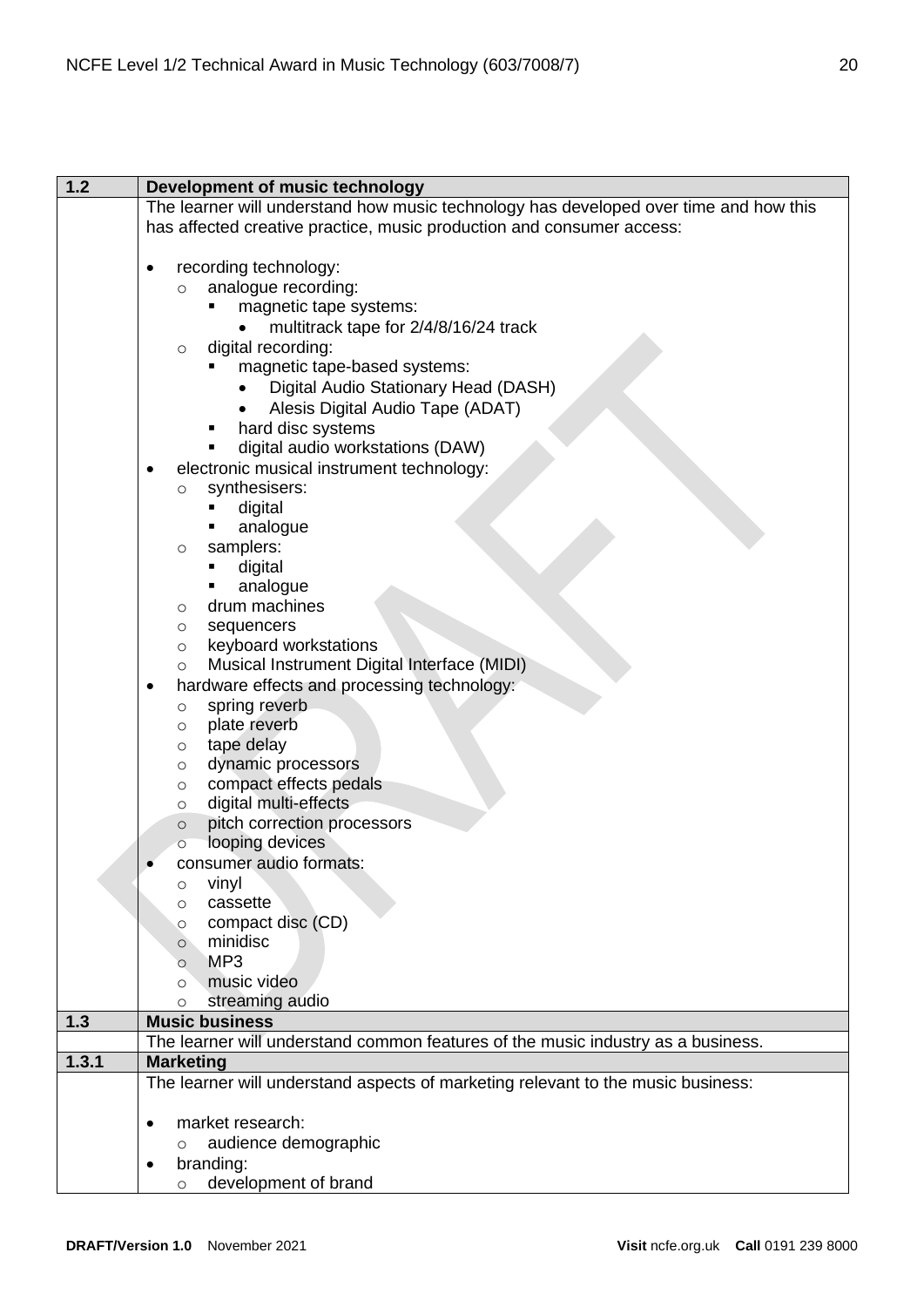| 1.2 | Development of music technology |
|---|---|
| | The learner will understand how music technology has developed over time and how this has affected creative practice, music production and consumer access:<br><br>• recording technology:<br>&nbsp;&nbsp;&nbsp;&nbsp;○ analogue recording:<br>&nbsp;&nbsp;&nbsp;&nbsp;&nbsp;&nbsp;&nbsp;&nbsp;▪ magnetic tape systems:<br>&nbsp;&nbsp;&nbsp;&nbsp;&nbsp;&nbsp;&nbsp;&nbsp;&nbsp;&nbsp;&nbsp;&nbsp;• multitrack tape for 2/4/8/16/24 track<br>&nbsp;&nbsp;&nbsp;&nbsp;○ digital recording:<br>&nbsp;&nbsp;&nbsp;&nbsp;&nbsp;&nbsp;&nbsp;&nbsp;▪ magnetic tape-based systems:<br>&nbsp;&nbsp;&nbsp;&nbsp;&nbsp;&nbsp;&nbsp;&nbsp;&nbsp;&nbsp;&nbsp;&nbsp;• Digital Audio Stationary Head (DASH)<br>&nbsp;&nbsp;&nbsp;&nbsp;&nbsp;&nbsp;&nbsp;&nbsp;&nbsp;&nbsp;&nbsp;&nbsp;• Alesis Digital Audio Tape (ADAT)<br>&nbsp;&nbsp;&nbsp;&nbsp;&nbsp;&nbsp;&nbsp;&nbsp;▪ hard disc systems<br>&nbsp;&nbsp;&nbsp;&nbsp;&nbsp;&nbsp;&nbsp;&nbsp;▪ digital audio workstations (DAW)<br>• electronic musical instrument technology:<br>&nbsp;&nbsp;&nbsp;&nbsp;○ synthesisers:<br>&nbsp;&nbsp;&nbsp;&nbsp;&nbsp;&nbsp;&nbsp;&nbsp;▪ digital<br>&nbsp;&nbsp;&nbsp;&nbsp;&nbsp;&nbsp;&nbsp;&nbsp;▪ analogue<br>&nbsp;&nbsp;&nbsp;&nbsp;○ samplers:<br>&nbsp;&nbsp;&nbsp;&nbsp;&nbsp;&nbsp;&nbsp;&nbsp;▪ digital<br>&nbsp;&nbsp;&nbsp;&nbsp;&nbsp;&nbsp;&nbsp;&nbsp;▪ analogue<br>&nbsp;&nbsp;&nbsp;&nbsp;○ drum machines<br>&nbsp;&nbsp;&nbsp;&nbsp;○ sequencers<br>&nbsp;&nbsp;&nbsp;&nbsp;○ keyboard workstations<br>&nbsp;&nbsp;&nbsp;&nbsp;○ Musical Instrument Digital Interface (MIDI)<br>• hardware effects and processing technology:<br>&nbsp;&nbsp;&nbsp;&nbsp;○ spring reverb<br>&nbsp;&nbsp;&nbsp;&nbsp;○ plate reverb<br>&nbsp;&nbsp;&nbsp;&nbsp;○ tape delay<br>&nbsp;&nbsp;&nbsp;&nbsp;○ dynamic processors<br>&nbsp;&nbsp;&nbsp;&nbsp;○ compact effects pedals<br>&nbsp;&nbsp;&nbsp;&nbsp;○ digital multi-effects<br>&nbsp;&nbsp;&nbsp;&nbsp;○ pitch correction processors<br>&nbsp;&nbsp;&nbsp;&nbsp;○ looping devices<br>• consumer audio formats:<br>&nbsp;&nbsp;&nbsp;&nbsp;○ vinyl<br>&nbsp;&nbsp;&nbsp;&nbsp;○ cassette<br>&nbsp;&nbsp;&nbsp;&nbsp;○ compact disc (CD)<br>&nbsp;&nbsp;&nbsp;&nbsp;○ minidisc<br>&nbsp;&nbsp;&nbsp;&nbsp;○ MP3<br>&nbsp;&nbsp;&nbsp;&nbsp;○ music video<br>&nbsp;&nbsp;&nbsp;&nbsp;○ streaming audio |
| **1.3** | **Music business** |
| | The learner will understand common features of the music industry as a business. |
| **1.3.1** | **Marketing** |
| | The learner will understand aspects of marketing relevant to the music business:<br><br>• market research:<br>&nbsp;&nbsp;&nbsp;&nbsp;○ audience demographic<br>• branding:<br>&nbsp;&nbsp;&nbsp;&nbsp;○ development of brand |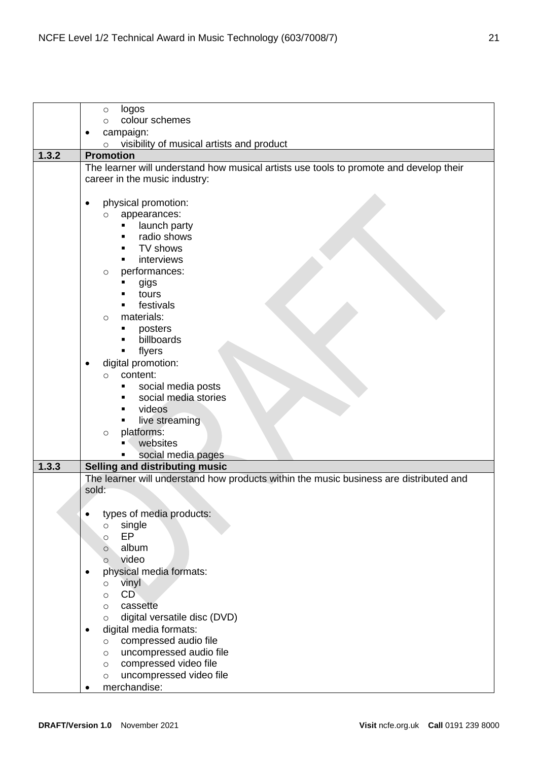| | |
|---|---|
| | - logos<br>- colour schemes<br>• campaign:<br>- visibility of musical artists and product |
| **1.3.2** | **Promotion** |
| | The learner will understand how musical artists use tools to promote and develop their career in the music industry:<br><br>• physical promotion:<br>- appearances:<br>▪ launch party<br>▪ radio shows<br>▪ TV shows<br>▪ interviews<br>- performances:<br>▪ gigs<br>▪ tours<br>▪ festivals<br>- materials:<br>▪ posters<br>▪ billboards<br>▪ flyers<br>• digital promotion:<br>- content:<br>▪ social media posts<br>▪ social media stories<br>▪ videos<br>▪ live streaming<br>- platforms:<br>▪ websites<br>▪ social media pages |
| **1.3.3** | **Selling and distributing music** |
| | The learner will understand how products within the music business are distributed and sold:<br><br>• types of media products:<br>- single<br>- EP<br>- album<br>- video<br>• physical media formats:<br>- vinyl<br>- CD<br>- cassette<br>- digital versatile disc (DVD)<br>• digital media formats:<br>- compressed audio file<br>- uncompressed audio file<br>- compressed video file<br>- uncompressed video file<br>• merchandise: |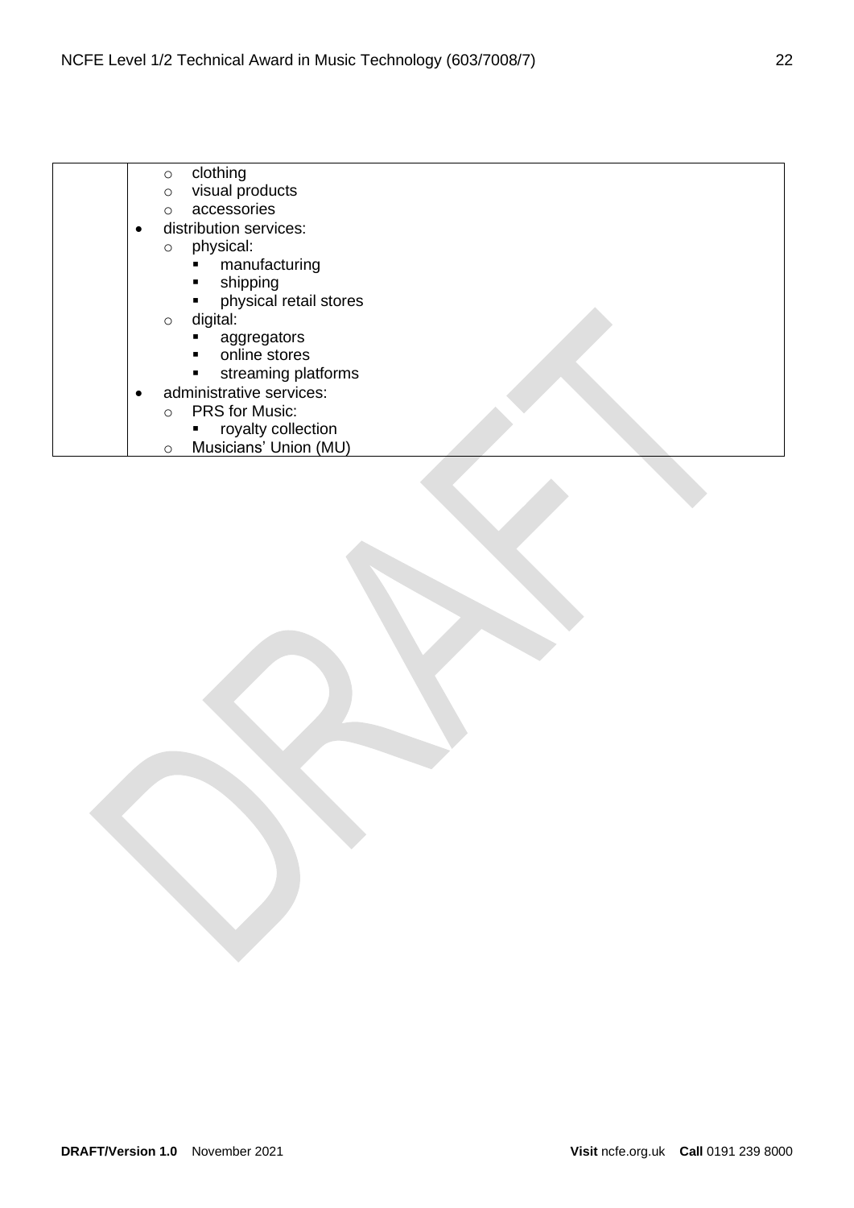| | |
|---|---|
| | - clothing<br>- visual products<br>- accessories<br>• distribution services:<br>  - physical:<br>    ▪ manufacturing<br>    ▪ shipping<br>    ▪ physical retail stores<br>  - digital:<br>    ▪ aggregators<br>    ▪ online stores<br>    ▪ streaming platforms<br>• administrative services:<br>  - PRS for Music:<br>    ▪ royalty collection<br>  - Musicians' Union (MU) |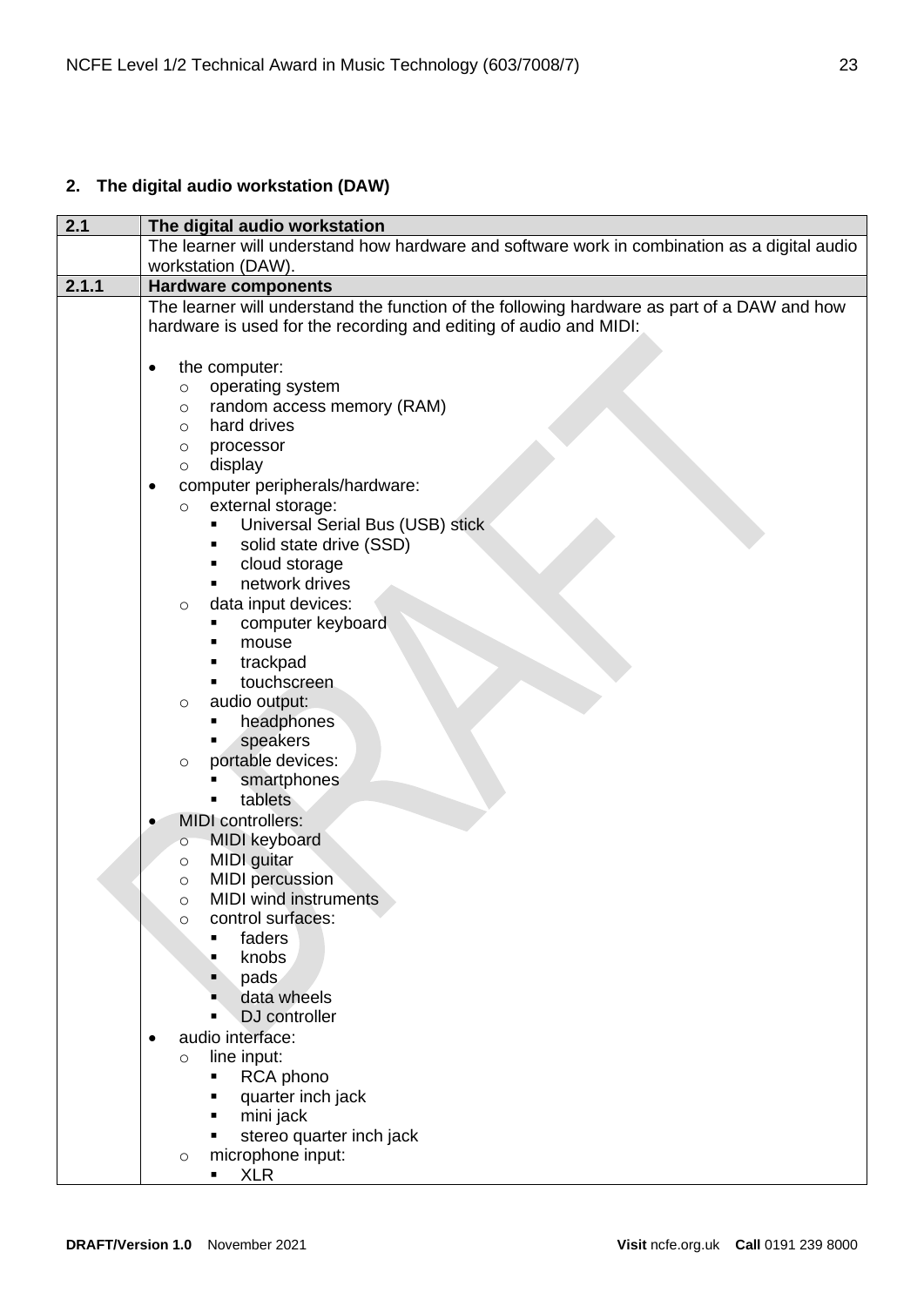## 2. The digital audio workstation (DAW)

| 2.1 | The digital audio workstation |
|---|---|
| | The learner will understand how hardware and software work in combination as a digital audio workstation (DAW). |
| 2.1.1 | Hardware components |
| | The learner will understand the function of the following hardware as part of a DAW and how hardware is used for the recording and editing of audio and MIDI:<br><br>• the computer:<br>&nbsp;&nbsp;&nbsp;&nbsp;○ operating system<br>&nbsp;&nbsp;&nbsp;&nbsp;○ random access memory (RAM)<br>&nbsp;&nbsp;&nbsp;&nbsp;○ hard drives<br>&nbsp;&nbsp;&nbsp;&nbsp;○ processor<br>&nbsp;&nbsp;&nbsp;&nbsp;○ display<br>• computer peripherals/hardware:<br>&nbsp;&nbsp;&nbsp;&nbsp;○ external storage:<br>&nbsp;&nbsp;&nbsp;&nbsp;&nbsp;&nbsp;&nbsp;&nbsp;▪ Universal Serial Bus (USB) stick<br>&nbsp;&nbsp;&nbsp;&nbsp;&nbsp;&nbsp;&nbsp;&nbsp;▪ solid state drive (SSD)<br>&nbsp;&nbsp;&nbsp;&nbsp;&nbsp;&nbsp;&nbsp;&nbsp;▪ cloud storage<br>&nbsp;&nbsp;&nbsp;&nbsp;&nbsp;&nbsp;&nbsp;&nbsp;▪ network drives<br>&nbsp;&nbsp;&nbsp;&nbsp;○ data input devices:<br>&nbsp;&nbsp;&nbsp;&nbsp;&nbsp;&nbsp;&nbsp;&nbsp;▪ computer keyboard<br>&nbsp;&nbsp;&nbsp;&nbsp;&nbsp;&nbsp;&nbsp;&nbsp;▪ mouse<br>&nbsp;&nbsp;&nbsp;&nbsp;&nbsp;&nbsp;&nbsp;&nbsp;▪ trackpad<br>&nbsp;&nbsp;&nbsp;&nbsp;&nbsp;&nbsp;&nbsp;&nbsp;▪ touchscreen<br>&nbsp;&nbsp;&nbsp;&nbsp;○ audio output:<br>&nbsp;&nbsp;&nbsp;&nbsp;&nbsp;&nbsp;&nbsp;&nbsp;▪ headphones<br>&nbsp;&nbsp;&nbsp;&nbsp;&nbsp;&nbsp;&nbsp;&nbsp;▪ speakers<br>&nbsp;&nbsp;&nbsp;&nbsp;○ portable devices:<br>&nbsp;&nbsp;&nbsp;&nbsp;&nbsp;&nbsp;&nbsp;&nbsp;▪ smartphones<br>&nbsp;&nbsp;&nbsp;&nbsp;&nbsp;&nbsp;&nbsp;&nbsp;▪ tablets<br>• MIDI controllers:<br>&nbsp;&nbsp;&nbsp;&nbsp;○ MIDI keyboard<br>&nbsp;&nbsp;&nbsp;&nbsp;○ MIDI guitar<br>&nbsp;&nbsp;&nbsp;&nbsp;○ MIDI percussion<br>&nbsp;&nbsp;&nbsp;&nbsp;○ MIDI wind instruments<br>&nbsp;&nbsp;&nbsp;&nbsp;○ control surfaces:<br>&nbsp;&nbsp;&nbsp;&nbsp;&nbsp;&nbsp;&nbsp;&nbsp;▪ faders<br>&nbsp;&nbsp;&nbsp;&nbsp;&nbsp;&nbsp;&nbsp;&nbsp;▪ knobs<br>&nbsp;&nbsp;&nbsp;&nbsp;&nbsp;&nbsp;&nbsp;&nbsp;▪ pads<br>&nbsp;&nbsp;&nbsp;&nbsp;&nbsp;&nbsp;&nbsp;&nbsp;▪ data wheels<br>&nbsp;&nbsp;&nbsp;&nbsp;&nbsp;&nbsp;&nbsp;&nbsp;▪ DJ controller<br>• audio interface:<br>&nbsp;&nbsp;&nbsp;&nbsp;○ line input:<br>&nbsp;&nbsp;&nbsp;&nbsp;&nbsp;&nbsp;&nbsp;&nbsp;▪ RCA phono<br>&nbsp;&nbsp;&nbsp;&nbsp;&nbsp;&nbsp;&nbsp;&nbsp;▪ quarter inch jack<br>&nbsp;&nbsp;&nbsp;&nbsp;&nbsp;&nbsp;&nbsp;&nbsp;▪ mini jack<br>&nbsp;&nbsp;&nbsp;&nbsp;&nbsp;&nbsp;&nbsp;&nbsp;▪ stereo quarter inch jack<br>&nbsp;&nbsp;&nbsp;&nbsp;○ microphone input:<br>&nbsp;&nbsp;&nbsp;&nbsp;&nbsp;&nbsp;&nbsp;&nbsp;▪ XLR |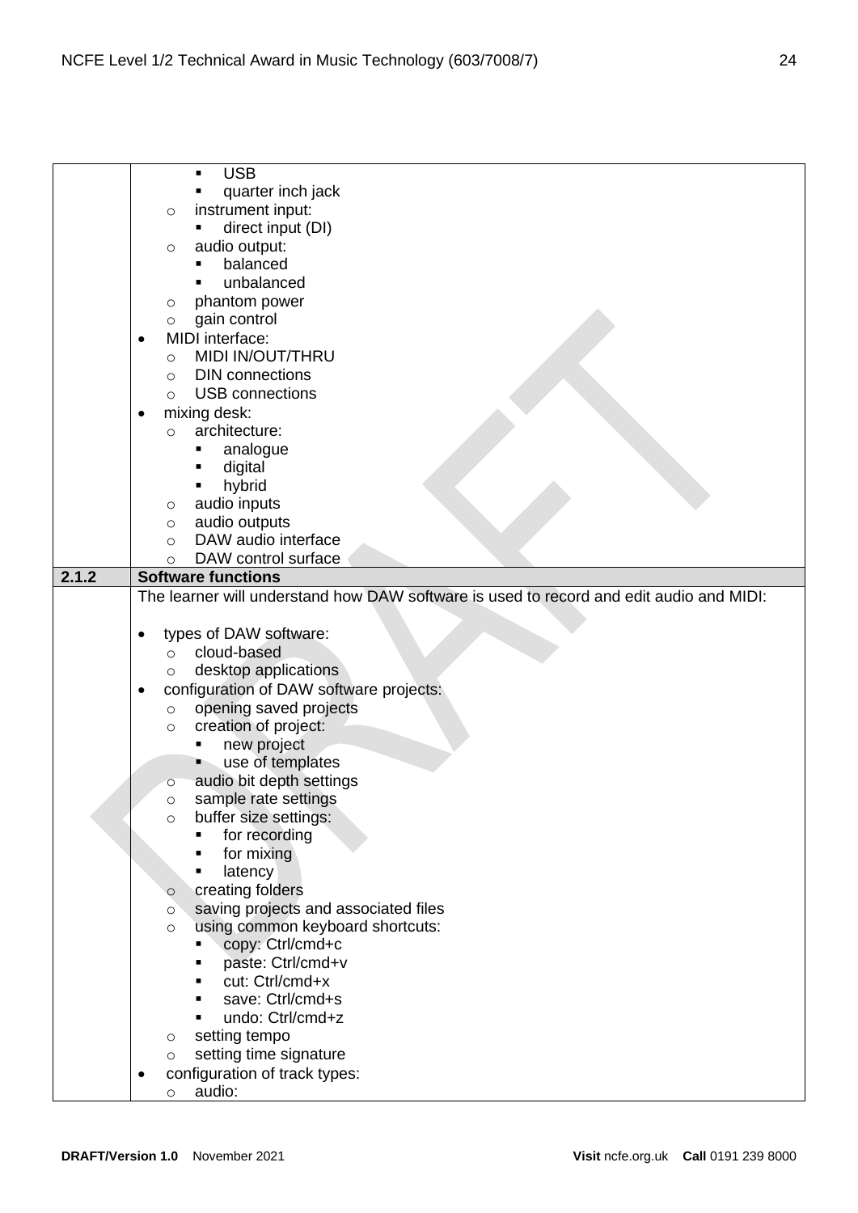| | |
|---|---|
| | ▪ USB<br>▪ quarter inch jack<br>○ instrument input:<br>▪ direct input (DI)<br>○ audio output:<br>▪ balanced<br>▪ unbalanced<br>○ phantom power<br>○ gain control<br>• MIDI interface:<br>○ MIDI IN/OUT/THRU<br>○ DIN connections<br>○ USB connections<br>• mixing desk:<br>○ architecture:<br>▪ analogue<br>▪ digital<br>▪ hybrid<br>○ audio inputs<br>○ audio outputs<br>○ DAW audio interface<br>○ DAW control surface |
| **2.1.2** | **Software functions** |
| | The learner will understand how DAW software is used to record and edit audio and MIDI:<br><br>• types of DAW software:<br>○ cloud-based<br>○ desktop applications<br>• configuration of DAW software projects:<br>○ opening saved projects<br>○ creation of project:<br>▪ new project<br>▪ use of templates<br>○ audio bit depth settings<br>○ sample rate settings<br>○ buffer size settings:<br>▪ for recording<br>▪ for mixing<br>▪ latency<br>○ creating folders<br>○ saving projects and associated files<br>○ using common keyboard shortcuts:<br>▪ copy: Ctrl/cmd+c<br>▪ paste: Ctrl/cmd+v<br>▪ cut: Ctrl/cmd+x<br>▪ save: Ctrl/cmd+s<br>▪ undo: Ctrl/cmd+z<br>○ setting tempo<br>○ setting time signature<br>• configuration of track types:<br>○ audio: |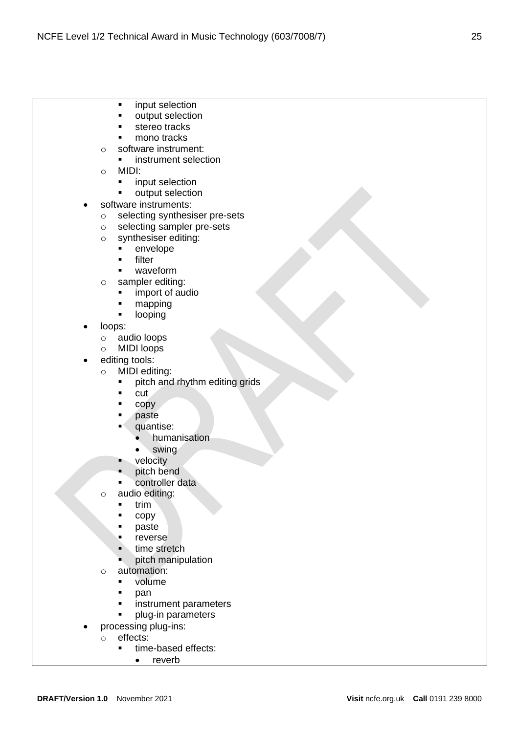|  |  |
|---|---|
|  | <ul><li><ul><li><ul><li>input selection</li><li>output selection</li><li>stereo tracks</li><li>mono tracks</li></ul></li><li>software instrument:<ul><li>instrument selection</li></ul></li><li>MIDI:<ul><li>input selection</li><li>output selection</li></ul></li></ul></li><li>software instruments:<ul><li>selecting synthesiser pre-sets</li><li>selecting sampler pre-sets</li><li>synthesiser editing:<ul><li>envelope</li><li>filter</li><li>waveform</li></ul></li><li>sampler editing:<ul><li>import of audio</li><li>mapping</li><li>looping</li></ul></li></ul></li><li>loops:<ul><li>audio loops</li><li>MIDI loops</li></ul></li><li>editing tools:<ul><li>MIDI editing:<ul><li>pitch and rhythm editing grids</li><li>cut</li><li>copy</li><li>paste</li><li>quantise:<ul><li>humanisation</li><li>swing</li></ul></li><li>velocity</li><li>pitch bend</li><li>controller data</li></ul></li><li>audio editing:<ul><li>trim</li><li>copy</li><li>paste</li><li>reverse</li><li>time stretch</li><li>pitch manipulation</li></ul></li><li>automation:<ul><li>volume</li><li>pan</li><li>instrument parameters</li><li>plug-in parameters</li></ul></li></ul></li><li>processing plug-ins:<ul><li>effects:<ul><li>time-based effects:<ul><li>reverb</li></ul></li></ul></li></ul></li></ul> |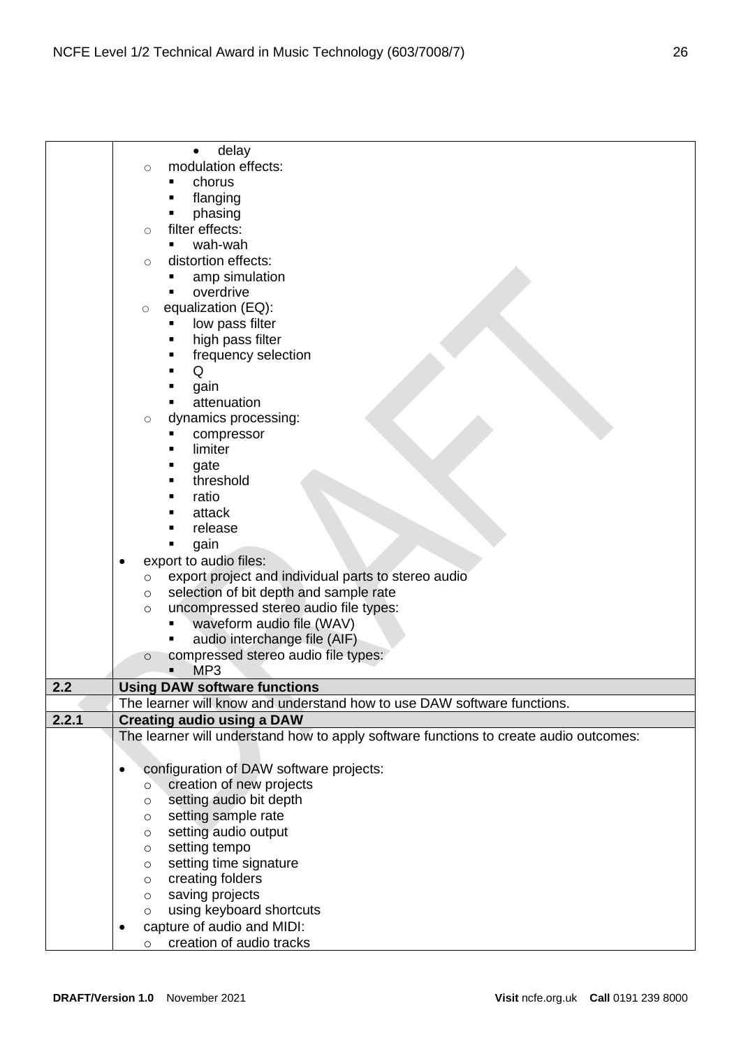| | |
|---|---|
| | - delay<br>  - modulation effects:<br>    - chorus<br>    - flanging<br>    - phasing<br>  - filter effects:<br>    - wah-wah<br>  - distortion effects:<br>    - amp simulation<br>    - overdrive<br>  - equalization (EQ):<br>    - low pass filter<br>    - high pass filter<br>    - frequency selection<br>    - Q<br>    - gain<br>    - attenuation<br>  - dynamics processing:<br>    - compressor<br>    - limiter<br>    - gate<br>    - threshold<br>    - ratio<br>    - attack<br>    - release<br>    - gain<br>- export to audio files:<br>  - export project and individual parts to stereo audio<br>  - selection of bit depth and sample rate<br>  - uncompressed stereo audio file types:<br>    - waveform audio file (WAV)<br>    - audio interchange file (AIF)<br>  - compressed stereo audio file types:<br>    - MP3 |
| **2.2** | **Using DAW software functions** |
| | The learner will know and understand how to use DAW software functions. |
| **2.2.1** | **Creating audio using a DAW** |
| | The learner will understand how to apply software functions to create audio outcomes:<br><br>- configuration of DAW software projects:<br>  - creation of new projects<br>  - setting audio bit depth<br>  - setting sample rate<br>  - setting audio output<br>  - setting tempo<br>  - setting time signature<br>  - creating folders<br>  - saving projects<br>  - using keyboard shortcuts<br>- capture of audio and MIDI:<br>  - creation of audio tracks |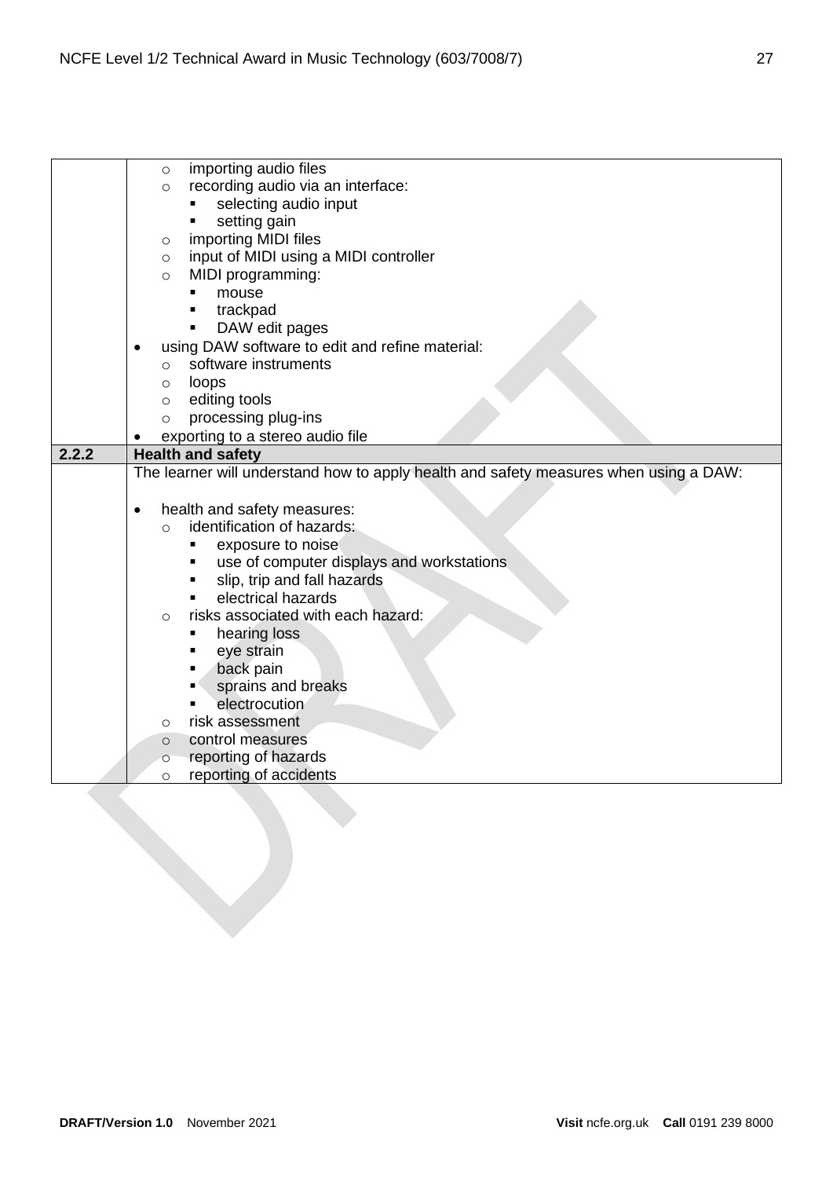| | |
|---|---|
| | ◦ importing audio files<br>◦ recording audio via an interface:<br>&nbsp;&nbsp;&nbsp;&nbsp;▪ selecting audio input<br>&nbsp;&nbsp;&nbsp;&nbsp;▪ setting gain<br>◦ importing MIDI files<br>◦ input of MIDI using a MIDI controller<br>◦ MIDI programming:<br>&nbsp;&nbsp;&nbsp;&nbsp;▪ mouse<br>&nbsp;&nbsp;&nbsp;&nbsp;▪ trackpad<br>&nbsp;&nbsp;&nbsp;&nbsp;▪ DAW edit pages<br>• using DAW software to edit and refine material:<br>◦ software instruments<br>◦ loops<br>◦ editing tools<br>◦ processing plug-ins<br>• exporting to a stereo audio file |
| **2.2.2** | **Health and safety** |
| | The learner will understand how to apply health and safety measures when using a DAW:<br><br>• health and safety measures:<br>◦ identification of hazards:<br>&nbsp;&nbsp;&nbsp;&nbsp;▪ exposure to noise<br>&nbsp;&nbsp;&nbsp;&nbsp;▪ use of computer displays and workstations<br>&nbsp;&nbsp;&nbsp;&nbsp;▪ slip, trip and fall hazards<br>&nbsp;&nbsp;&nbsp;&nbsp;▪ electrical hazards<br>◦ risks associated with each hazard:<br>&nbsp;&nbsp;&nbsp;&nbsp;▪ hearing loss<br>&nbsp;&nbsp;&nbsp;&nbsp;▪ eye strain<br>&nbsp;&nbsp;&nbsp;&nbsp;▪ back pain<br>&nbsp;&nbsp;&nbsp;&nbsp;▪ sprains and breaks<br>&nbsp;&nbsp;&nbsp;&nbsp;▪ electrocution<br>◦ risk assessment<br>◦ control measures<br>◦ reporting of hazards<br>◦ reporting of accidents |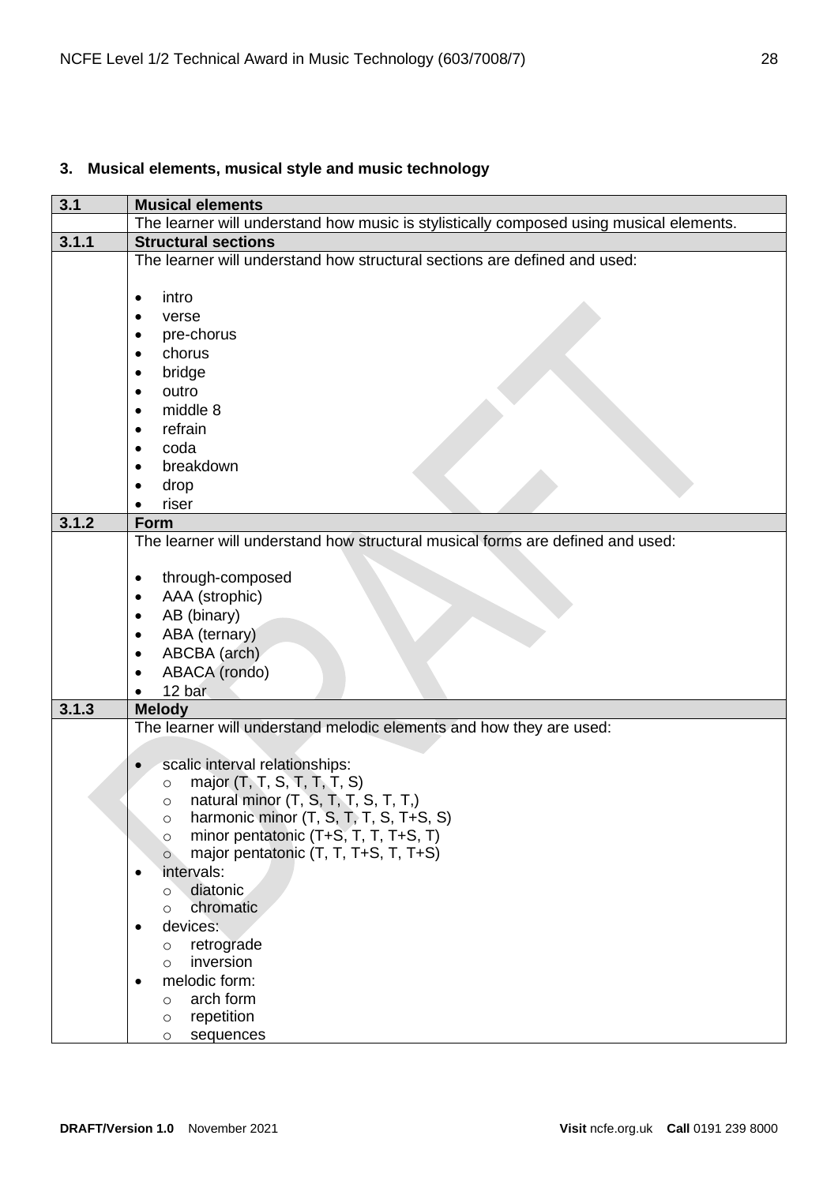## 3. Musical elements, musical style and music technology

| 3.1 | Musical elements |
| --- | --- |
| | The learner will understand how music is stylistically composed using musical elements. |
| 3.1.1 | **Structural sections** |
| | The learner will understand how structural sections are defined and used:<br><br>• intro<br>• verse<br>• pre-chorus<br>• chorus<br>• bridge<br>• outro<br>• middle 8<br>• refrain<br>• coda<br>• breakdown<br>• drop<br>• riser |
| 3.1.2 | **Form** |
| | The learner will understand how structural musical forms are defined and used:<br><br>• through-composed<br>• AAA (strophic)<br>• AB (binary)<br>• ABA (ternary)<br>• ABCBA (arch)<br>• ABACA (rondo)<br>• 12 bar |
| 3.1.3 | **Melody** |
| | The learner will understand melodic elements and how they are used:<br><br>• scalic interval relationships:<br>&nbsp;&nbsp;&nbsp;&nbsp;○ major (T, T, S, T, T, T, S)<br>&nbsp;&nbsp;&nbsp;&nbsp;○ natural minor (T, S, T, T, S, T, T,)<br>&nbsp;&nbsp;&nbsp;&nbsp;○ harmonic minor (T, S, T, T, S, T+S, S)<br>&nbsp;&nbsp;&nbsp;&nbsp;○ minor pentatonic (T+S, T, T, T+S, T)<br>&nbsp;&nbsp;&nbsp;&nbsp;○ major pentatonic (T, T, T+S, T, T+S)<br>• intervals:<br>&nbsp;&nbsp;&nbsp;&nbsp;○ diatonic<br>&nbsp;&nbsp;&nbsp;&nbsp;○ chromatic<br>• devices:<br>&nbsp;&nbsp;&nbsp;&nbsp;○ retrograde<br>&nbsp;&nbsp;&nbsp;&nbsp;○ inversion<br>• melodic form:<br>&nbsp;&nbsp;&nbsp;&nbsp;○ arch form<br>&nbsp;&nbsp;&nbsp;&nbsp;○ repetition<br>&nbsp;&nbsp;&nbsp;&nbsp;○ sequences |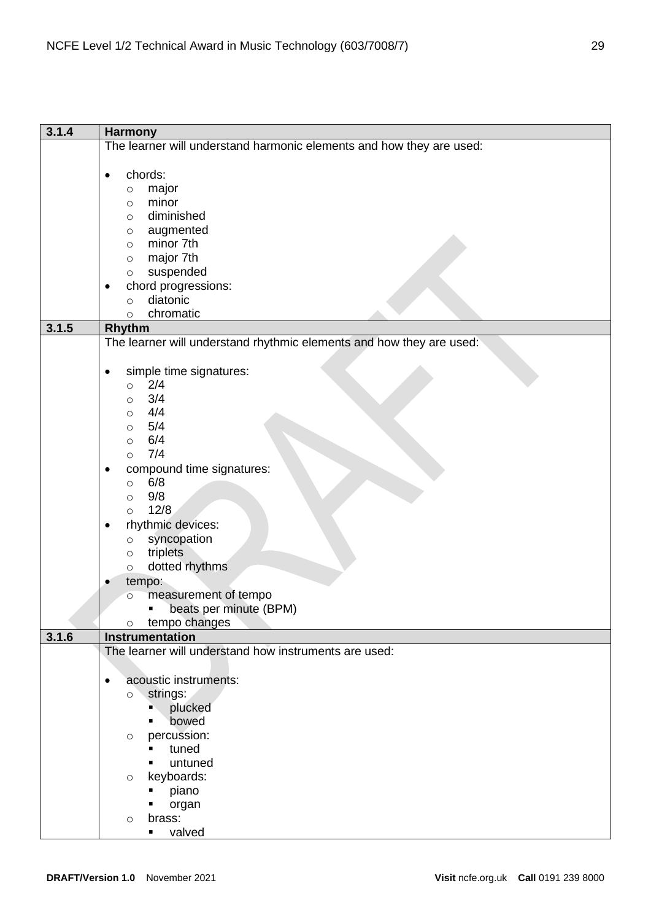| 3.1.4 | **Harmony** |
|---|---|
| | The learner will understand harmonic elements and how they are used:<br><br>• chords:<br>&nbsp;&nbsp;&nbsp;&nbsp;○ major<br>&nbsp;&nbsp;&nbsp;&nbsp;○ minor<br>&nbsp;&nbsp;&nbsp;&nbsp;○ diminished<br>&nbsp;&nbsp;&nbsp;&nbsp;○ augmented<br>&nbsp;&nbsp;&nbsp;&nbsp;○ minor 7th<br>&nbsp;&nbsp;&nbsp;&nbsp;○ major 7th<br>&nbsp;&nbsp;&nbsp;&nbsp;○ suspended<br>• chord progressions:<br>&nbsp;&nbsp;&nbsp;&nbsp;○ diatonic<br>&nbsp;&nbsp;&nbsp;&nbsp;○ chromatic |
| **3.1.5** | **Rhythm** |
| | The learner will understand rhythmic elements and how they are used:<br><br>• simple time signatures:<br>&nbsp;&nbsp;&nbsp;&nbsp;○ 2/4<br>&nbsp;&nbsp;&nbsp;&nbsp;○ 3/4<br>&nbsp;&nbsp;&nbsp;&nbsp;○ 4/4<br>&nbsp;&nbsp;&nbsp;&nbsp;○ 5/4<br>&nbsp;&nbsp;&nbsp;&nbsp;○ 6/4<br>&nbsp;&nbsp;&nbsp;&nbsp;○ 7/4<br>• compound time signatures:<br>&nbsp;&nbsp;&nbsp;&nbsp;○ 6/8<br>&nbsp;&nbsp;&nbsp;&nbsp;○ 9/8<br>&nbsp;&nbsp;&nbsp;&nbsp;○ 12/8<br>• rhythmic devices:<br>&nbsp;&nbsp;&nbsp;&nbsp;○ syncopation<br>&nbsp;&nbsp;&nbsp;&nbsp;○ triplets<br>&nbsp;&nbsp;&nbsp;&nbsp;○ dotted rhythms<br>• tempo:<br>&nbsp;&nbsp;&nbsp;&nbsp;○ measurement of tempo<br>&nbsp;&nbsp;&nbsp;&nbsp;&nbsp;&nbsp;&nbsp;&nbsp;▪ beats per minute (BPM)<br>&nbsp;&nbsp;&nbsp;&nbsp;○ tempo changes |
| **3.1.6** | **Instrumentation** |
| | The learner will understand how instruments are used:<br><br>• acoustic instruments:<br>&nbsp;&nbsp;&nbsp;&nbsp;○ strings:<br>&nbsp;&nbsp;&nbsp;&nbsp;&nbsp;&nbsp;&nbsp;&nbsp;▪ plucked<br>&nbsp;&nbsp;&nbsp;&nbsp;&nbsp;&nbsp;&nbsp;&nbsp;▪ bowed<br>&nbsp;&nbsp;&nbsp;&nbsp;○ percussion:<br>&nbsp;&nbsp;&nbsp;&nbsp;&nbsp;&nbsp;&nbsp;&nbsp;▪ tuned<br>&nbsp;&nbsp;&nbsp;&nbsp;&nbsp;&nbsp;&nbsp;&nbsp;▪ untuned<br>&nbsp;&nbsp;&nbsp;&nbsp;○ keyboards:<br>&nbsp;&nbsp;&nbsp;&nbsp;&nbsp;&nbsp;&nbsp;&nbsp;▪ piano<br>&nbsp;&nbsp;&nbsp;&nbsp;&nbsp;&nbsp;&nbsp;&nbsp;▪ organ<br>&nbsp;&nbsp;&nbsp;&nbsp;○ brass:<br>&nbsp;&nbsp;&nbsp;&nbsp;&nbsp;&nbsp;&nbsp;&nbsp;▪ valved |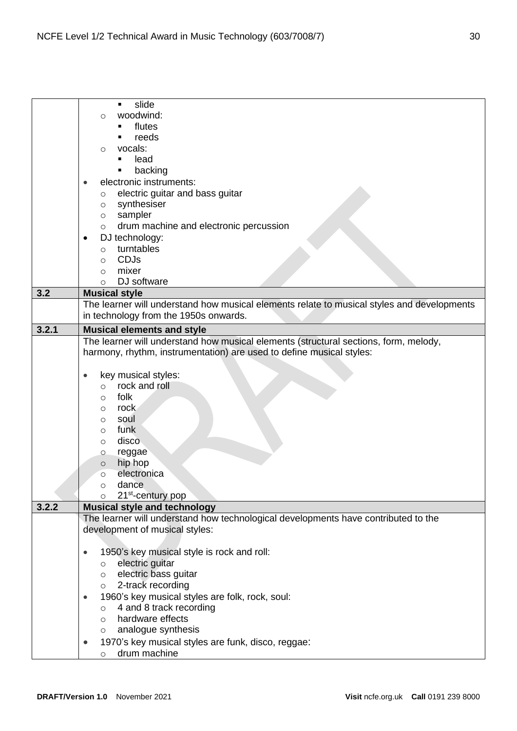| | |
|---|---|
| | ▪ slide<br>○ woodwind:<br>▪ flutes<br>▪ reeds<br>○ vocals:<br>▪ lead<br>▪ backing<br>• electronic instruments:<br>○ electric guitar and bass guitar<br>○ synthesiser<br>○ sampler<br>○ drum machine and electronic percussion<br>• DJ technology:<br>○ turntables<br>○ CDJs<br>○ mixer<br>○ DJ software |
| **3.2** | **Musical style** |
| | The learner will understand how musical elements relate to musical styles and developments in technology from the 1950s onwards. |
| **3.2.1** | **Musical elements and style** |
| | The learner will understand how musical elements (structural sections, form, melody, harmony, rhythm, instrumentation) are used to define musical styles:<br><br>• key musical styles:<br>○ rock and roll<br>○ folk<br>○ rock<br>○ soul<br>○ funk<br>○ disco<br>○ reggae<br>○ hip hop<br>○ electronica<br>○ dance<br>○ 21st-century pop |
| **3.2.2** | **Musical style and technology** |
| | The learner will understand how technological developments have contributed to the development of musical styles:<br><br>• 1950's key musical style is rock and roll:<br>○ electric guitar<br>○ electric bass guitar<br>○ 2-track recording<br>• 1960's key musical styles are folk, rock, soul:<br>○ 4 and 8 track recording<br>○ hardware effects<br>○ analogue synthesis<br>• 1970's key musical styles are funk, disco, reggae:<br>○ drum machine |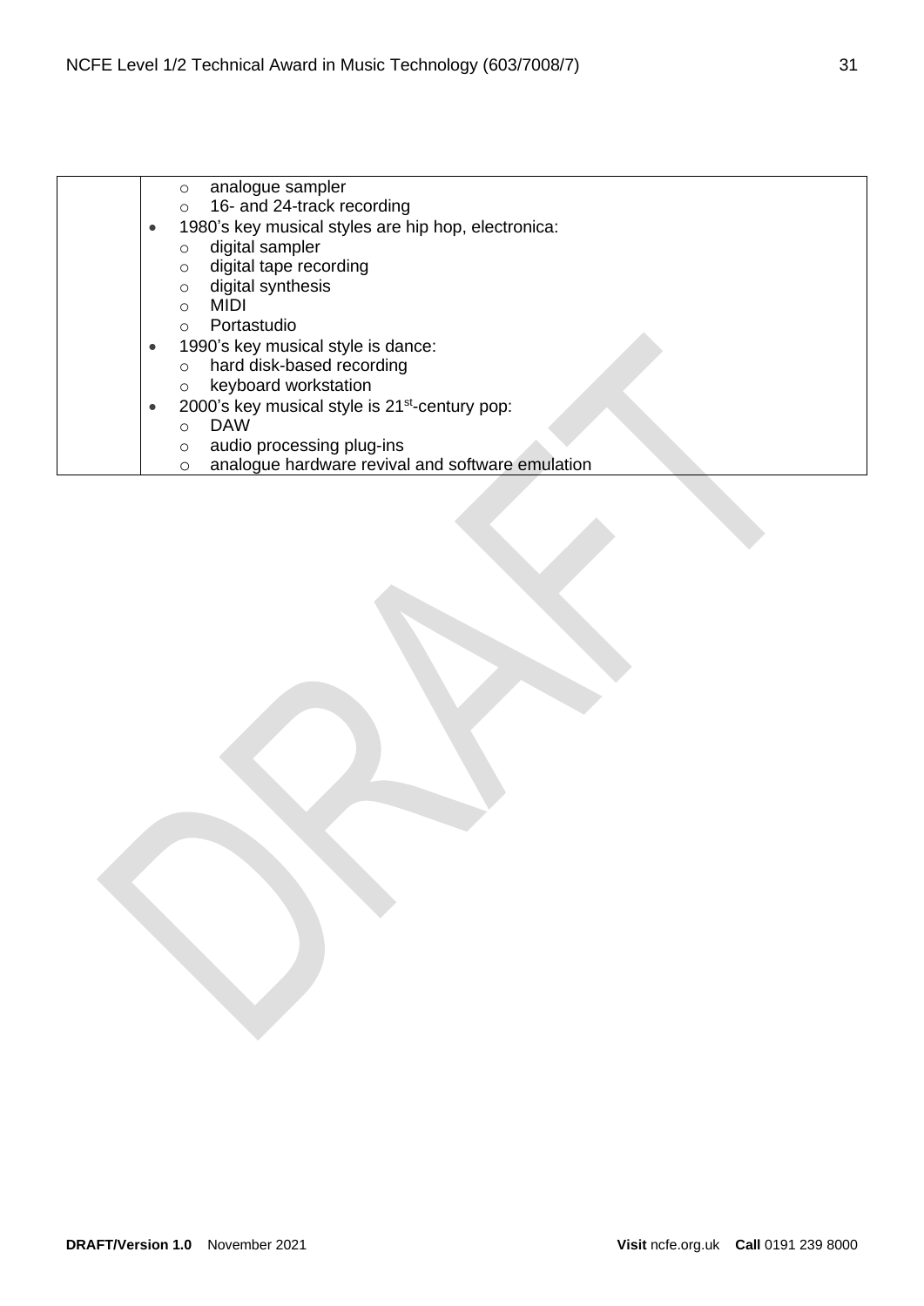| | |
|---|---|
| | ◦ analogue sampler<br>◦ 16- and 24-track recording<br>• 1980's key musical styles are hip hop, electronica:<br>◦ digital sampler<br>◦ digital tape recording<br>◦ digital synthesis<br>◦ MIDI<br>◦ Portastudio<br>• 1990's key musical style is dance:<br>◦ hard disk-based recording<br>◦ keyboard workstation<br>• 2000's key musical style is 21st-century pop:<br>◦ DAW<br>◦ audio processing plug-ins<br>◦ analogue hardware revival and software emulation |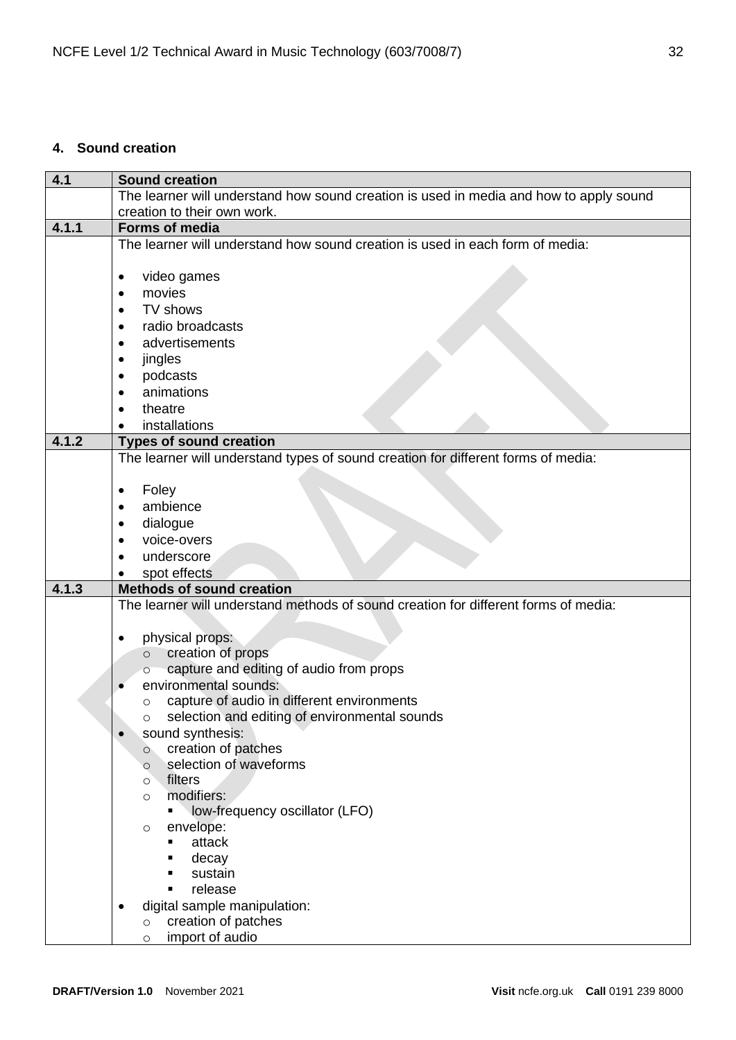## 4. Sound creation

| 4.1 | Sound creation |
|---|---|
| | The learner will understand how sound creation is used in media and how to apply sound creation to their own work. |
| **4.1.1** | **Forms of media** |
| | The learner will understand how sound creation is used in each form of media:<br><br>• video games<br>• movies<br>• TV shows<br>• radio broadcasts<br>• advertisements<br>• jingles<br>• podcasts<br>• animations<br>• theatre<br>• installations |
| **4.1.2** | **Types of sound creation** |
| | The learner will understand types of sound creation for different forms of media:<br><br>• Foley<br>• ambience<br>• dialogue<br>• voice-overs<br>• underscore<br>• spot effects |
| **4.1.3** | **Methods of sound creation** |
| | The learner will understand methods of sound creation for different forms of media:<br><br>• physical props:<br>&nbsp;&nbsp;&nbsp;&nbsp;○ creation of props<br>&nbsp;&nbsp;&nbsp;&nbsp;○ capture and editing of audio from props<br>• environmental sounds:<br>&nbsp;&nbsp;&nbsp;&nbsp;○ capture of audio in different environments<br>&nbsp;&nbsp;&nbsp;&nbsp;○ selection and editing of environmental sounds<br>• sound synthesis:<br>&nbsp;&nbsp;&nbsp;&nbsp;○ creation of patches<br>&nbsp;&nbsp;&nbsp;&nbsp;○ selection of waveforms<br>&nbsp;&nbsp;&nbsp;&nbsp;○ filters<br>&nbsp;&nbsp;&nbsp;&nbsp;○ modifiers:<br>&nbsp;&nbsp;&nbsp;&nbsp;&nbsp;&nbsp;&nbsp;&nbsp;▪ low-frequency oscillator (LFO)<br>&nbsp;&nbsp;&nbsp;&nbsp;○ envelope:<br>&nbsp;&nbsp;&nbsp;&nbsp;&nbsp;&nbsp;&nbsp;&nbsp;▪ attack<br>&nbsp;&nbsp;&nbsp;&nbsp;&nbsp;&nbsp;&nbsp;&nbsp;▪ decay<br>&nbsp;&nbsp;&nbsp;&nbsp;&nbsp;&nbsp;&nbsp;&nbsp;▪ sustain<br>&nbsp;&nbsp;&nbsp;&nbsp;&nbsp;&nbsp;&nbsp;&nbsp;▪ release<br>• digital sample manipulation:<br>&nbsp;&nbsp;&nbsp;&nbsp;○ creation of patches<br>&nbsp;&nbsp;&nbsp;&nbsp;○ import of audio |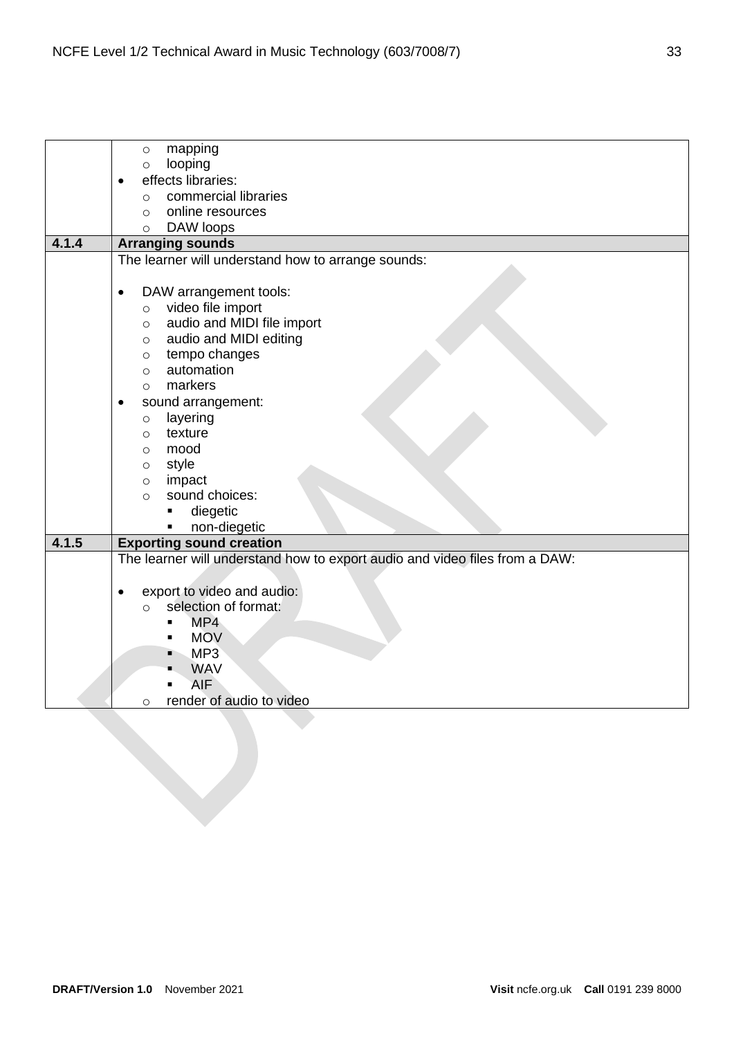| | |
|---|---|
| | ◦ mapping<br>◦ looping<br>• effects libraries:<br>◦ commercial libraries<br>◦ online resources<br>◦ DAW loops |
| **4.1.4** | **Arranging sounds** |
| | The learner will understand how to arrange sounds:<br><br>• DAW arrangement tools:<br>◦ video file import<br>◦ audio and MIDI file import<br>◦ audio and MIDI editing<br>◦ tempo changes<br>◦ automation<br>◦ markers<br>• sound arrangement:<br>◦ layering<br>◦ texture<br>◦ mood<br>◦ style<br>◦ impact<br>◦ sound choices:<br>▪ diegetic<br>▪ non-diegetic |
| **4.1.5** | **Exporting sound creation** |
| | The learner will understand how to export audio and video files from a DAW:<br><br>• export to video and audio:<br>◦ selection of format:<br>▪ MP4<br>▪ MOV<br>▪ MP3<br>▪ WAV<br>▪ AIF<br>◦ render of audio to video |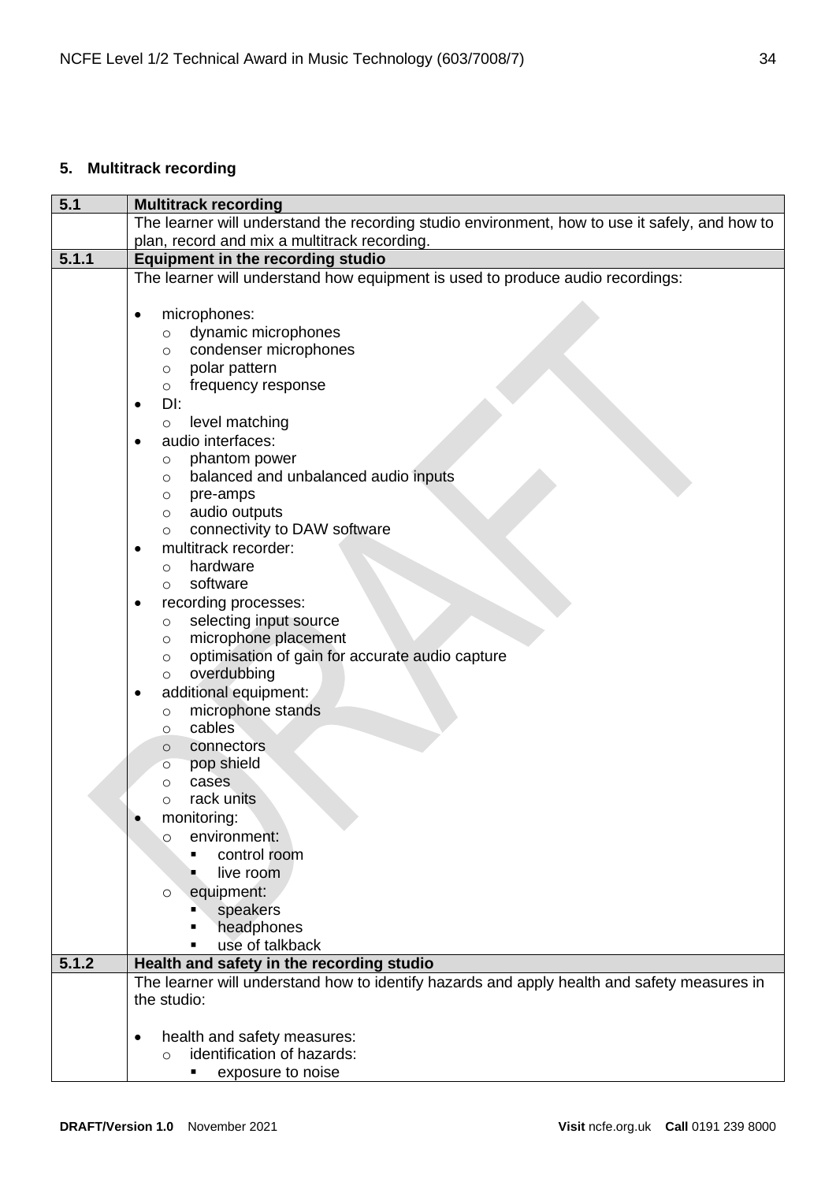## 5. Multitrack recording

| 5.1 | Multitrack recording |
|---|---|
| | The learner will understand the recording studio environment, how to use it safely, and how to plan, record and mix a multitrack recording. |
| **5.1.1** | **Equipment in the recording studio** |
| | The learner will understand how equipment is used to produce audio recordings:<br><br>• microphones:<br>&nbsp;&nbsp;&nbsp;&nbsp;○ dynamic microphones<br>&nbsp;&nbsp;&nbsp;&nbsp;○ condenser microphones<br>&nbsp;&nbsp;&nbsp;&nbsp;○ polar pattern<br>&nbsp;&nbsp;&nbsp;&nbsp;○ frequency response<br>• DI:<br>&nbsp;&nbsp;&nbsp;&nbsp;○ level matching<br>• audio interfaces:<br>&nbsp;&nbsp;&nbsp;&nbsp;○ phantom power<br>&nbsp;&nbsp;&nbsp;&nbsp;○ balanced and unbalanced audio inputs<br>&nbsp;&nbsp;&nbsp;&nbsp;○ pre-amps<br>&nbsp;&nbsp;&nbsp;&nbsp;○ audio outputs<br>&nbsp;&nbsp;&nbsp;&nbsp;○ connectivity to DAW software<br>• multitrack recorder:<br>&nbsp;&nbsp;&nbsp;&nbsp;○ hardware<br>&nbsp;&nbsp;&nbsp;&nbsp;○ software<br>• recording processes:<br>&nbsp;&nbsp;&nbsp;&nbsp;○ selecting input source<br>&nbsp;&nbsp;&nbsp;&nbsp;○ microphone placement<br>&nbsp;&nbsp;&nbsp;&nbsp;○ optimisation of gain for accurate audio capture<br>&nbsp;&nbsp;&nbsp;&nbsp;○ overdubbing<br>• additional equipment:<br>&nbsp;&nbsp;&nbsp;&nbsp;○ microphone stands<br>&nbsp;&nbsp;&nbsp;&nbsp;○ cables<br>&nbsp;&nbsp;&nbsp;&nbsp;○ connectors<br>&nbsp;&nbsp;&nbsp;&nbsp;○ pop shield<br>&nbsp;&nbsp;&nbsp;&nbsp;○ cases<br>&nbsp;&nbsp;&nbsp;&nbsp;○ rack units<br>• monitoring:<br>&nbsp;&nbsp;&nbsp;&nbsp;○ environment:<br>&nbsp;&nbsp;&nbsp;&nbsp;&nbsp;&nbsp;&nbsp;&nbsp;▪ control room<br>&nbsp;&nbsp;&nbsp;&nbsp;&nbsp;&nbsp;&nbsp;&nbsp;▪ live room<br>&nbsp;&nbsp;&nbsp;&nbsp;○ equipment:<br>&nbsp;&nbsp;&nbsp;&nbsp;&nbsp;&nbsp;&nbsp;&nbsp;▪ speakers<br>&nbsp;&nbsp;&nbsp;&nbsp;&nbsp;&nbsp;&nbsp;&nbsp;▪ headphones<br>&nbsp;&nbsp;&nbsp;&nbsp;&nbsp;&nbsp;&nbsp;&nbsp;▪ use of talkback |
| **5.1.2** | **Health and safety in the recording studio** |
| | The learner will understand how to identify hazards and apply health and safety measures in the studio:<br><br>• health and safety measures:<br>&nbsp;&nbsp;&nbsp;&nbsp;○ identification of hazards:<br>&nbsp;&nbsp;&nbsp;&nbsp;&nbsp;&nbsp;&nbsp;&nbsp;▪ exposure to noise |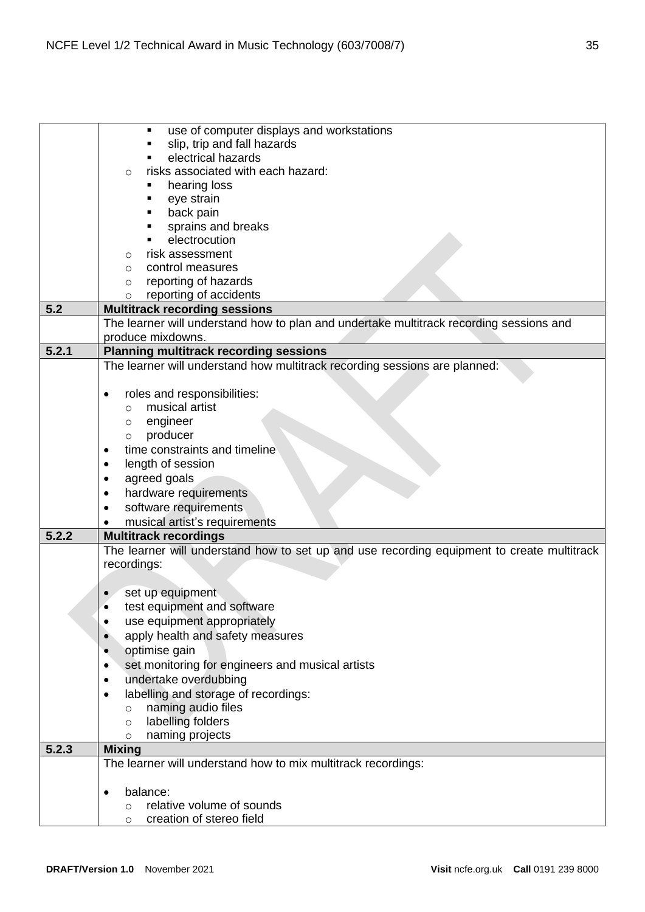| | |
|---|---|
| | ▪ use of computer displays and workstations<br>▪ slip, trip and fall hazards<br>▪ electrical hazards<br>○ risks associated with each hazard:<br>▪ hearing loss<br>▪ eye strain<br>▪ back pain<br>▪ sprains and breaks<br>▪ electrocution<br>○ risk assessment<br>○ control measures<br>○ reporting of hazards<br>○ reporting of accidents |
| **5.2** | **Multitrack recording sessions** |
| | The learner will understand how to plan and undertake multitrack recording sessions and produce mixdowns. |
| **5.2.1** | **Planning multitrack recording sessions** |
| | The learner will understand how multitrack recording sessions are planned:<br><br>• roles and responsibilities:<br>○ musical artist<br>○ engineer<br>○ producer<br>• time constraints and timeline<br>• length of session<br>• agreed goals<br>• hardware requirements<br>• software requirements<br>• musical artist's requirements |
| **5.2.2** | **Multitrack recordings** |
| | The learner will understand how to set up and use recording equipment to create multitrack recordings:<br><br>• set up equipment<br>• test equipment and software<br>• use equipment appropriately<br>• apply health and safety measures<br>• optimise gain<br>• set monitoring for engineers and musical artists<br>• undertake overdubbing<br>• labelling and storage of recordings:<br>○ naming audio files<br>○ labelling folders<br>○ naming projects |
| **5.2.3** | **Mixing** |
| | The learner will understand how to mix multitrack recordings:<br><br>• balance:<br>○ relative volume of sounds<br>○ creation of stereo field |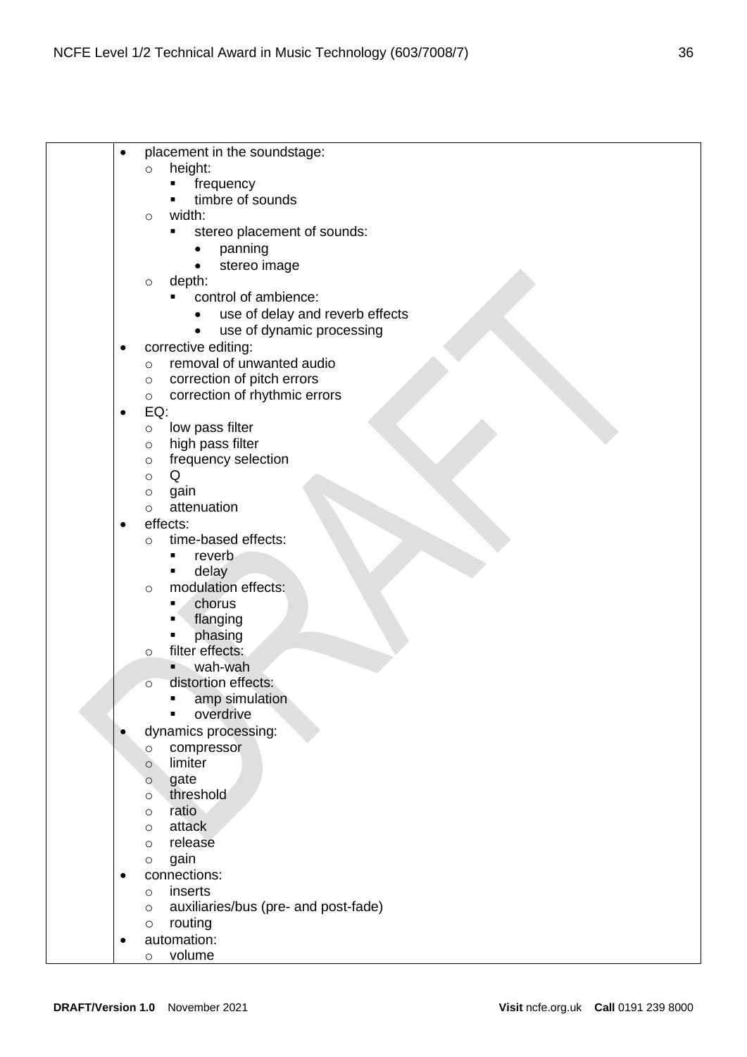| | |
|---|---|
| | • placement in the soundstage:<br>  ○ height:<br>    ▪ frequency<br>    ▪ timbre of sounds<br>  ○ width:<br>    ▪ stereo placement of sounds:<br>      • panning<br>      • stereo image<br>  ○ depth:<br>    ▪ control of ambience:<br>      • use of delay and reverb effects<br>      • use of dynamic processing<br>• corrective editing:<br>  ○ removal of unwanted audio<br>  ○ correction of pitch errors<br>  ○ correction of rhythmic errors<br>• EQ:<br>  ○ low pass filter<br>  ○ high pass filter<br>  ○ frequency selection<br>  ○ Q<br>  ○ gain<br>  ○ attenuation<br>• effects:<br>  ○ time-based effects:<br>    ▪ reverb<br>    ▪ delay<br>  ○ modulation effects:<br>    ▪ chorus<br>    ▪ flanging<br>    ▪ phasing<br>  ○ filter effects:<br>    ▪ wah-wah<br>  ○ distortion effects:<br>    ▪ amp simulation<br>    ▪ overdrive<br>• dynamics processing:<br>  ○ compressor<br>  ○ limiter<br>  ○ gate<br>  ○ threshold<br>  ○ ratio<br>  ○ attack<br>  ○ release<br>  ○ gain<br>• connections:<br>  ○ inserts<br>  ○ auxiliaries/bus (pre- and post-fade)<br>  ○ routing<br>• automation:<br>  ○ volume |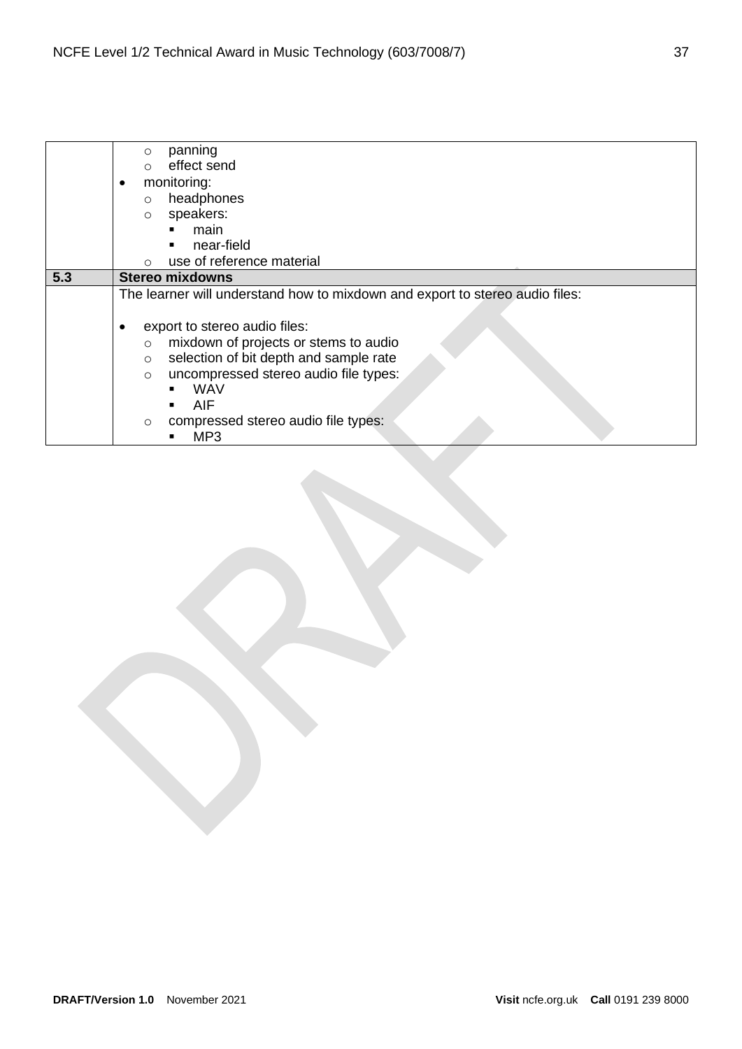| | |
|---|---|
| | ◦ panning<br>◦ effect send<br>• monitoring:<br>◦ headphones<br>◦ speakers:<br>▪ main<br>▪ near-field<br>◦ use of reference material |
| **5.3** | **Stereo mixdowns** |
| | The learner will understand how to mixdown and export to stereo audio files:<br><br>• export to stereo audio files:<br>◦ mixdown of projects or stems to audio<br>◦ selection of bit depth and sample rate<br>◦ uncompressed stereo audio file types:<br>▪ WAV<br>▪ AIF<br>◦ compressed stereo audio file types:<br>▪ MP3 |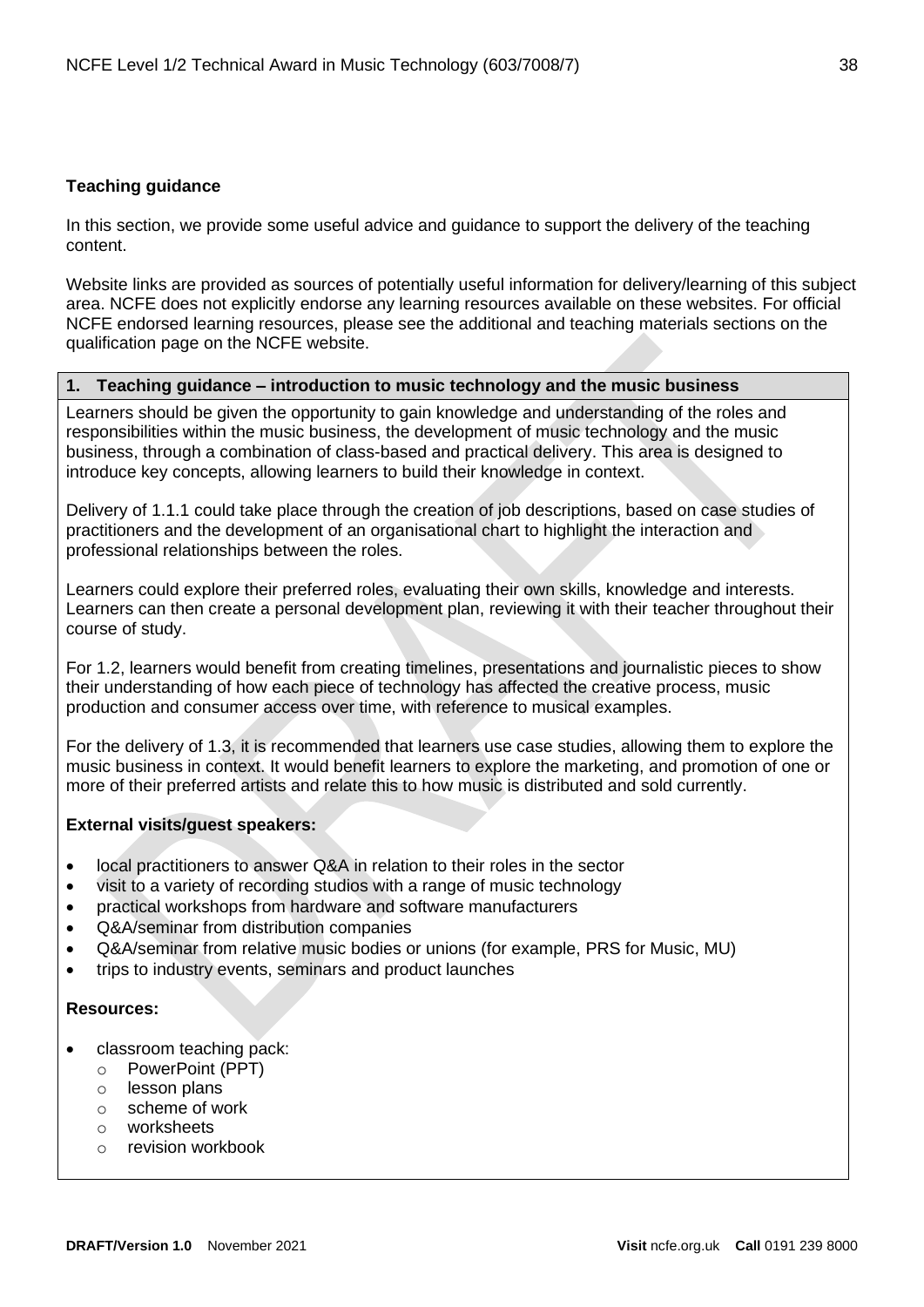**Teaching guidance**

In this section, we provide some useful advice and guidance to support the delivery of the teaching content.

Website links are provided as sources of potentially useful information for delivery/learning of this subject area. NCFE does not explicitly endorse any learning resources available on these websites. For official NCFE endorsed learning resources, please see the additional and teaching materials sections on the qualification page on the NCFE website.

**1. Teaching guidance – introduction to music technology and the music business**

Learners should be given the opportunity to gain knowledge and understanding of the roles and responsibilities within the music business, the development of music technology and the music business, through a combination of class-based and practical delivery. This area is designed to introduce key concepts, allowing learners to build their knowledge in context.

Delivery of 1.1.1 could take place through the creation of job descriptions, based on case studies of practitioners and the development of an organisational chart to highlight the interaction and professional relationships between the roles.

Learners could explore their preferred roles, evaluating their own skills, knowledge and interests. Learners can then create a personal development plan, reviewing it with their teacher throughout their course of study.

For 1.2, learners would benefit from creating timelines, presentations and journalistic pieces to show their understanding of how each piece of technology has affected the creative process, music production and consumer access over time, with reference to musical examples.

For the delivery of 1.3, it is recommended that learners use case studies, allowing them to explore the music business in context. It would benefit learners to explore the marketing, and promotion of one or more of their preferred artists and relate this to how music is distributed and sold currently.

**External visits/guest speakers:**

- local practitioners to answer Q&A in relation to their roles in the sector
- visit to a variety of recording studios with a range of music technology
- practical workshops from hardware and software manufacturers
- Q&A/seminar from distribution companies
- Q&A/seminar from relative music bodies or unions (for example, PRS for Music, MU)
- trips to industry events, seminars and product launches

**Resources:**

- classroom teaching pack:
  - PowerPoint (PPT)
  - lesson plans
  - scheme of work
  - worksheets
  - revision workbook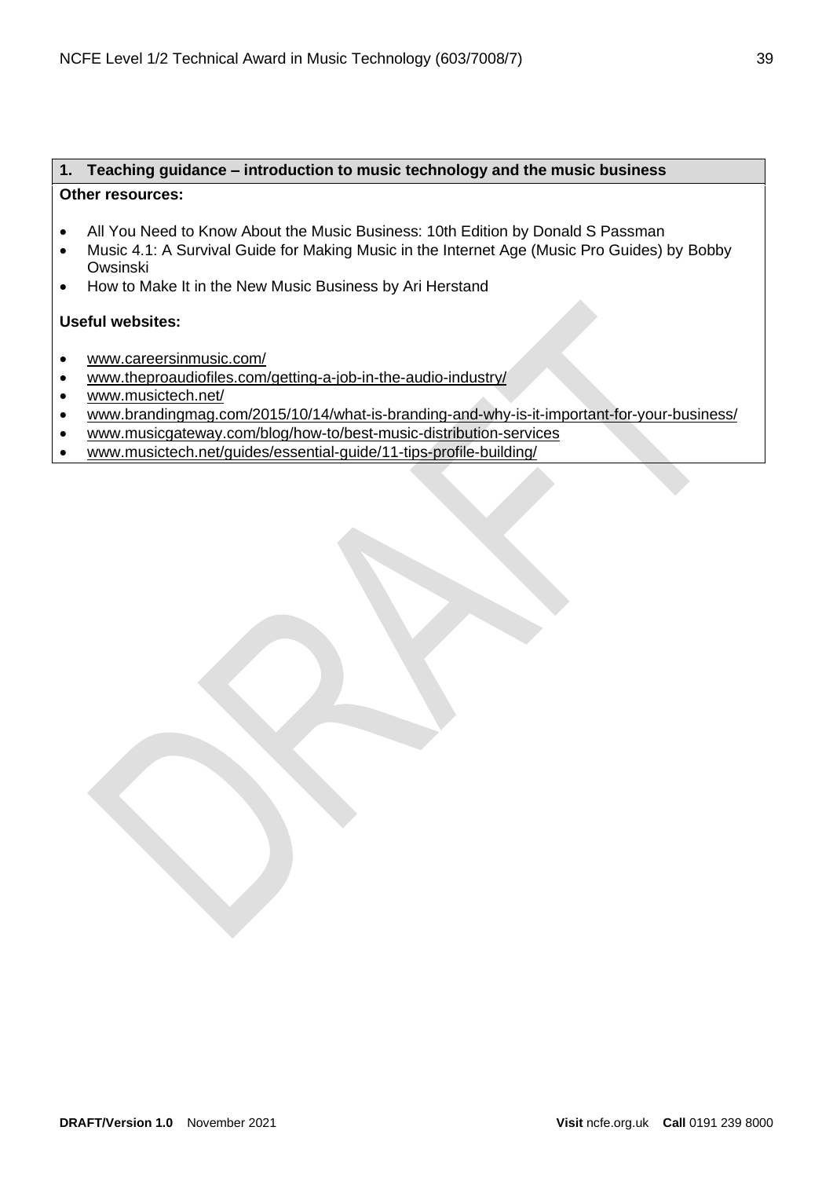## 1. Teaching guidance – introduction to music technology and the music business

**Other resources:**

- All You Need to Know About the Music Business: 10th Edition by Donald S Passman
- Music 4.1: A Survival Guide for Making Music in the Internet Age (Music Pro Guides) by Bobby Owsinski
- How to Make It in the New Music Business by Ari Herstand

**Useful websites:**

- www.careersinmusic.com/
- www.theproaudiofiles.com/getting-a-job-in-the-audio-industry/
- www.musictech.net/
- www.brandingmag.com/2015/10/14/what-is-branding-and-why-is-it-important-for-your-business/
- www.musicgateway.com/blog/how-to/best-music-distribution-services
- www.musictech.net/guides/essential-guide/11-tips-profile-building/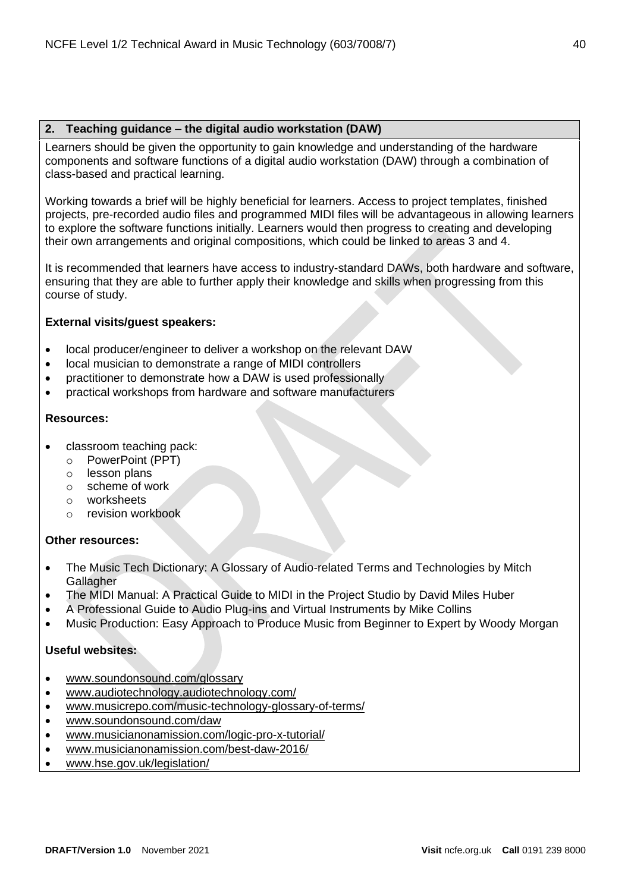## 2. Teaching guidance – the digital audio workstation (DAW)

Learners should be given the opportunity to gain knowledge and understanding of the hardware components and software functions of a digital audio workstation (DAW) through a combination of class-based and practical learning.

Working towards a brief will be highly beneficial for learners. Access to project templates, finished projects, pre-recorded audio files and programmed MIDI files will be advantageous in allowing learners to explore the software functions initially. Learners would then progress to creating and developing their own arrangements and original compositions, which could be linked to areas 3 and 4.

It is recommended that learners have access to industry-standard DAWs, both hardware and software, ensuring that they are able to further apply their knowledge and skills when progressing from this course of study.

**External visits/guest speakers:**

- local producer/engineer to deliver a workshop on the relevant DAW
- local musician to demonstrate a range of MIDI controllers
- practitioner to demonstrate how a DAW is used professionally
- practical workshops from hardware and software manufacturers

**Resources:**

- classroom teaching pack:
  - PowerPoint (PPT)
  - lesson plans
  - scheme of work
  - worksheets
  - revision workbook

**Other resources:**

- The Music Tech Dictionary: A Glossary of Audio-related Terms and Technologies by Mitch Gallagher
- The MIDI Manual: A Practical Guide to MIDI in the Project Studio by David Miles Huber
- A Professional Guide to Audio Plug-ins and Virtual Instruments by Mike Collins
- Music Production: Easy Approach to Produce Music from Beginner to Expert by Woody Morgan

**Useful websites:**

- www.soundonsound.com/glossary
- www.audiotechnology.audiotechnology.com/
- www.musicrepo.com/music-technology-glossary-of-terms/
- www.soundonsound.com/daw
- www.musicianonamission.com/logic-pro-x-tutorial/
- www.musicianonamission.com/best-daw-2016/
- www.hse.gov.uk/legislation/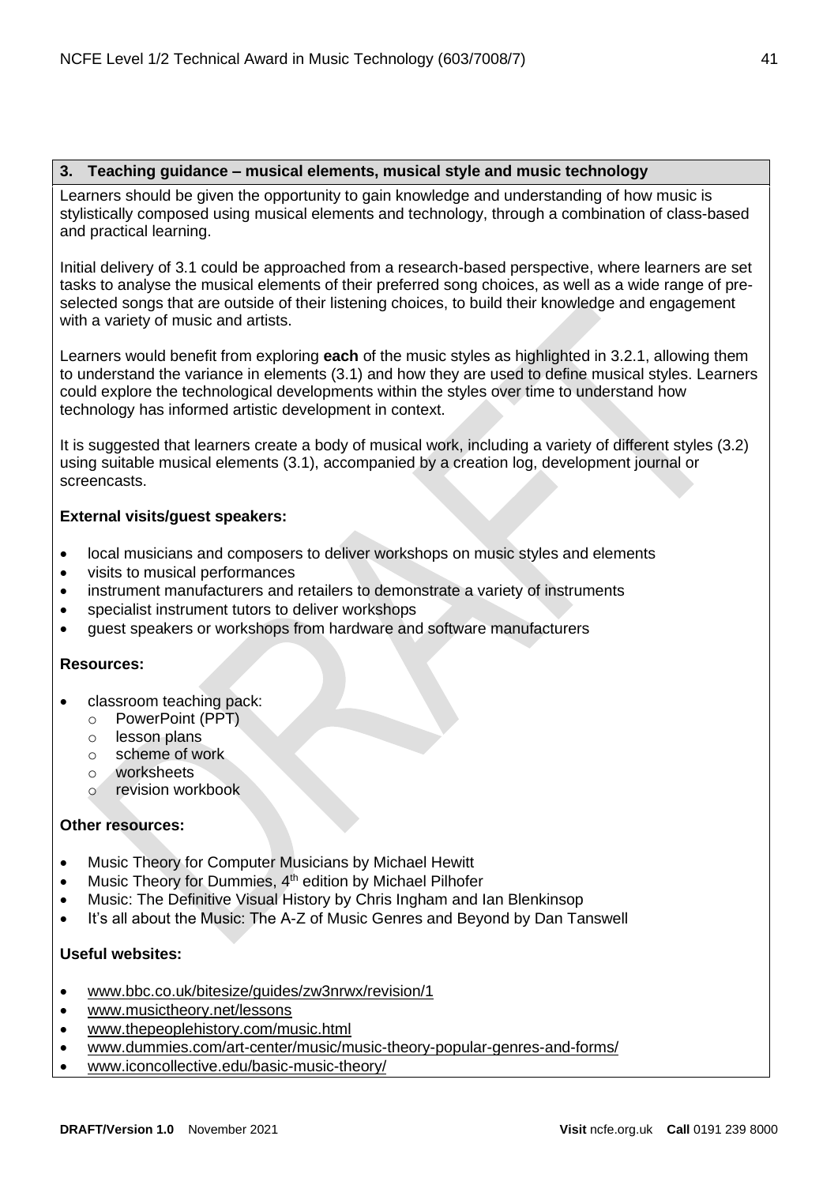## 3. Teaching guidance – musical elements, musical style and music technology

Learners should be given the opportunity to gain knowledge and understanding of how music is stylistically composed using musical elements and technology, through a combination of class-based and practical learning.

Initial delivery of 3.1 could be approached from a research-based perspective, where learners are set tasks to analyse the musical elements of their preferred song choices, as well as a wide range of pre-selected songs that are outside of their listening choices, to build their knowledge and engagement with a variety of music and artists.

Learners would benefit from exploring **each** of the music styles as highlighted in 3.2.1, allowing them to understand the variance in elements (3.1) and how they are used to define musical styles. Learners could explore the technological developments within the styles over time to understand how technology has informed artistic development in context.

It is suggested that learners create a body of musical work, including a variety of different styles (3.2) using suitable musical elements (3.1), accompanied by a creation log, development journal or screencasts.

**External visits/guest speakers:**

- local musicians and composers to deliver workshops on music styles and elements
- visits to musical performances
- instrument manufacturers and retailers to demonstrate a variety of instruments
- specialist instrument tutors to deliver workshops
- guest speakers or workshops from hardware and software manufacturers

**Resources:**

- classroom teaching pack:
  - PowerPoint (PPT)
  - lesson plans
  - scheme of work
  - worksheets
  - revision workbook

**Other resources:**

- Music Theory for Computer Musicians by Michael Hewitt
- Music Theory for Dummies, 4th edition by Michael Pilhofer
- Music: The Definitive Visual History by Chris Ingham and Ian Blenkinsop
- It's all about the Music: The A-Z of Music Genres and Beyond by Dan Tanswell

**Useful websites:**

- www.bbc.co.uk/bitesize/guides/zw3nrwx/revision/1
- www.musictheory.net/lessons
- www.thepeoplehistory.com/music.html
- www.dummies.com/art-center/music/music-theory-popular-genres-and-forms/
- www.iconcollective.edu/basic-music-theory/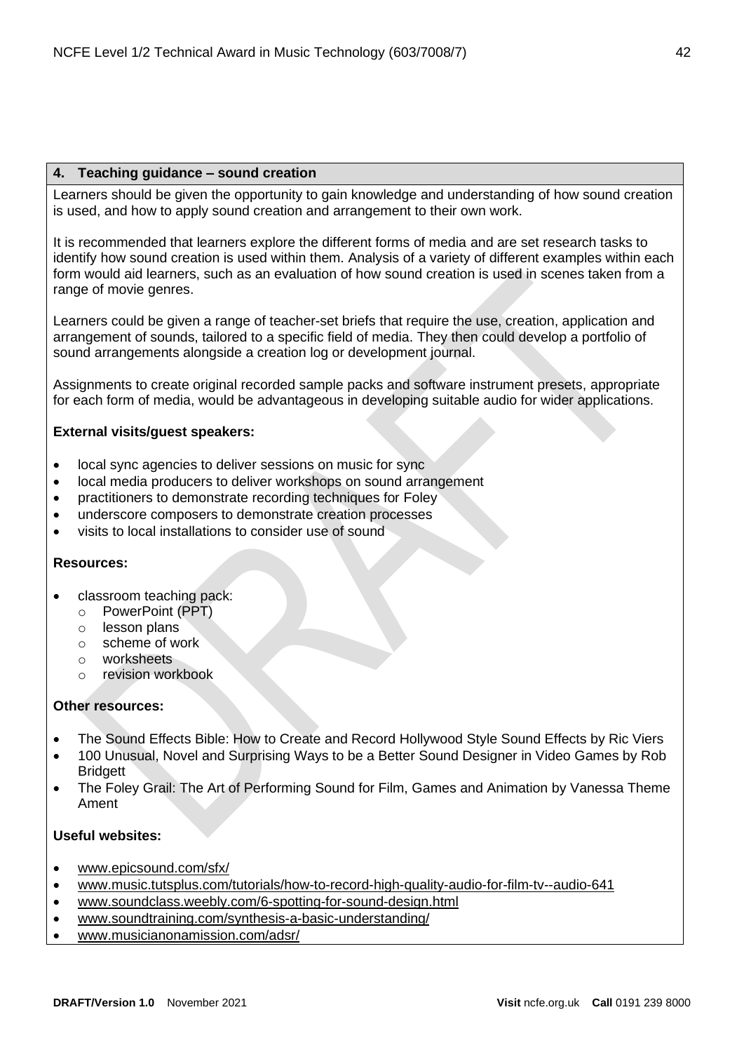## 4. Teaching guidance – sound creation

Learners should be given the opportunity to gain knowledge and understanding of how sound creation is used, and how to apply sound creation and arrangement to their own work.

It is recommended that learners explore the different forms of media and are set research tasks to identify how sound creation is used within them. Analysis of a variety of different examples within each form would aid learners, such as an evaluation of how sound creation is used in scenes taken from a range of movie genres.

Learners could be given a range of teacher-set briefs that require the use, creation, application and arrangement of sounds, tailored to a specific field of media. They then could develop a portfolio of sound arrangements alongside a creation log or development journal.

Assignments to create original recorded sample packs and software instrument presets, appropriate for each form of media, would be advantageous in developing suitable audio for wider applications.

**External visits/guest speakers:**

- local sync agencies to deliver sessions on music for sync
- local media producers to deliver workshops on sound arrangement
- practitioners to demonstrate recording techniques for Foley
- underscore composers to demonstrate creation processes
- visits to local installations to consider use of sound

**Resources:**

- classroom teaching pack:
  - PowerPoint (PPT)
  - lesson plans
  - scheme of work
  - worksheets
  - revision workbook

**Other resources:**

- The Sound Effects Bible: How to Create and Record Hollywood Style Sound Effects by Ric Viers
- 100 Unusual, Novel and Surprising Ways to be a Better Sound Designer in Video Games by Rob Bridgett
- The Foley Grail: The Art of Performing Sound for Film, Games and Animation by Vanessa Theme Ament

**Useful websites:**

- www.epicsound.com/sfx/
- www.music.tutsplus.com/tutorials/how-to-record-high-quality-audio-for-film-tv--audio-641
- www.soundclass.weebly.com/6-spotting-for-sound-design.html
- www.soundtraining.com/synthesis-a-basic-understanding/
- www.musicianonamission.com/adsr/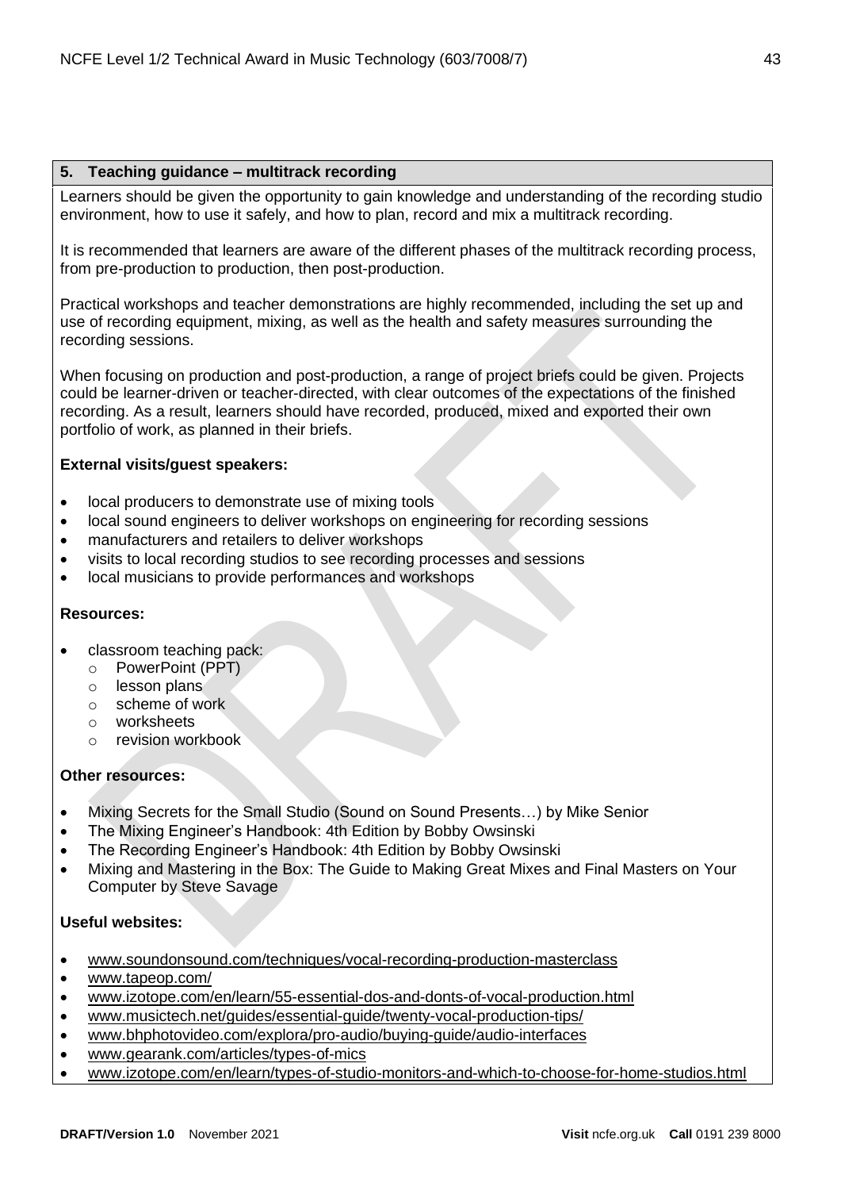## 5. Teaching guidance – multitrack recording

Learners should be given the opportunity to gain knowledge and understanding of the recording studio environment, how to use it safely, and how to plan, record and mix a multitrack recording.

It is recommended that learners are aware of the different phases of the multitrack recording process, from pre-production to production, then post-production.

Practical workshops and teacher demonstrations are highly recommended, including the set up and use of recording equipment, mixing, as well as the health and safety measures surrounding the recording sessions.

When focusing on production and post-production, a range of project briefs could be given. Projects could be learner-driven or teacher-directed, with clear outcomes of the expectations of the finished recording. As a result, learners should have recorded, produced, mixed and exported their own portfolio of work, as planned in their briefs.

**External visits/guest speakers:**

- local producers to demonstrate use of mixing tools
- local sound engineers to deliver workshops on engineering for recording sessions
- manufacturers and retailers to deliver workshops
- visits to local recording studios to see recording processes and sessions
- local musicians to provide performances and workshops

**Resources:**

- classroom teaching pack:
  - PowerPoint (PPT)
  - lesson plans
  - scheme of work
  - worksheets
  - revision workbook

**Other resources:**

- Mixing Secrets for the Small Studio (Sound on Sound Presents…) by Mike Senior
- The Mixing Engineer's Handbook: 4th Edition by Bobby Owsinski
- The Recording Engineer's Handbook: 4th Edition by Bobby Owsinski
- Mixing and Mastering in the Box: The Guide to Making Great Mixes and Final Masters on Your Computer by Steve Savage

**Useful websites:**

- www.soundonsound.com/techniques/vocal-recording-production-masterclass
- www.tapeop.com/
- www.izotope.com/en/learn/55-essential-dos-and-donts-of-vocal-production.html
- www.musictech.net/guides/essential-guide/twenty-vocal-production-tips/
- www.bhphotovideo.com/explora/pro-audio/buying-guide/audio-interfaces
- www.gearank.com/articles/types-of-mics
- www.izotope.com/en/learn/types-of-studio-monitors-and-which-to-choose-for-home-studios.html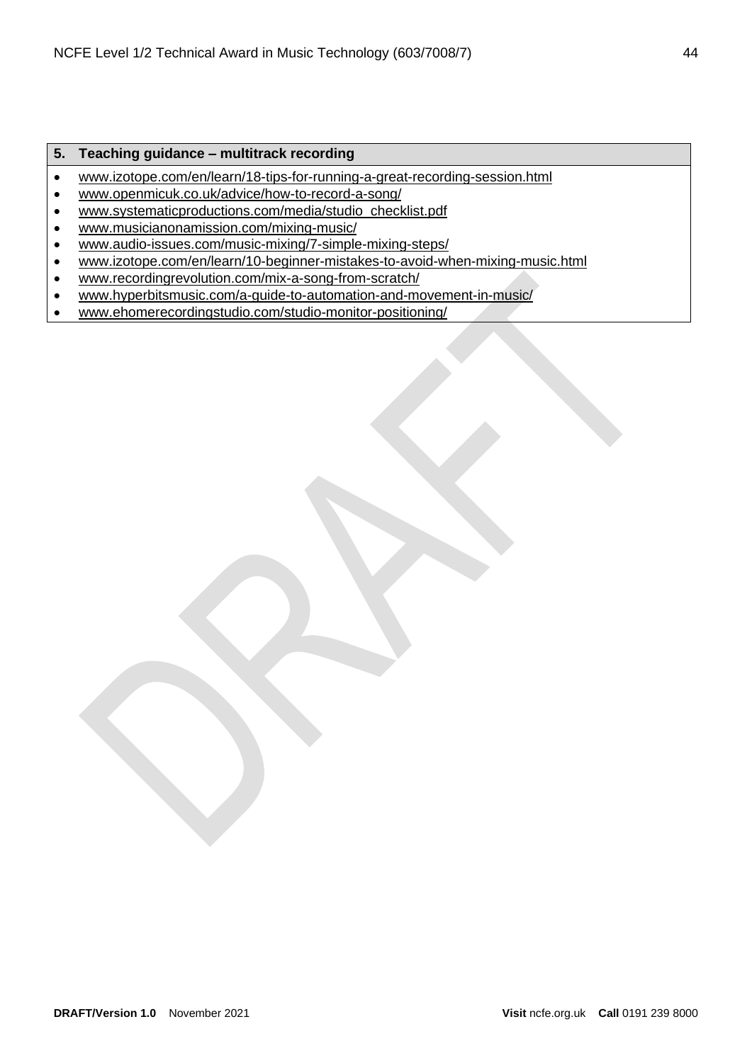| 5. Teaching guidance – multitrack recording |
|---|
| • www.izotope.com/en/learn/18-tips-for-running-a-great-recording-session.html<br>• www.openmicuk.co.uk/advice/how-to-record-a-song/<br>• www.systematicproductions.com/media/studio_checklist.pdf<br>• www.musicianonamission.com/mixing-music/<br>• www.audio-issues.com/music-mixing/7-simple-mixing-steps/<br>• www.izotope.com/en/learn/10-beginner-mistakes-to-avoid-when-mixing-music.html<br>• www.recordingrevolution.com/mix-a-song-from-scratch/<br>• www.hyperbitsmusic.com/a-guide-to-automation-and-movement-in-music/<br>• www.ehomerecordingstudio.com/studio-monitor-positioning/ |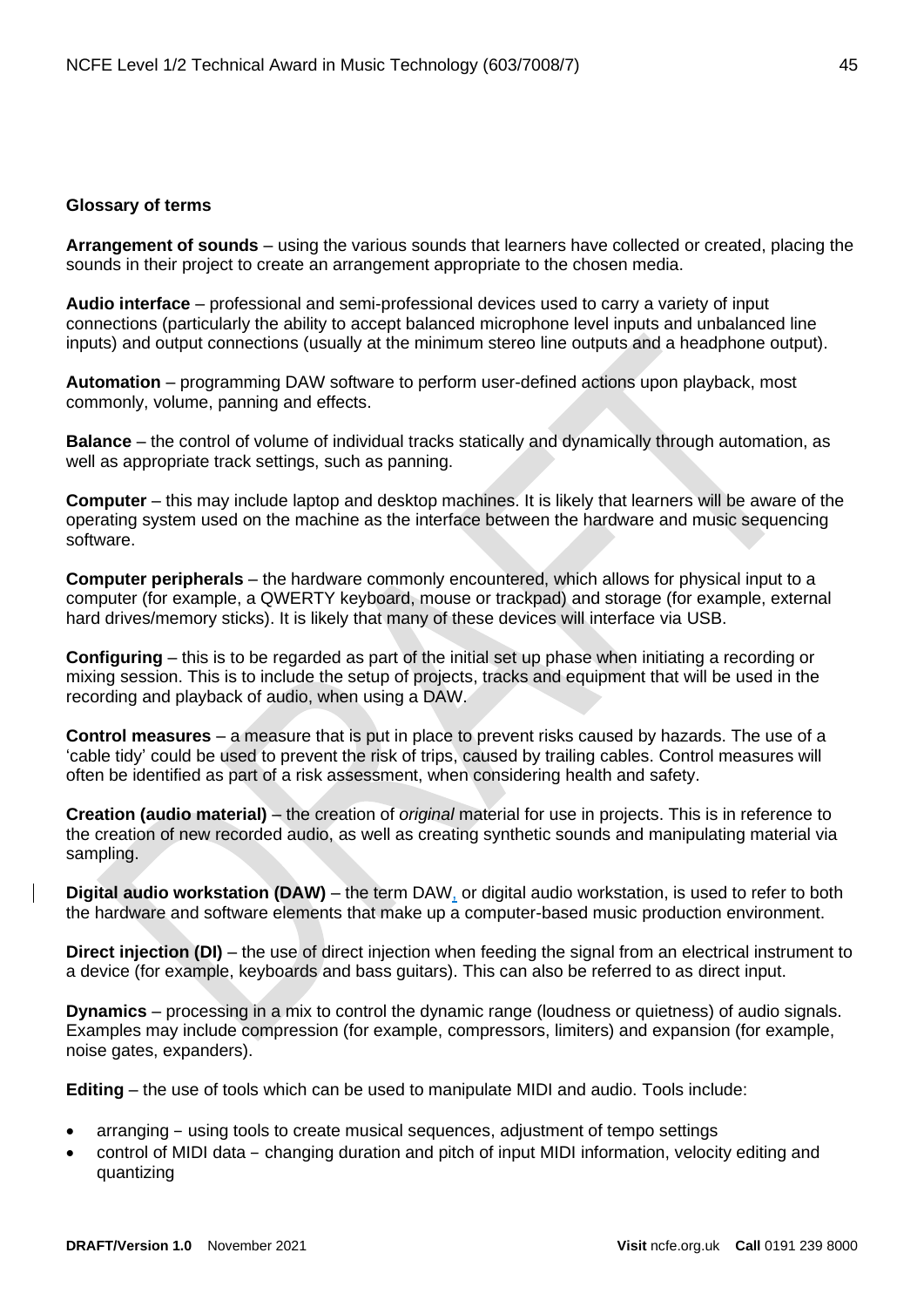**Glossary of terms**

**Arrangement of sounds** – using the various sounds that learners have collected or created, placing the sounds in their project to create an arrangement appropriate to the chosen media.

**Audio interface** – professional and semi-professional devices used to carry a variety of input connections (particularly the ability to accept balanced microphone level inputs and unbalanced line inputs) and output connections (usually at the minimum stereo line outputs and a headphone output).

**Automation** – programming DAW software to perform user-defined actions upon playback, most commonly, volume, panning and effects.

**Balance** – the control of volume of individual tracks statically and dynamically through automation, as well as appropriate track settings, such as panning.

**Computer** – this may include laptop and desktop machines. It is likely that learners will be aware of the operating system used on the machine as the interface between the hardware and music sequencing software.

**Computer peripherals** – the hardware commonly encountered, which allows for physical input to a computer (for example, a QWERTY keyboard, mouse or trackpad) and storage (for example, external hard drives/memory sticks). It is likely that many of these devices will interface via USB.

**Configuring** – this is to be regarded as part of the initial set up phase when initiating a recording or mixing session. This is to include the setup of projects, tracks and equipment that will be used in the recording and playback of audio, when using a DAW.

**Control measures** – a measure that is put in place to prevent risks caused by hazards. The use of a 'cable tidy' could be used to prevent the risk of trips, caused by trailing cables. Control measures will often be identified as part of a risk assessment, when considering health and safety.

**Creation (audio material)** – the creation of *original* material for use in projects. This is in reference to the creation of new recorded audio, as well as creating synthetic sounds and manipulating material via sampling.

**Digital audio workstation (DAW)** – the term DAW, or digital audio workstation, is used to refer to both the hardware and software elements that make up a computer-based music production environment.

**Direct injection (DI)** – the use of direct injection when feeding the signal from an electrical instrument to a device (for example, keyboards and bass guitars). This can also be referred to as direct input.

**Dynamics** – processing in a mix to control the dynamic range (loudness or quietness) of audio signals. Examples may include compression (for example, compressors, limiters) and expansion (for example, noise gates, expanders).

**Editing** – the use of tools which can be used to manipulate MIDI and audio. Tools include:

- arranging – using tools to create musical sequences, adjustment of tempo settings
- control of MIDI data – changing duration and pitch of input MIDI information, velocity editing and quantizing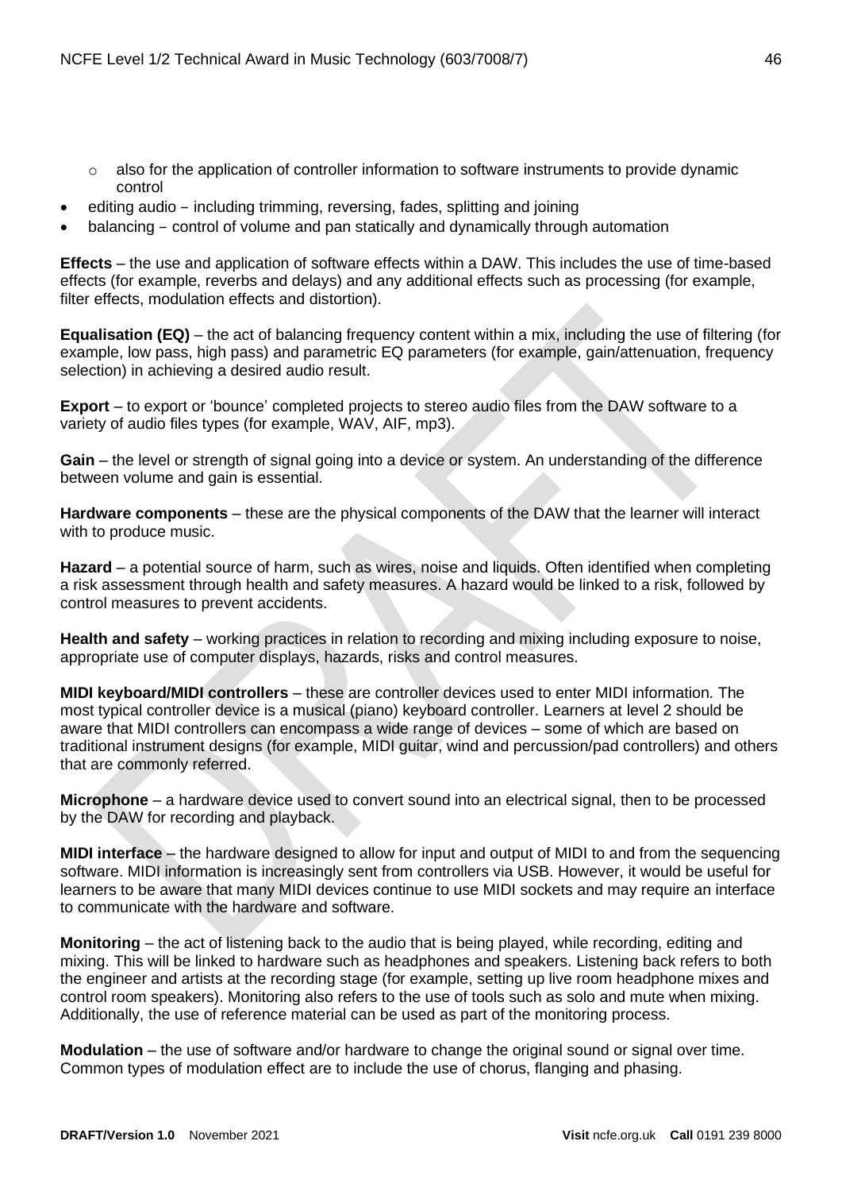- also for the application of controller information to software instruments to provide dynamic control
- editing audio – including trimming, reversing, fades, splitting and joining
- balancing – control of volume and pan statically and dynamically through automation

**Effects** – the use and application of software effects within a DAW. This includes the use of time-based effects (for example, reverbs and delays) and any additional effects such as processing (for example, filter effects, modulation effects and distortion).

**Equalisation (EQ)** – the act of balancing frequency content within a mix, including the use of filtering (for example, low pass, high pass) and parametric EQ parameters (for example, gain/attenuation, frequency selection) in achieving a desired audio result.

**Export** – to export or 'bounce' completed projects to stereo audio files from the DAW software to a variety of audio files types (for example, WAV, AIF, mp3).

**Gain** – the level or strength of signal going into a device or system. An understanding of the difference between volume and gain is essential.

**Hardware components** – these are the physical components of the DAW that the learner will interact with to produce music.

**Hazard** – a potential source of harm, such as wires, noise and liquids. Often identified when completing a risk assessment through health and safety measures. A hazard would be linked to a risk, followed by control measures to prevent accidents.

**Health and safety** – working practices in relation to recording and mixing including exposure to noise, appropriate use of computer displays, hazards, risks and control measures.

**MIDI keyboard/MIDI controllers** – these are controller devices used to enter MIDI information. The most typical controller device is a musical (piano) keyboard controller. Learners at level 2 should be aware that MIDI controllers can encompass a wide range of devices – some of which are based on traditional instrument designs (for example, MIDI guitar, wind and percussion/pad controllers) and others that are commonly referred.

**Microphone** – a hardware device used to convert sound into an electrical signal, then to be processed by the DAW for recording and playback.

**MIDI interface** – the hardware designed to allow for input and output of MIDI to and from the sequencing software. MIDI information is increasingly sent from controllers via USB. However, it would be useful for learners to be aware that many MIDI devices continue to use MIDI sockets and may require an interface to communicate with the hardware and software.

**Monitoring** – the act of listening back to the audio that is being played, while recording, editing and mixing. This will be linked to hardware such as headphones and speakers. Listening back refers to both the engineer and artists at the recording stage (for example, setting up live room headphone mixes and control room speakers). Monitoring also refers to the use of tools such as solo and mute when mixing. Additionally, the use of reference material can be used as part of the monitoring process.

**Modulation** – the use of software and/or hardware to change the original sound or signal over time. Common types of modulation effect are to include the use of chorus, flanging and phasing.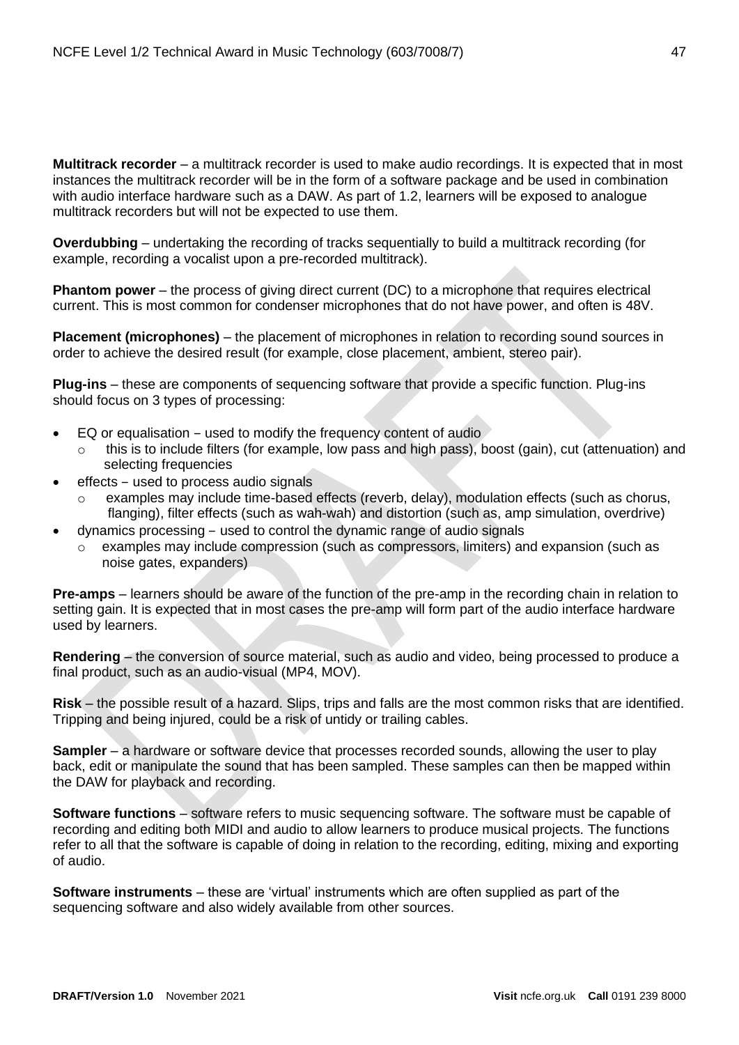**Multitrack recorder** – a multitrack recorder is used to make audio recordings. It is expected that in most instances the multitrack recorder will be in the form of a software package and be used in combination with audio interface hardware such as a DAW. As part of 1.2, learners will be exposed to analogue multitrack recorders but will not be expected to use them.

**Overdubbing** – undertaking the recording of tracks sequentially to build a multitrack recording (for example, recording a vocalist upon a pre-recorded multitrack).

**Phantom power** – the process of giving direct current (DC) to a microphone that requires electrical current. This is most common for condenser microphones that do not have power, and often is 48V.

**Placement (microphones)** – the placement of microphones in relation to recording sound sources in order to achieve the desired result (for example, close placement, ambient, stereo pair).

**Plug-ins** – these are components of sequencing software that provide a specific function. Plug-ins should focus on 3 types of processing:

- EQ or equalisation – used to modify the frequency content of audio
  - this is to include filters (for example, low pass and high pass), boost (gain), cut (attenuation) and selecting frequencies
- effects – used to process audio signals
  - examples may include time-based effects (reverb, delay), modulation effects (such as chorus, flanging), filter effects (such as wah-wah) and distortion (such as, amp simulation, overdrive)
- dynamics processing – used to control the dynamic range of audio signals
  - examples may include compression (such as compressors, limiters) and expansion (such as noise gates, expanders)

**Pre-amps** – learners should be aware of the function of the pre-amp in the recording chain in relation to setting gain. It is expected that in most cases the pre-amp will form part of the audio interface hardware used by learners.

**Rendering** – the conversion of source material, such as audio and video, being processed to produce a final product, such as an audio-visual (MP4, MOV).

**Risk** – the possible result of a hazard. Slips, trips and falls are the most common risks that are identified. Tripping and being injured, could be a risk of untidy or trailing cables.

**Sampler** – a hardware or software device that processes recorded sounds, allowing the user to play back, edit or manipulate the sound that has been sampled. These samples can then be mapped within the DAW for playback and recording.

**Software functions** – software refers to music sequencing software. The software must be capable of recording and editing both MIDI and audio to allow learners to produce musical projects. The functions refer to all that the software is capable of doing in relation to the recording, editing, mixing and exporting of audio.

**Software instruments** – these are 'virtual' instruments which are often supplied as part of the sequencing software and also widely available from other sources.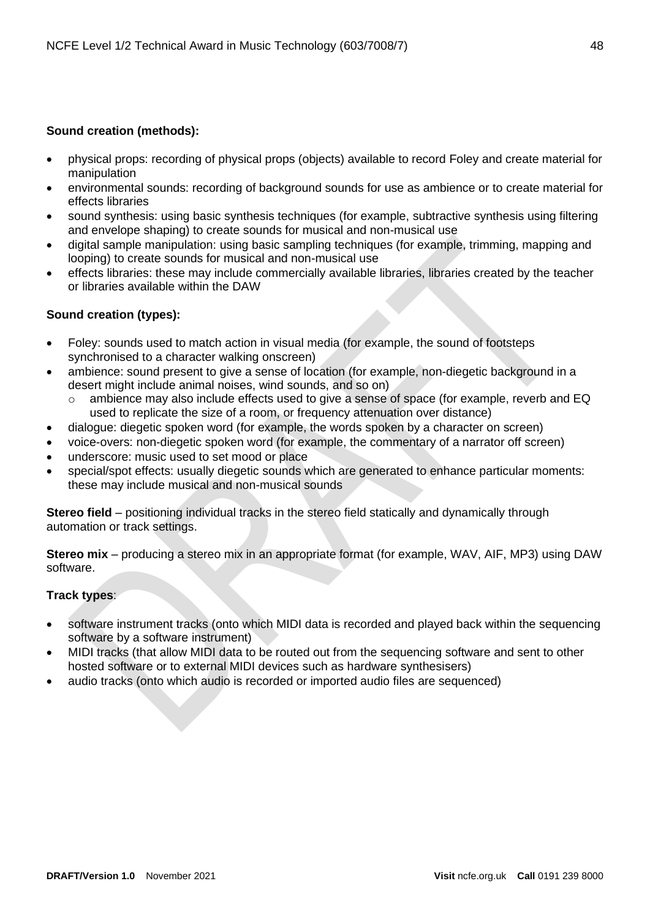**Sound creation (methods):**

- physical props: recording of physical props (objects) available to record Foley and create material for manipulation
- environmental sounds: recording of background sounds for use as ambience or to create material for effects libraries
- sound synthesis: using basic synthesis techniques (for example, subtractive synthesis using filtering and envelope shaping) to create sounds for musical and non-musical use
- digital sample manipulation: using basic sampling techniques (for example, trimming, mapping and looping) to create sounds for musical and non-musical use
- effects libraries: these may include commercially available libraries, libraries created by the teacher or libraries available within the DAW

**Sound creation (types):**

- Foley: sounds used to match action in visual media (for example, the sound of footsteps synchronised to a character walking onscreen)
- ambience: sound present to give a sense of location (for example, non-diegetic background in a desert might include animal noises, wind sounds, and so on)
  - ambience may also include effects used to give a sense of space (for example, reverb and EQ used to replicate the size of a room, or frequency attenuation over distance)
- dialogue: diegetic spoken word (for example, the words spoken by a character on screen)
- voice-overs: non-diegetic spoken word (for example, the commentary of a narrator off screen)
- underscore: music used to set mood or place
- special/spot effects: usually diegetic sounds which are generated to enhance particular moments: these may include musical and non-musical sounds

**Stereo field** – positioning individual tracks in the stereo field statically and dynamically through automation or track settings.

**Stereo mix** – producing a stereo mix in an appropriate format (for example, WAV, AIF, MP3) using DAW software.

**Track types**:

- software instrument tracks (onto which MIDI data is recorded and played back within the sequencing software by a software instrument)
- MIDI tracks (that allow MIDI data to be routed out from the sequencing software and sent to other hosted software or to external MIDI devices such as hardware synthesisers)
- audio tracks (onto which audio is recorded or imported audio files are sequenced)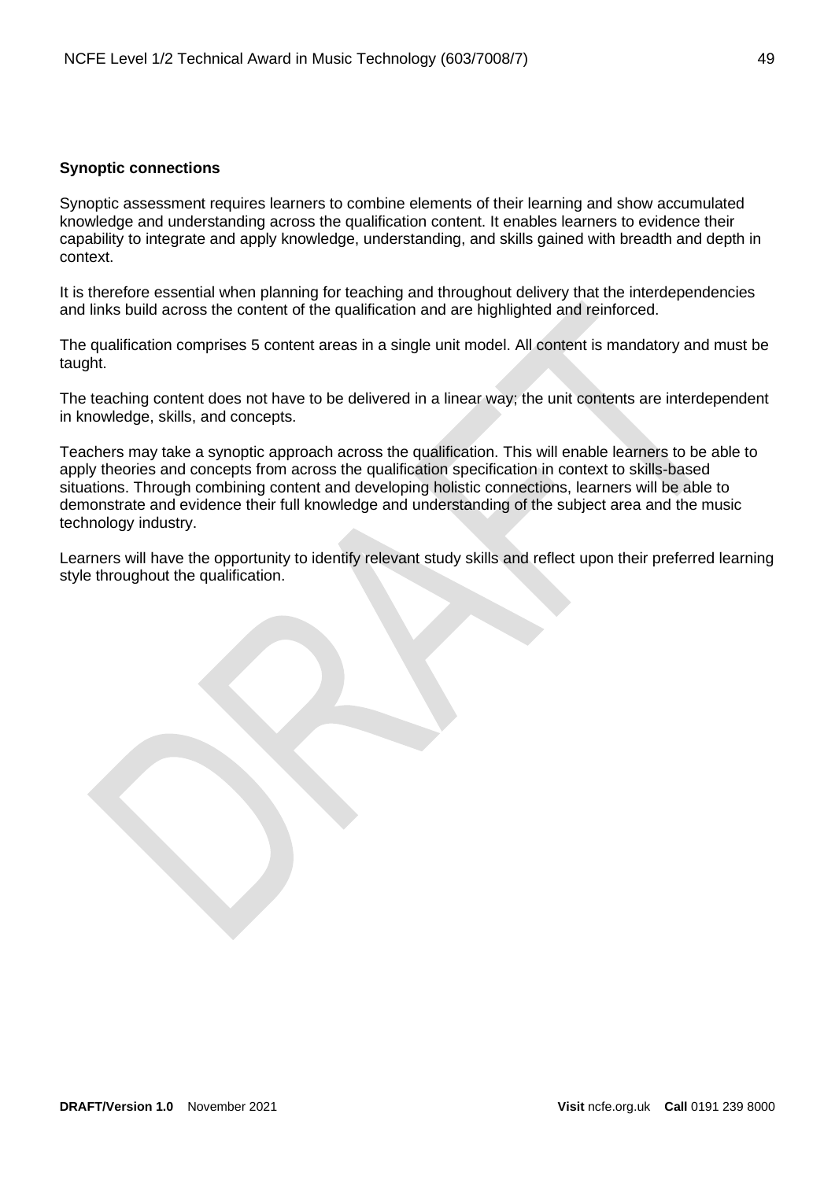**Synoptic connections**

Synoptic assessment requires learners to combine elements of their learning and show accumulated knowledge and understanding across the qualification content. It enables learners to evidence their capability to integrate and apply knowledge, understanding, and skills gained with breadth and depth in context.

It is therefore essential when planning for teaching and throughout delivery that the interdependencies and links build across the content of the qualification and are highlighted and reinforced.

The qualification comprises 5 content areas in a single unit model. All content is mandatory and must be taught.

The teaching content does not have to be delivered in a linear way; the unit contents are interdependent in knowledge, skills, and concepts.

Teachers may take a synoptic approach across the qualification. This will enable learners to be able to apply theories and concepts from across the qualification specification in context to skills-based situations. Through combining content and developing holistic connections, learners will be able to demonstrate and evidence their full knowledge and understanding of the subject area and the music technology industry.

Learners will have the opportunity to identify relevant study skills and reflect upon their preferred learning style throughout the qualification.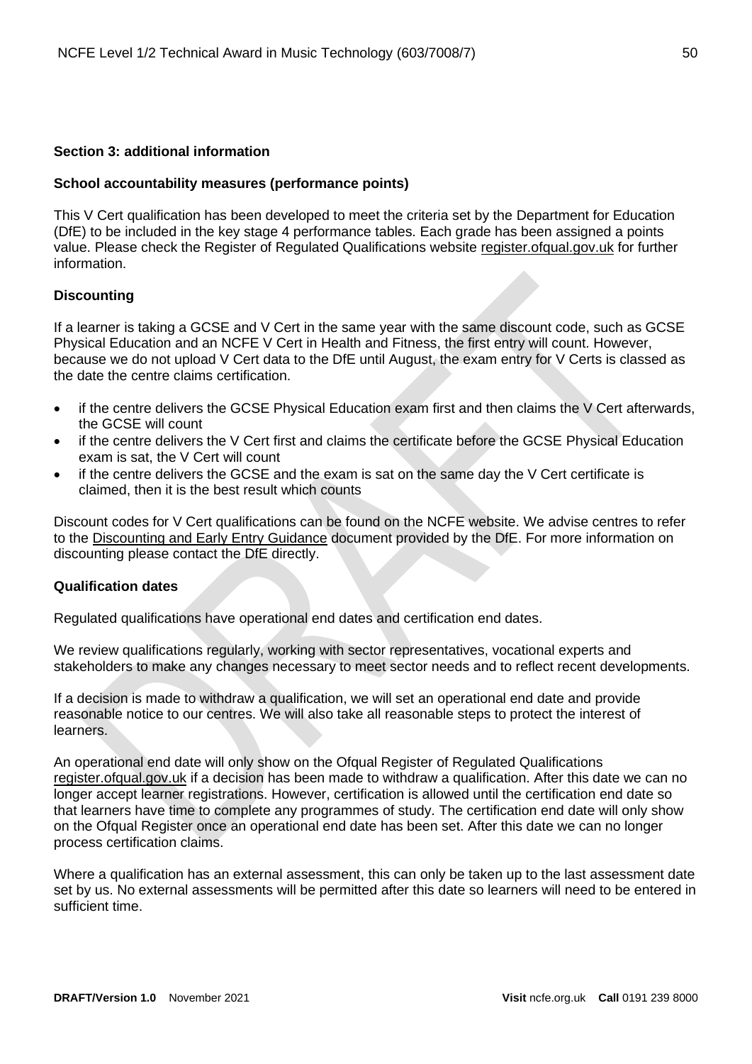## Section 3: additional information

### School accountability measures (performance points)

This V Cert qualification has been developed to meet the criteria set by the Department for Education (DfE) to be included in the key stage 4 performance tables. Each grade has been assigned a points value. Please check the Register of Regulated Qualifications website register.ofqual.gov.uk for further information.

### Discounting

If a learner is taking a GCSE and V Cert in the same year with the same discount code, such as GCSE Physical Education and an NCFE V Cert in Health and Fitness, the first entry will count. However, because we do not upload V Cert data to the DfE until August, the exam entry for V Certs is classed as the date the centre claims certification.

- if the centre delivers the GCSE Physical Education exam first and then claims the V Cert afterwards, the GCSE will count
- if the centre delivers the V Cert first and claims the certificate before the GCSE Physical Education exam is sat, the V Cert will count
- if the centre delivers the GCSE and the exam is sat on the same day the V Cert certificate is claimed, then it is the best result which counts

Discount codes for V Cert qualifications can be found on the NCFE website. We advise centres to refer to the Discounting and Early Entry Guidance document provided by the DfE. For more information on discounting please contact the DfE directly.

### Qualification dates

Regulated qualifications have operational end dates and certification end dates.

We review qualifications regularly, working with sector representatives, vocational experts and stakeholders to make any changes necessary to meet sector needs and to reflect recent developments.

If a decision is made to withdraw a qualification, we will set an operational end date and provide reasonable notice to our centres. We will also take all reasonable steps to protect the interest of learners.

An operational end date will only show on the Ofqual Register of Regulated Qualifications register.ofqual.gov.uk if a decision has been made to withdraw a qualification. After this date we can no longer accept learner registrations. However, certification is allowed until the certification end date so that learners have time to complete any programmes of study. The certification end date will only show on the Ofqual Register once an operational end date has been set. After this date we can no longer process certification claims.

Where a qualification has an external assessment, this can only be taken up to the last assessment date set by us. No external assessments will be permitted after this date so learners will need to be entered in sufficient time.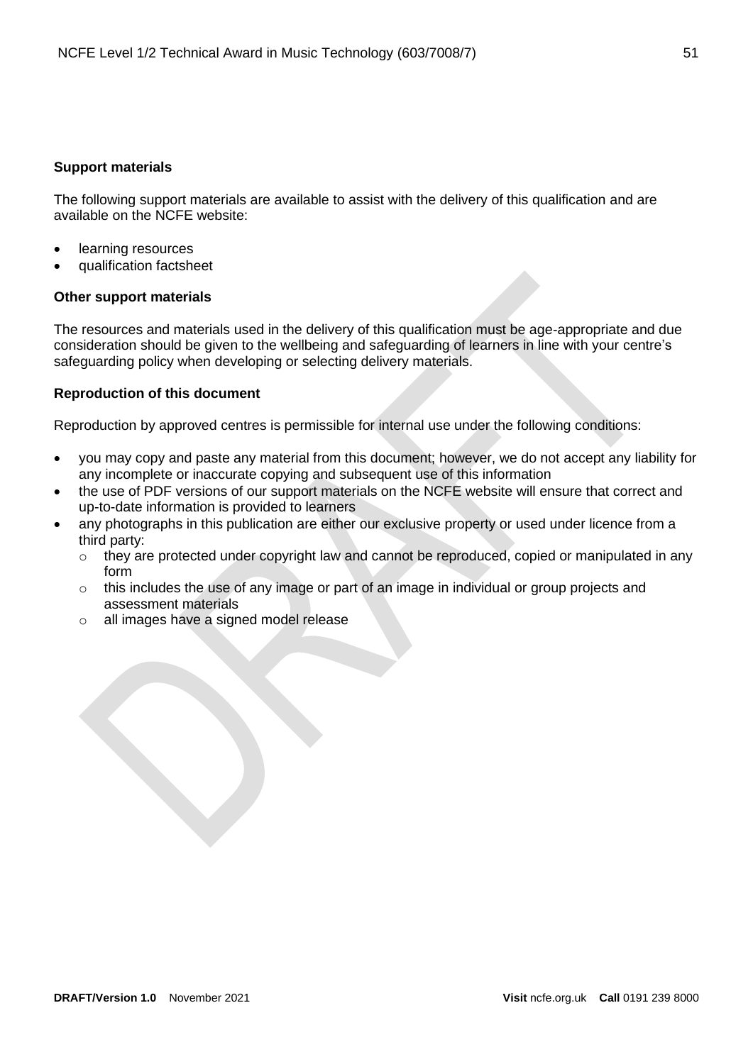**Support materials**

The following support materials are available to assist with the delivery of this qualification and are available on the NCFE website:

- learning resources
- qualification factsheet

**Other support materials**

The resources and materials used in the delivery of this qualification must be age-appropriate and due consideration should be given to the wellbeing and safeguarding of learners in line with your centre's safeguarding policy when developing or selecting delivery materials.

**Reproduction of this document**

Reproduction by approved centres is permissible for internal use under the following conditions:

- you may copy and paste any material from this document; however, we do not accept any liability for any incomplete or inaccurate copying and subsequent use of this information
- the use of PDF versions of our support materials on the NCFE website will ensure that correct and up-to-date information is provided to learners
- any photographs in this publication are either our exclusive property or used under licence from a third party:
    - they are protected under copyright law and cannot be reproduced, copied or manipulated in any form
    - this includes the use of any image or part of an image in individual or group projects and assessment materials
    - all images have a signed model release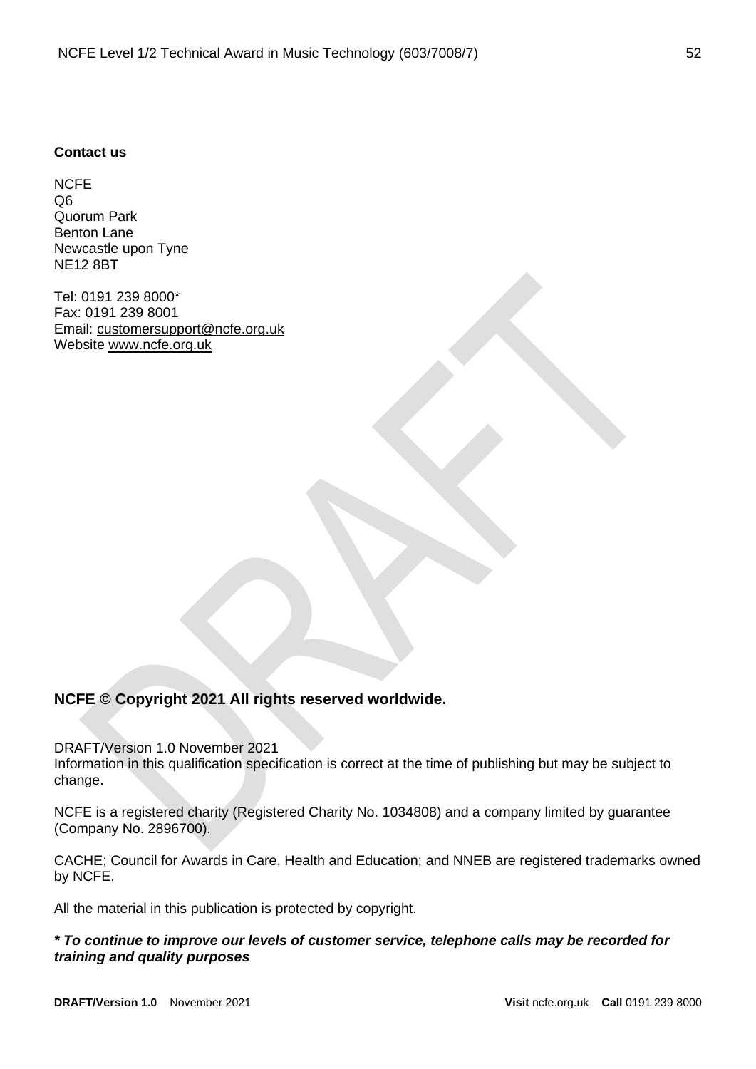**Contact us**

NCFE
Q6
Quorum Park
Benton Lane
Newcastle upon Tyne
NE12 8BT

Tel: 0191 239 8000*
Fax: 0191 239 8001
Email: customersupport@ncfe.org.uk
Website www.ncfe.org.uk

**NCFE © Copyright 2021 All rights reserved worldwide.**

DRAFT/Version 1.0 November 2021
Information in this qualification specification is correct at the time of publishing but may be subject to change.

NCFE is a registered charity (Registered Charity No. 1034808) and a company limited by guarantee (Company No. 2896700).

CACHE; Council for Awards in Care, Health and Education; and NNEB are registered trademarks owned by NCFE.

All the material in this publication is protected by copyright.

***** *To continue to improve our levels of customer service, telephone calls may be recorded for training and quality purposes*